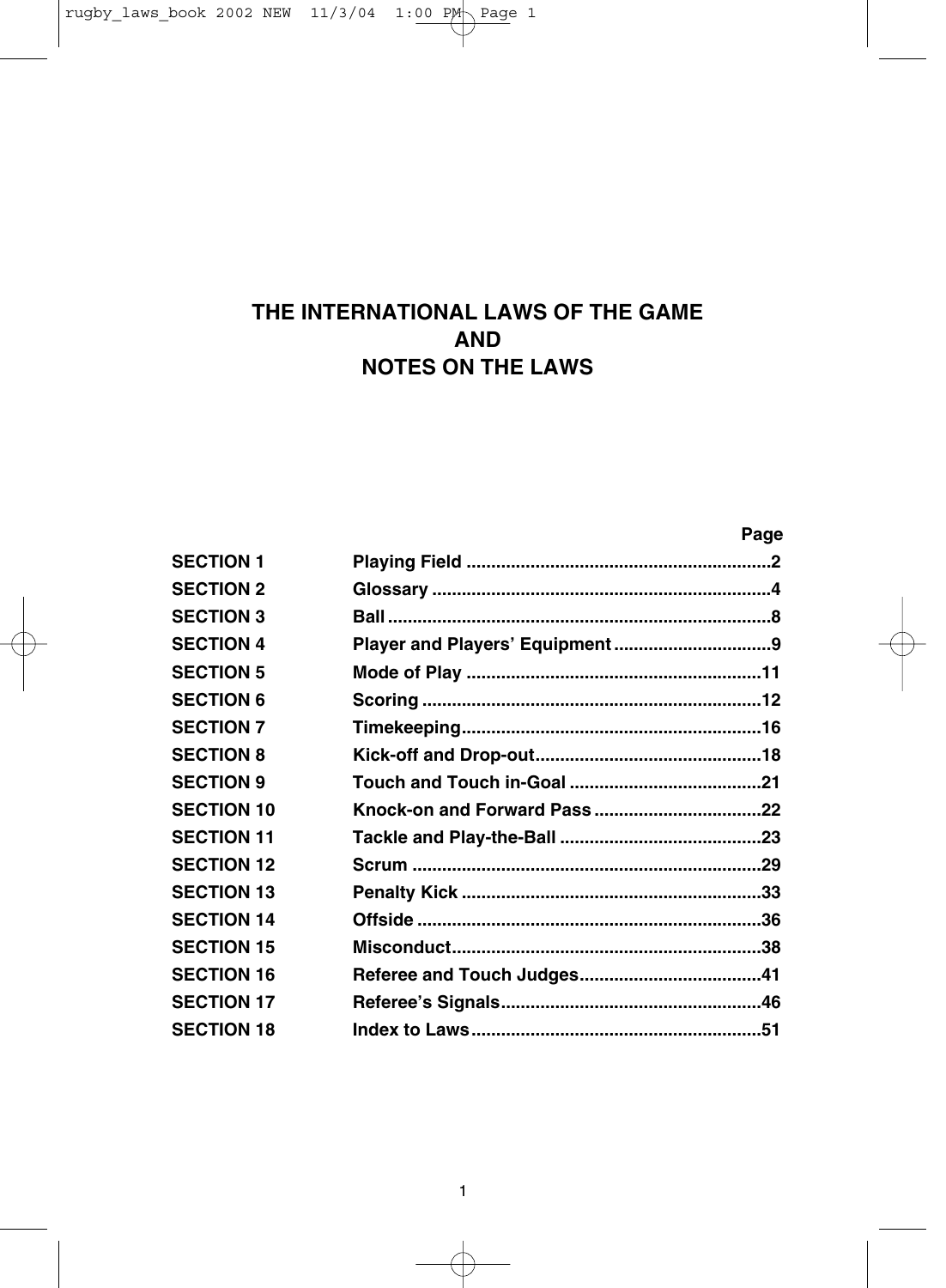# THE INTERNATIONAL LAWS OF THE GAME AND NOTES ON THE LAWS

| | | Page |
|---|---|---|
| SECTION 1 | Playing Field | 2 |
| SECTION 2 | Glossary | 4 |
| SECTION 3 | Ball | 8 |
| SECTION 4 | Player and Players' Equipment | 9 |
| SECTION 5 | Mode of Play | 11 |
| SECTION 6 | Scoring | 12 |
| SECTION 7 | Timekeeping | 16 |
| SECTION 8 | Kick-off and Drop-out | 18 |
| SECTION 9 | Touch and Touch in-Goal | 21 |
| SECTION 10 | Knock-on and Forward Pass | 22 |
| SECTION 11 | Tackle and Play-the-Ball | 23 |
| SECTION 12 | Scrum | 29 |
| SECTION 13 | Penalty Kick | 33 |
| SECTION 14 | Offside | 36 |
| SECTION 15 | Misconduct | 38 |
| SECTION 16 | Referee and Touch Judges | 41 |
| SECTION 17 | Referee's Signals | 46 |
| SECTION 18 | Index to Laws | 51 |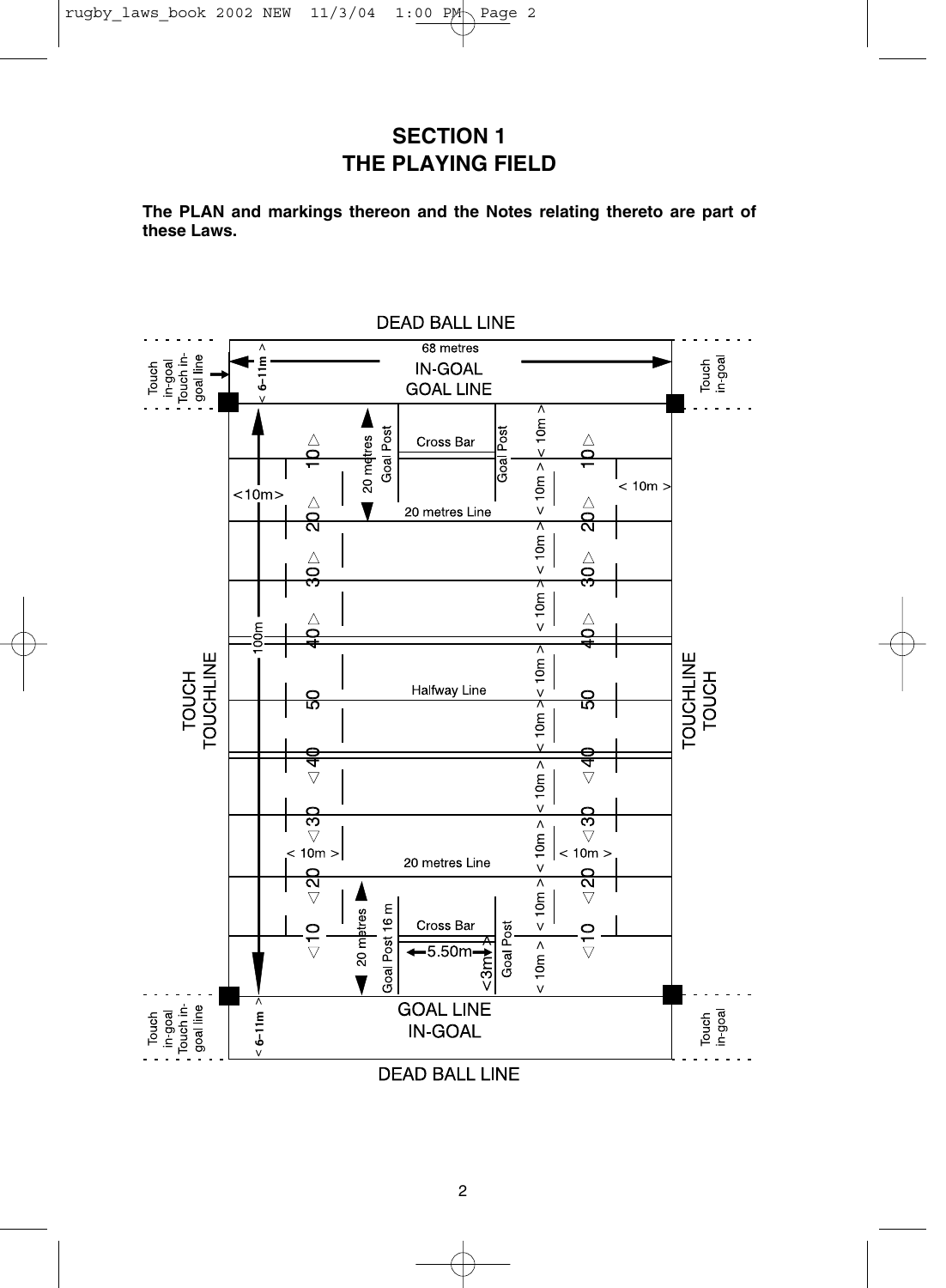# SECTION 1
# THE PLAYING FIELD

**The PLAN and markings thereon and the Notes relating thereto are part of these Laws.**

DEAD BALL LINE

68 metres

IN-GOAL

GOAL LINE

Touch in-goal

Touch in-goal line

< 6–11m >

Cross Bar

Goal Post

20 metres

20 metres Line

< 10m >

100m

Halfway Line

TOUCH

TOUCHLINE

10 20 30 40 50 40 30 20 10

Goal Post 16 m

5.50m

<3m>

GOAL LINE

IN-GOAL

DEAD BALL LINE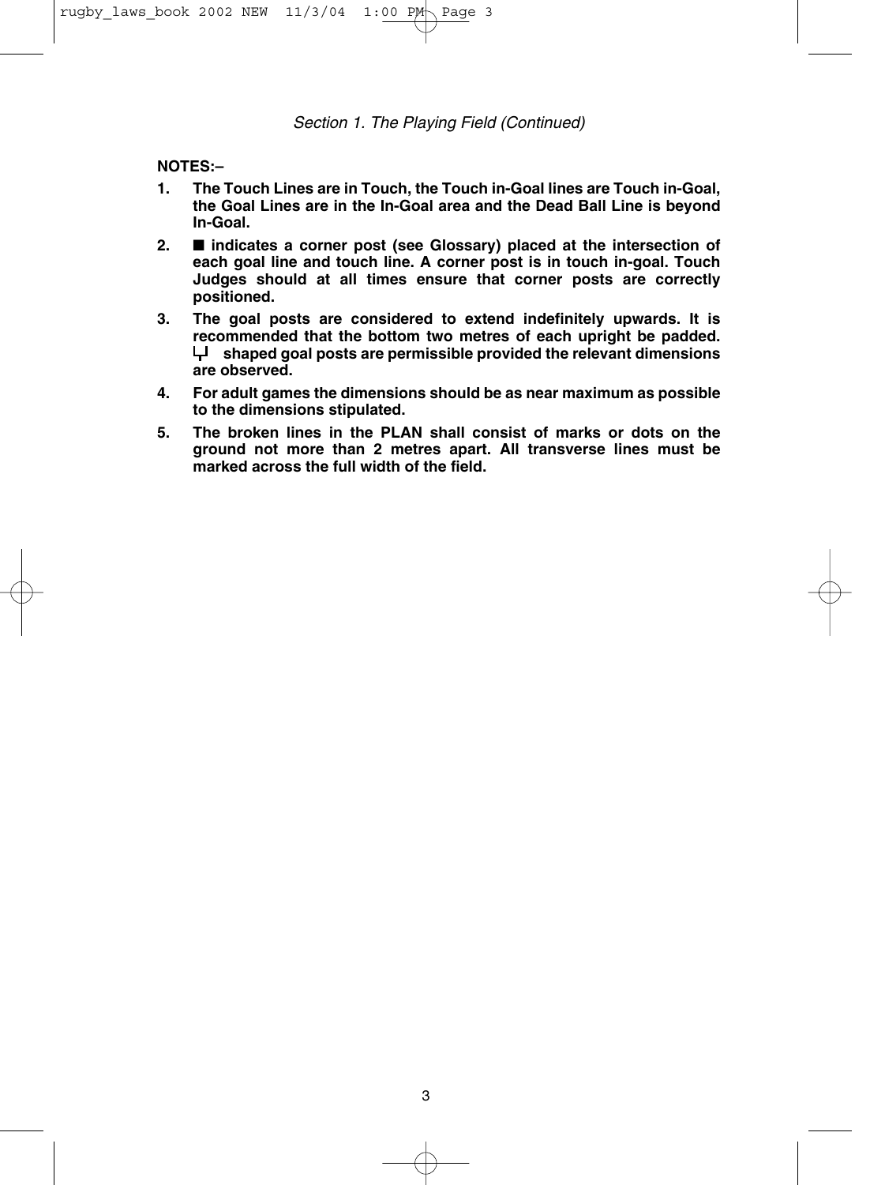*Section 1. The Playing Field (Continued)*

**NOTES:–**

1. **The Touch Lines are in Touch, the Touch in-Goal lines are Touch in-Goal, the Goal Lines are in the In-Goal area and the Dead Ball Line is beyond In-Goal.**
2. **■ indicates a corner post (see Glossary) placed at the intersection of each goal line and touch line. A corner post is in touch in-goal. Touch Judges should at all times ensure that corner posts are correctly positioned.**
3. **The goal posts are considered to extend indefinitely upwards. It is recommended that the bottom two metres of each upright be padded. ┗┳┛ shaped goal posts are permissible provided the relevant dimensions are observed.**
4. **For adult games the dimensions should be as near maximum as possible to the dimensions stipulated.**
5. **The broken lines in the PLAN shall consist of marks or dots on the ground not more than 2 metres apart. All transverse lines must be marked across the full width of the field.**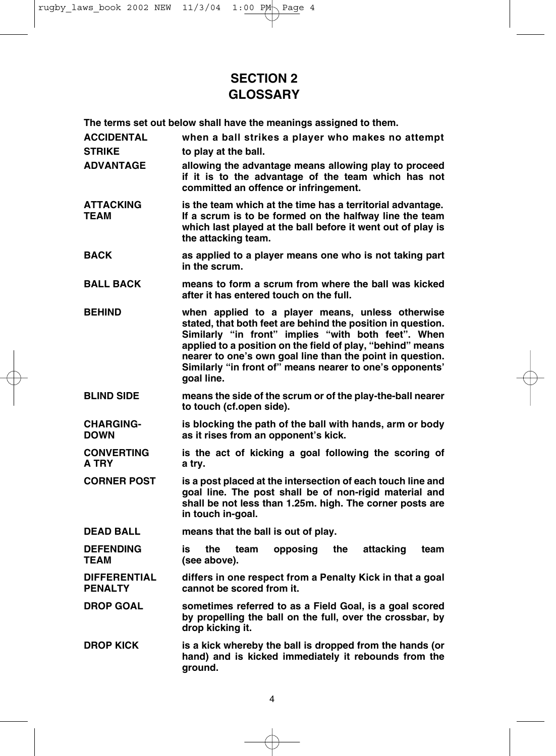# SECTION 2
# GLOSSARY

**The terms set out below shall have the meanings assigned to them.**

**ACCIDENTAL STRIKE** — when a ball strikes a player who makes no attempt to play at the ball.

**ADVANTAGE** — allowing the advantage means allowing play to proceed if it is to the advantage of the team which has not committed an offence or infringement.

**ATTACKING TEAM** — is the team which at the time has a territorial advantage. If a scrum is to be formed on the halfway line the team which last played at the ball before it went out of play is the attacking team.

**BACK** — as applied to a player means one who is not taking part in the scrum.

**BALL BACK** — means to form a scrum from where the ball was kicked after it has entered touch on the full.

**BEHIND** — when applied to a player means, unless otherwise stated, that both feet are behind the position in question. Similarly "in front" implies "with both feet". When applied to a position on the field of play, "behind" means nearer to one's own goal line than the point in question. Similarly "in front of" means nearer to one's opponents' goal line.

**BLIND SIDE** — means the side of the scrum or of the play-the-ball nearer to touch (cf.open side).

**CHARGING-DOWN** — is blocking the path of the ball with hands, arm or body as it rises from an opponent's kick.

**CONVERTING A TRY** — is the act of kicking a goal following the scoring of a try.

**CORNER POST** — is a post placed at the intersection of each touch line and goal line. The post shall be of non-rigid material and shall be not less than 1.25m. high. The corner posts are in touch in-goal.

**DEAD BALL** — means that the ball is out of play.

**DEFENDING TEAM** — is the team opposing the attacking team (see above).

**DIFFERENTIAL PENALTY** — differs in one respect from a Penalty Kick in that a goal cannot be scored from it.

**DROP GOAL** — sometimes referred to as a Field Goal, is a goal scored by propelling the ball on the full, over the crossbar, by drop kicking it.

**DROP KICK** — is a kick whereby the ball is dropped from the hands (or hand) and is kicked immediately it rebounds from the ground.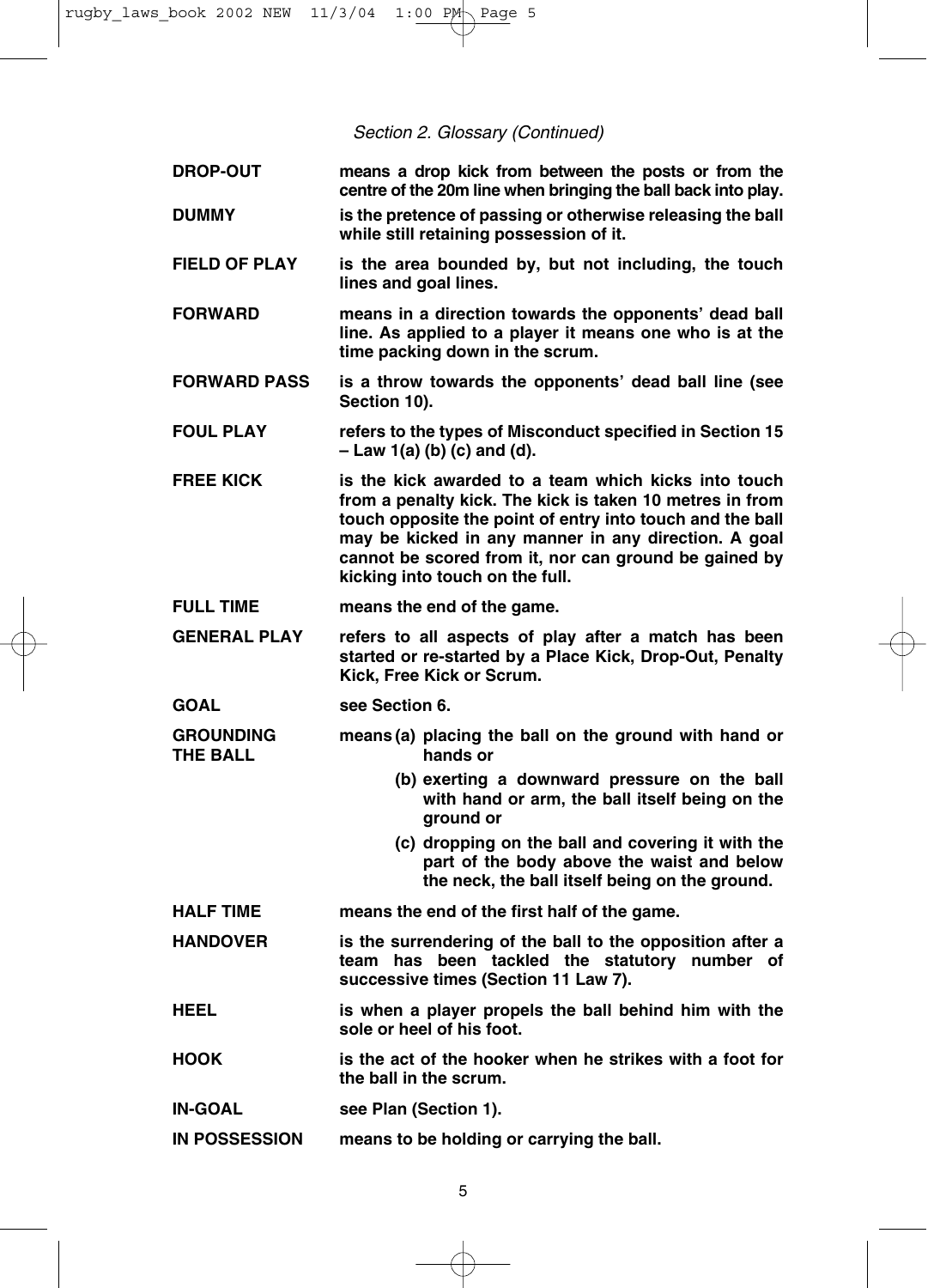*Section 2. Glossary (Continued)*

**DROP-OUT** means a drop kick from between the posts or from the centre of the 20m line when bringing the ball back into play.

**DUMMY** is the pretence of passing or otherwise releasing the ball while still retaining possession of it.

**FIELD OF PLAY** is the area bounded by, but not including, the touch lines and goal lines.

**FORWARD** means in a direction towards the opponents' dead ball line. As applied to a player it means one who is at the time packing down in the scrum.

**FORWARD PASS** is a throw towards the opponents' dead ball line (see Section 10).

**FOUL PLAY** refers to the types of Misconduct specified in Section 15 – Law 1(a) (b) (c) and (d).

**FREE KICK** is the kick awarded to a team which kicks into touch from a penalty kick. The kick is taken 10 metres in from touch opposite the point of entry into touch and the ball may be kicked in any manner in any direction. A goal cannot be scored from it, nor can ground be gained by kicking into touch on the full.

**FULL TIME** means the end of the game.

**GENERAL PLAY** refers to all aspects of play after a match has been started or re-started by a Place Kick, Drop-Out, Penalty Kick, Free Kick or Scrum.

**GOAL** see Section 6.

**GROUNDING THE BALL** means
- (a) placing the ball on the ground with hand or hands or
- (b) exerting a downward pressure on the ball with hand or arm, the ball itself being on the ground or
- (c) dropping on the ball and covering it with the part of the body above the waist and below the neck, the ball itself being on the ground.

**HALF TIME** means the end of the first half of the game.

**HANDOVER** is the surrendering of the ball to the opposition after a team has been tackled the statutory number of successive times (Section 11 Law 7).

**HEEL** is when a player propels the ball behind him with the sole or heel of his foot.

**HOOK** is the act of the hooker when he strikes with a foot for the ball in the scrum.

**IN-GOAL** see Plan (Section 1).

**IN POSSESSION** means to be holding or carrying the ball.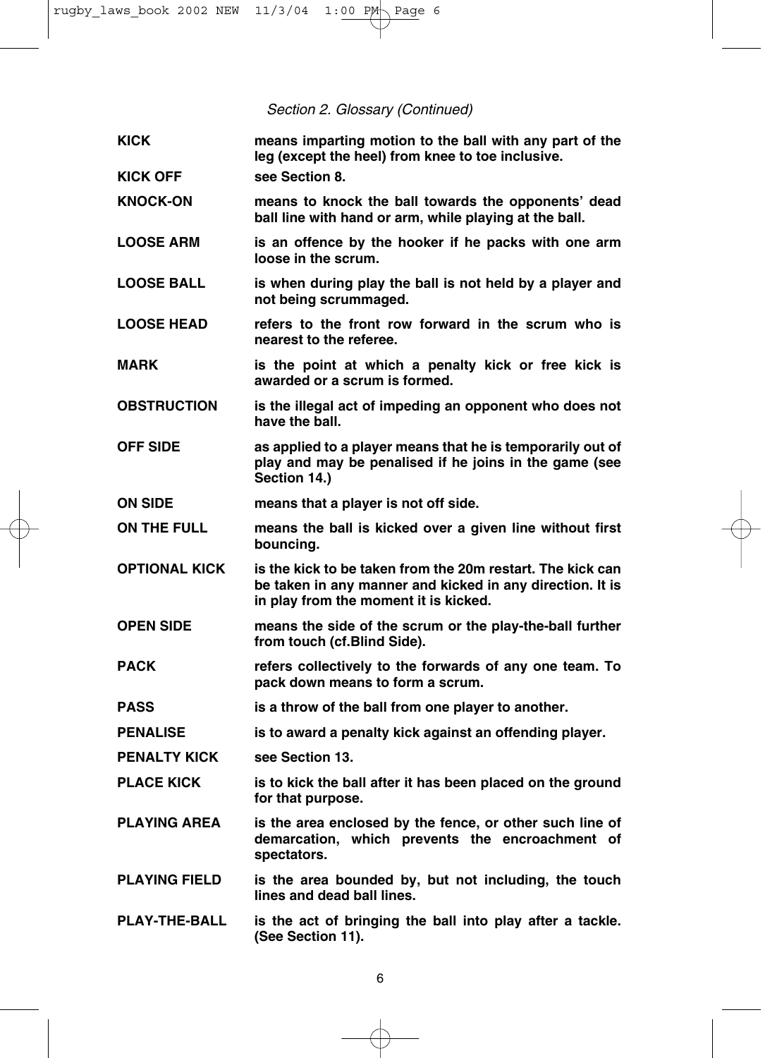*Section 2. Glossary (Continued)*

| | |
|---|---|
| **KICK** | **means imparting motion to the ball with any part of the leg (except the heel) from knee to toe inclusive.** |
| **KICK OFF** | **see Section 8.** |
| **KNOCK-ON** | **means to knock the ball towards the opponents' dead ball line with hand or arm, while playing at the ball.** |
| **LOOSE ARM** | **is an offence by the hooker if he packs with one arm loose in the scrum.** |
| **LOOSE BALL** | **is when during play the ball is not held by a player and not being scrummaged.** |
| **LOOSE HEAD** | **refers to the front row forward in the scrum who is nearest to the referee.** |
| **MARK** | **is the point at which a penalty kick or free kick is awarded or a scrum is formed.** |
| **OBSTRUCTION** | **is the illegal act of impeding an opponent who does not have the ball.** |
| **OFF SIDE** | **as applied to a player means that he is temporarily out of play and may be penalised if he joins in the game (see Section 14.)** |
| **ON SIDE** | **means that a player is not off side.** |
| **ON THE FULL** | **means the ball is kicked over a given line without first bouncing.** |
| **OPTIONAL KICK** | **is the kick to be taken from the 20m restart. The kick can be taken in any manner and kicked in any direction. It is in play from the moment it is kicked.** |
| **OPEN SIDE** | **means the side of the scrum or the play-the-ball further from touch (cf.Blind Side).** |
| **PACK** | **refers collectively to the forwards of any one team. To pack down means to form a scrum.** |
| **PASS** | **is a throw of the ball from one player to another.** |
| **PENALISE** | **is to award a penalty kick against an offending player.** |
| **PENALTY KICK** | **see Section 13.** |
| **PLACE KICK** | **is to kick the ball after it has been placed on the ground for that purpose.** |
| **PLAYING AREA** | **is the area enclosed by the fence, or other such line of demarcation, which prevents the encroachment of spectators.** |
| **PLAYING FIELD** | **is the area bounded by, but not including, the touch lines and dead ball lines.** |
| **PLAY-THE-BALL** | **is the act of bringing the ball into play after a tackle. (See Section 11).** |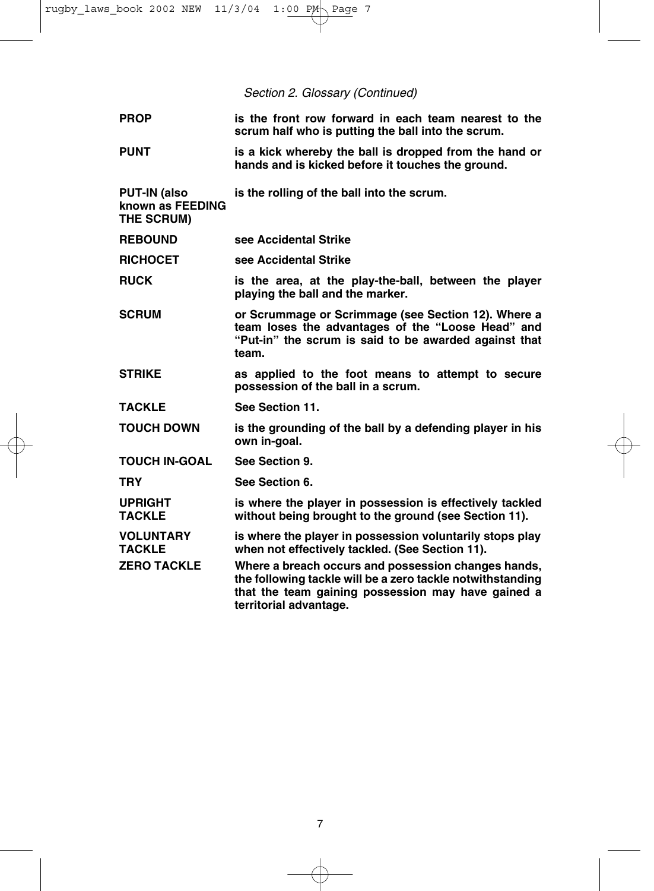*Section 2. Glossary (Continued)*

| | |
|---|---|
| **PROP** | **is the front row forward in each team nearest to the scrum half who is putting the ball into the scrum.** |
| **PUNT** | **is a kick whereby the ball is dropped from the hand or hands and is kicked before it touches the ground.** |
| **PUT-IN (also known as FEEDING THE SCRUM)** | **is the rolling of the ball into the scrum.** |
| **REBOUND** | **see Accidental Strike** |
| **RICHOCET** | **see Accidental Strike** |
| **RUCK** | **is the area, at the play-the-ball, between the player playing the ball and the marker.** |
| **SCRUM** | **or Scrummage or Scrimmage (see Section 12). Where a team loses the advantages of the "Loose Head" and "Put-in" the scrum is said to be awarded against that team.** |
| **STRIKE** | **as applied to the foot means to attempt to secure possession of the ball in a scrum.** |
| **TACKLE** | **See Section 11.** |
| **TOUCH DOWN** | **is the grounding of the ball by a defending player in his own in-goal.** |
| **TOUCH IN-GOAL** | **See Section 9.** |
| **TRY** | **See Section 6.** |
| **UPRIGHT TACKLE** | **is where the player in possession is effectively tackled without being brought to the ground (see Section 11).** |
| **VOLUNTARY TACKLE** | **is where the player in possession voluntarily stops play when not effectively tackled. (See Section 11).** |
| **ZERO TACKLE** | **Where a breach occurs and possession changes hands, the following tackle will be a zero tackle notwithstanding that the team gaining possession may have gained a territorial advantage.** |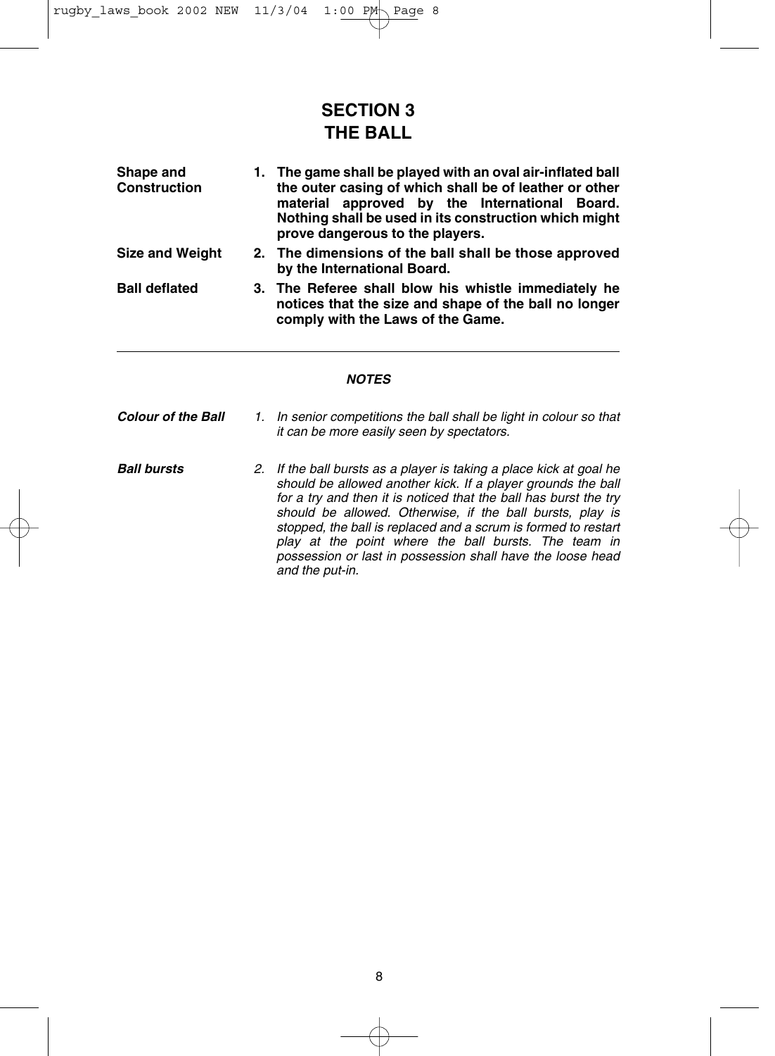# SECTION 3
# THE BALL

**Shape and Construction**

**1. The game shall be played with an oval air-inflated ball the outer casing of which shall be of leather or other material approved by the International Board. Nothing shall be used in its construction which might prove dangerous to the players.**

**Size and Weight**

**2. The dimensions of the ball shall be those approved by the International Board.**

**Ball deflated**

**3. The Referee shall blow his whistle immediately he notices that the size and shape of the ball no longer comply with the Laws of the Game.**

---

***NOTES***

***Colour of the Ball***

*1. In senior competitions the ball shall be light in colour so that it can be more easily seen by spectators.*

***Ball bursts***

*2. If the ball bursts as a player is taking a place kick at goal he should be allowed another kick. If a player grounds the ball for a try and then it is noticed that the ball has burst the try should be allowed. Otherwise, if the ball bursts, play is stopped, the ball is replaced and a scrum is formed to restart play at the point where the ball bursts. The team in possession or last in possession shall have the loose head and the put-in.*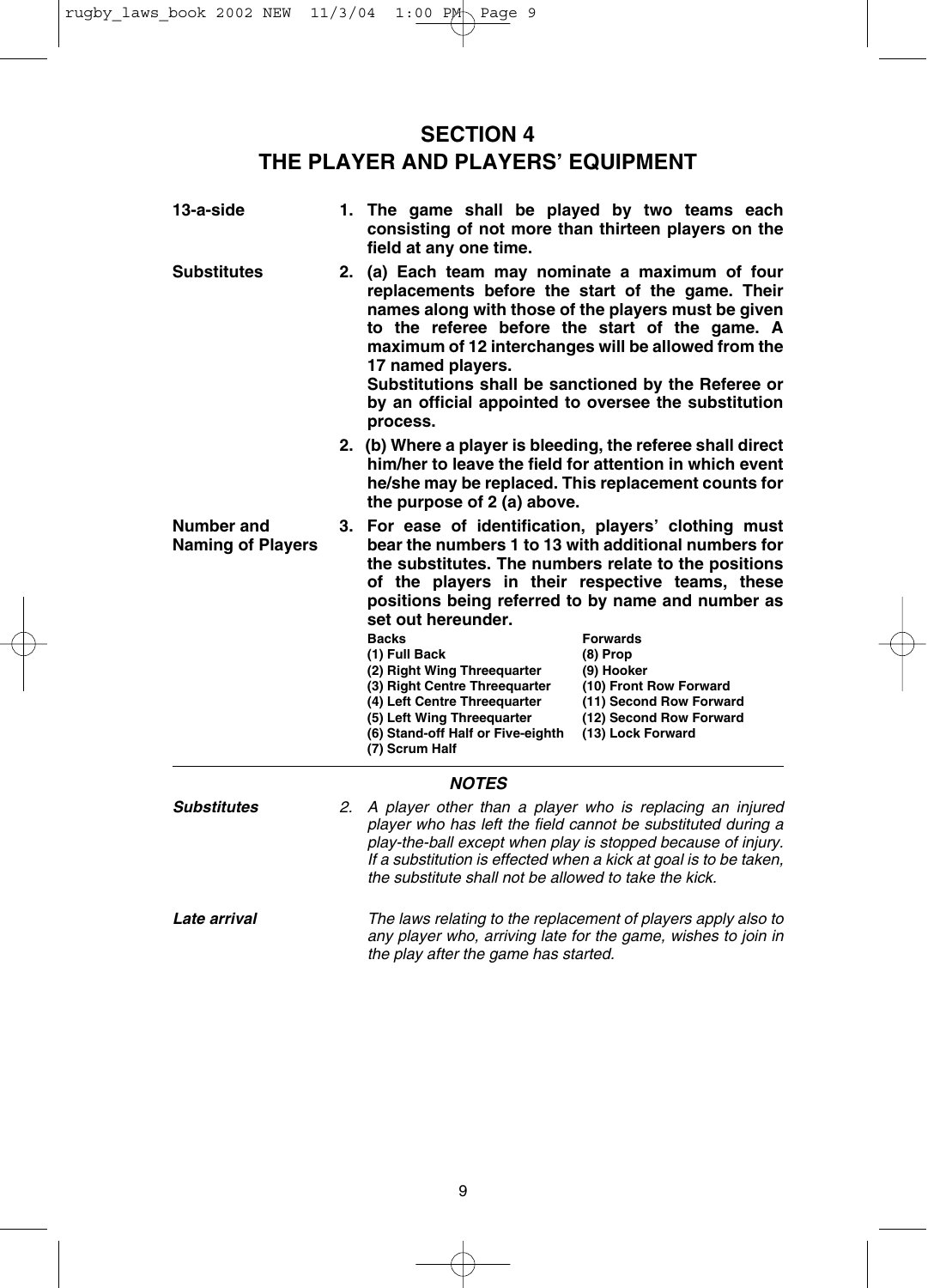# SECTION 4
# THE PLAYER AND PLAYERS' EQUIPMENT

**13-a-side**

**1. The game shall be played by two teams each consisting of not more than thirteen players on the field at any one time.**

**Substitutes**

**2. (a) Each team may nominate a maximum of four replacements before the start of the game. Their names along with those of the players must be given to the referee before the start of the game. A maximum of 12 interchanges will be allowed from the 17 named players.**
**Substitutions shall be sanctioned by the Referee or by an official appointed to oversee the substitution process.**

**2. (b) Where a player is bleeding, the referee shall direct him/her to leave the field for attention in which event he/she may be replaced. This replacement counts for the purpose of 2 (a) above.**

**Number and Naming of Players**

**3. For ease of identification, players' clothing must bear the numbers 1 to 13 with additional numbers for the substitutes. The numbers relate to the positions of the players in their respective teams, these positions being referred to by name and number as set out hereunder.**

| Backs | Forwards |
|---|---|
| (1) Full Back | (8) Prop |
| (2) Right Wing Threequarter | (9) Hooker |
| (3) Right Centre Threequarter | (10) Front Row Forward |
| (4) Left Centre Threequarter | (11) Second Row Forward |
| (5) Left Wing Threequarter | (12) Second Row Forward |
| (6) Stand-off Half or Five-eighth | (13) Lock Forward |
| (7) Scrum Half | |

### *NOTES*

***Substitutes***

*2. A player other than a player who is replacing an injured player who has left the field cannot be substituted during a play-the-ball except when play is stopped because of injury. If a substitution is effected when a kick at goal is to be taken, the substitute shall not be allowed to take the kick.*

***Late arrival***

*The laws relating to the replacement of players apply also to any player who, arriving late for the game, wishes to join in the play after the game has started.*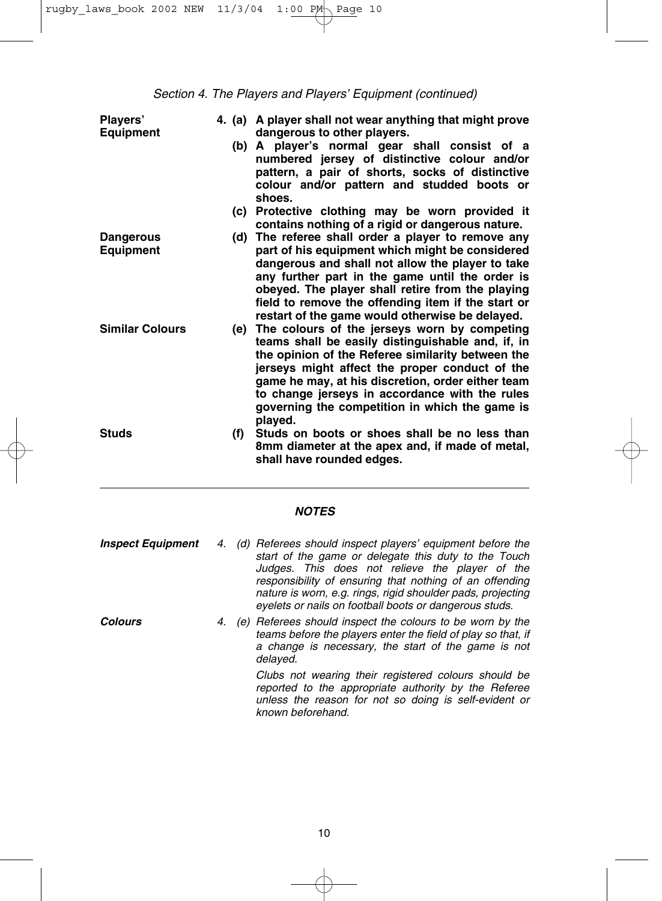*Section 4. The Players and Players' Equipment (continued)*

**Players' Equipment**

**4. (a) A player shall not wear anything that might prove dangerous to other players.**

**(b) A player's normal gear shall consist of a numbered jersey of distinctive colour and/or pattern, a pair of shorts, socks of distinctive colour and/or pattern and studded boots or shoes.**

**(c) Protective clothing may be worn provided it contains nothing of a rigid or dangerous nature.**

**Dangerous Equipment**

**(d) The referee shall order a player to remove any part of his equipment which might be considered dangerous and shall not allow the player to take any further part in the game until the order is obeyed. The player shall retire from the playing field to remove the offending item if the start or restart of the game would otherwise be delayed.**

**Similar Colours**

**(e) The colours of the jerseys worn by competing teams shall be easily distinguishable and, if, in the opinion of the Referee similarity between the jerseys might affect the proper conduct of the game he may, at his discretion, order either team to change jerseys in accordance with the rules governing the competition in which the game is played.**

**Studs**

**(f) Studs on boots or shoes shall be no less than 8mm diameter at the apex and, if made of metal, shall have rounded edges.**

---

***NOTES***

***Inspect Equipment***

*4. (d) Referees should inspect players' equipment before the start of the game or delegate this duty to the Touch Judges. This does not relieve the player of the responsibility of ensuring that nothing of an offending nature is worn, e.g. rings, rigid shoulder pads, projecting eyelets or nails on football boots or dangerous studs.*

***Colours***

*4. (e) Referees should inspect the colours to be worn by the teams before the players enter the field of play so that, if a change is necessary, the start of the game is not delayed.*

*Clubs not wearing their registered colours should be reported to the appropriate authority by the Referee unless the reason for not so doing is self-evident or known beforehand.*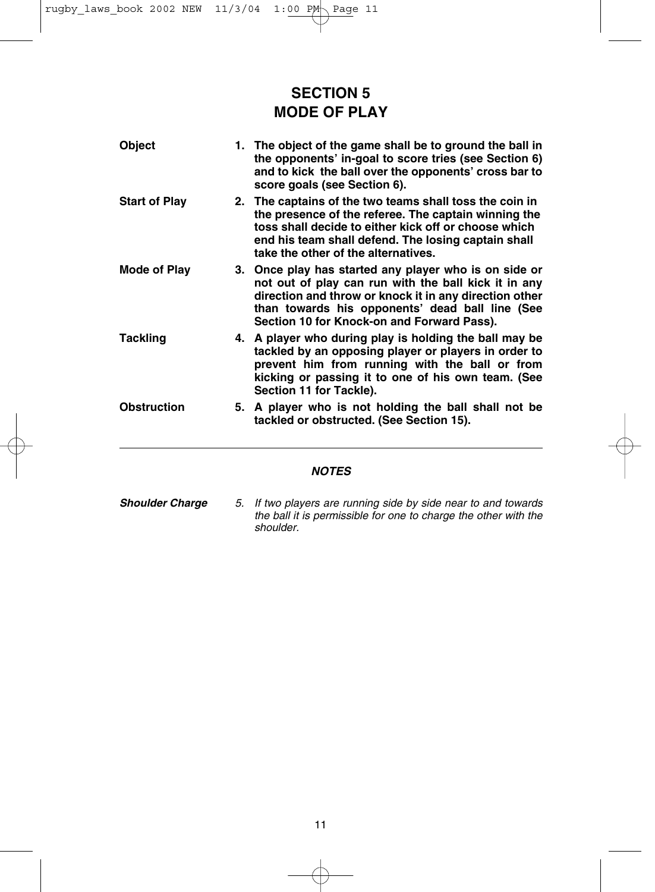# SECTION 5
# MODE OF PLAY

**Object** **1. The object of the game shall be to ground the ball in the opponents' in-goal to score tries (see Section 6) and to kick the ball over the opponents' cross bar to score goals (see Section 6).**

**Start of Play** **2. The captains of the two teams shall toss the coin in the presence of the referee. The captain winning the toss shall decide to either kick off or choose which end his team shall defend. The losing captain shall take the other of the alternatives.**

**Mode of Play** **3. Once play has started any player who is on side or not out of play can run with the ball kick it in any direction and throw or knock it in any direction other than towards his opponents' dead ball line (See Section 10 for Knock-on and Forward Pass).**

**Tackling** **4. A player who during play is holding the ball may be tackled by an opposing player or players in order to prevent him from running with the ball or from kicking or passing it to one of his own team. (See Section 11 for Tackle).**

**Obstruction** **5. A player who is not holding the ball shall not be tackled or obstructed. (See Section 15).**

---

***NOTES***

***Shoulder Charge*** *5. If two players are running side by side near to and towards the ball it is permissible for one to charge the other with the shoulder.*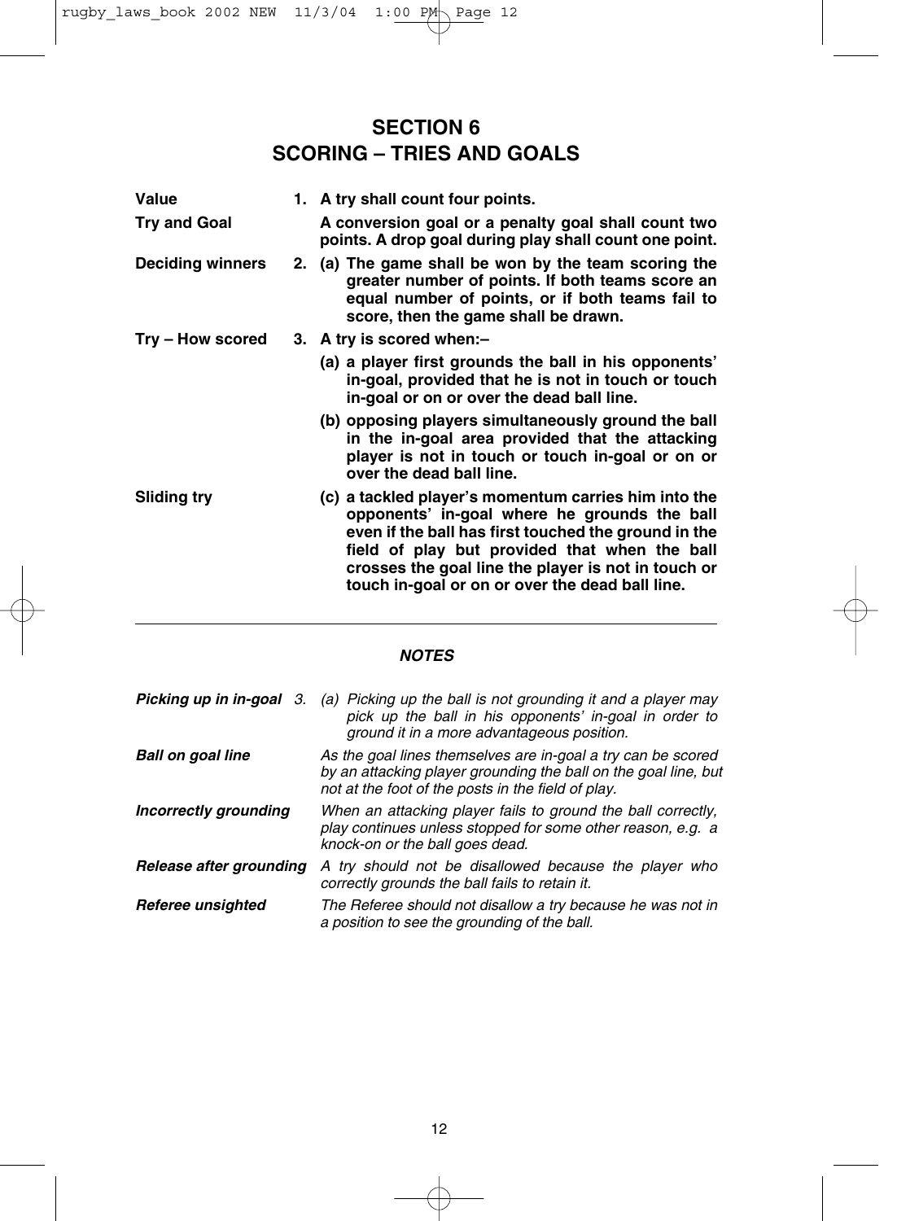# SECTION 6
# SCORING – TRIES AND GOALS

**Value** — **1. A try shall count four points.**

**Try and Goal** — **A conversion goal or a penalty goal shall count two points. A drop goal during play shall count one point.**

**Deciding winners** — **2. (a) The game shall be won by the team scoring the greater number of points. If both teams score an equal number of points, or if both teams fail to score, then the game shall be drawn.**

**Try – How scored** — **3. A try is scored when:–**

**(a) a player first grounds the ball in his opponents' in-goal, provided that he is not in touch or touch in-goal or on or over the dead ball line.**

**(b) opposing players simultaneously ground the ball in the in-goal area provided that the attacking player is not in touch or touch in-goal or on or over the dead ball line.**

**Sliding try** — **(c) a tackled player's momentum carries him into the opponents' in-goal where he grounds the ball even if the ball has first touched the ground in the field of play but provided that when the ball crosses the goal line the player is not in touch or touch in-goal or on or over the dead ball line.**

---

### *NOTES*

***Picking up in in-goal*** — *3. (a) Picking up the ball is not grounding it and a player may pick up the ball in his opponents' in-goal in order to ground it in a more advantageous position.*

***Ball on goal line*** — *As the goal lines themselves are in-goal a try can be scored by an attacking player grounding the ball on the goal line, but not at the foot of the posts in the field of play.*

***Incorrectly grounding*** — *When an attacking player fails to ground the ball correctly, play continues unless stopped for some other reason, e.g. a knock-on or the ball goes dead.*

***Release after grounding*** — *A try should not be disallowed because the player who correctly grounds the ball fails to retain it.*

***Referee unsighted*** — *The Referee should not disallow a try because he was not in a position to see the grounding of the ball.*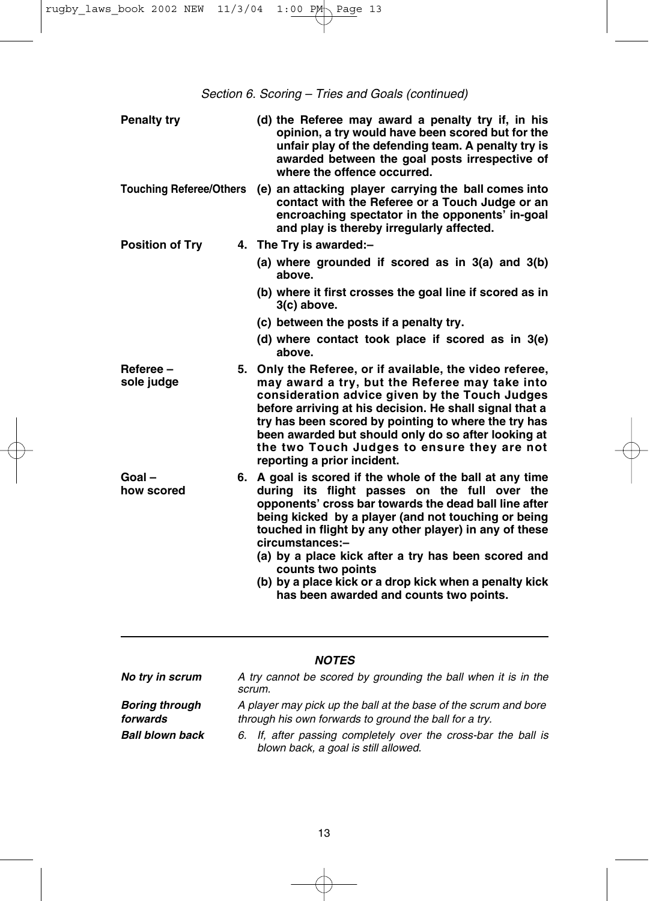*Section 6. Scoring – Tries and Goals (continued)*

**Penalty try** — **(d) the Referee may award a penalty try if, in his opinion, a try would have been scored but for the unfair play of the defending team. A penalty try is awarded between the goal posts irrespective of where the offence occurred.**

**Touching Referee/Others** — **(e) an attacking player carrying the ball comes into contact with the Referee or a Touch Judge or an encroaching spectator in the opponents' in-goal and play is thereby irregularly affected.**

**Position of Try** — **4. The Try is awarded:–**

**(a) where grounded if scored as in 3(a) and 3(b) above.**

**(b) where it first crosses the goal line if scored as in 3(c) above.**

**(c) between the posts if a penalty try.**

**(d) where contact took place if scored as in 3(e) above.**

**Referee – sole judge** — **5. Only the Referee, or if available, the video referee, may award a try, but the Referee may take into consideration advice given by the Touch Judges before arriving at his decision. He shall signal that a try has been scored by pointing to where the try has been awarded but should only do so after looking at the two Touch Judges to ensure they are not reporting a prior incident.**

**Goal – how scored** — **6. A goal is scored if the whole of the ball at any time during its flight passes on the full over the opponents' cross bar towards the dead ball line after being kicked by a player (and not touching or being touched in flight by any other player) in any of these circumstances:–**

**(a) by a place kick after a try has been scored and counts two points**

**(b) by a place kick or a drop kick when a penalty kick has been awarded and counts two points.**

---

***NOTES***

***No try in scrum*** — *A try cannot be scored by grounding the ball when it is in the scrum.*

***Boring through forwards*** — *A player may pick up the ball at the base of the scrum and bore through his own forwards to ground the ball for a try.*

***Ball blown back*** — *6. If, after passing completely over the cross-bar the ball is blown back, a goal is still allowed.*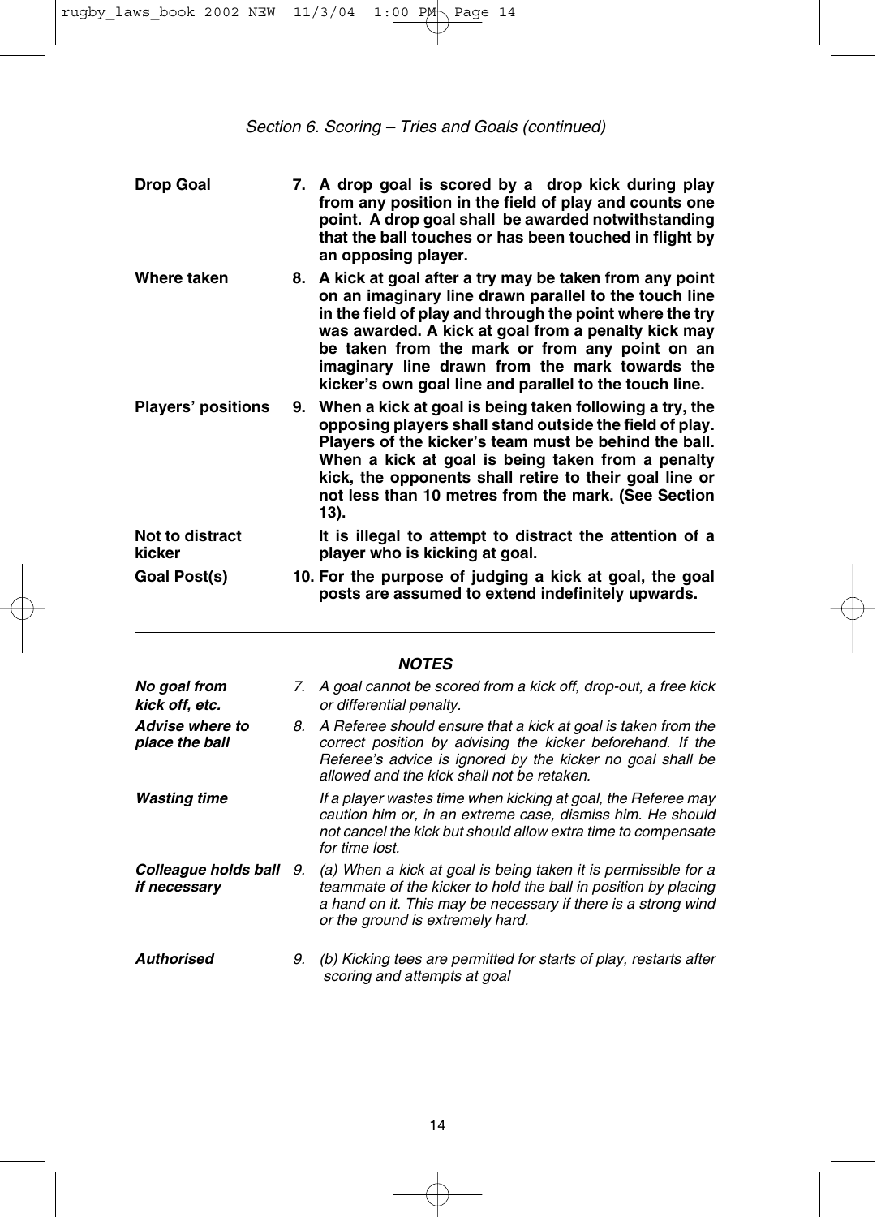## Section 6. Scoring – Tries and Goals (continued)

**Drop Goal**

**7. A drop goal is scored by a drop kick during play from any position in the field of play and counts one point. A drop goal shall be awarded notwithstanding that the ball touches or has been touched in flight by an opposing player.**

**Where taken**

**8. A kick at goal after a try may be taken from any point on an imaginary line drawn parallel to the touch line in the field of play and through the point where the try was awarded. A kick at goal from a penalty kick may be taken from the mark or from any point on an imaginary line drawn from the mark towards the kicker's own goal line and parallel to the touch line.**

**Players' positions**

**9. When a kick at goal is being taken following a try, the opposing players shall stand outside the field of play. Players of the kicker's team must be behind the ball. When a kick at goal is being taken from a penalty kick, the opponents shall retire to their goal line or not less than 10 metres from the mark. (See Section 13).**

**Not to distract kicker**

**It is illegal to attempt to distract the attention of a player who is kicking at goal.**

**Goal Post(s)**

**10. For the purpose of judging a kick at goal, the goal posts are assumed to extend indefinitely upwards.**

---

### *NOTES*

***No goal from kick off, etc.***

*7. A goal cannot be scored from a kick off, drop-out, a free kick or differential penalty.*

***Advise where to place the ball***

*8. A Referee should ensure that a kick at goal is taken from the correct position by advising the kicker beforehand. If the Referee's advice is ignored by the kicker no goal shall be allowed and the kick shall not be retaken.*

***Wasting time***

*If a player wastes time when kicking at goal, the Referee may caution him or, in an extreme case, dismiss him. He should not cancel the kick but should allow extra time to compensate for time lost.*

***Colleague holds ball if necessary***

*9. (a) When a kick at goal is being taken it is permissible for a teammate of the kicker to hold the ball in position by placing a hand on it. This may be necessary if there is a strong wind or the ground is extremely hard.*

***Authorised***

*9. (b) Kicking tees are permitted for starts of play, restarts after scoring and attempts at goal*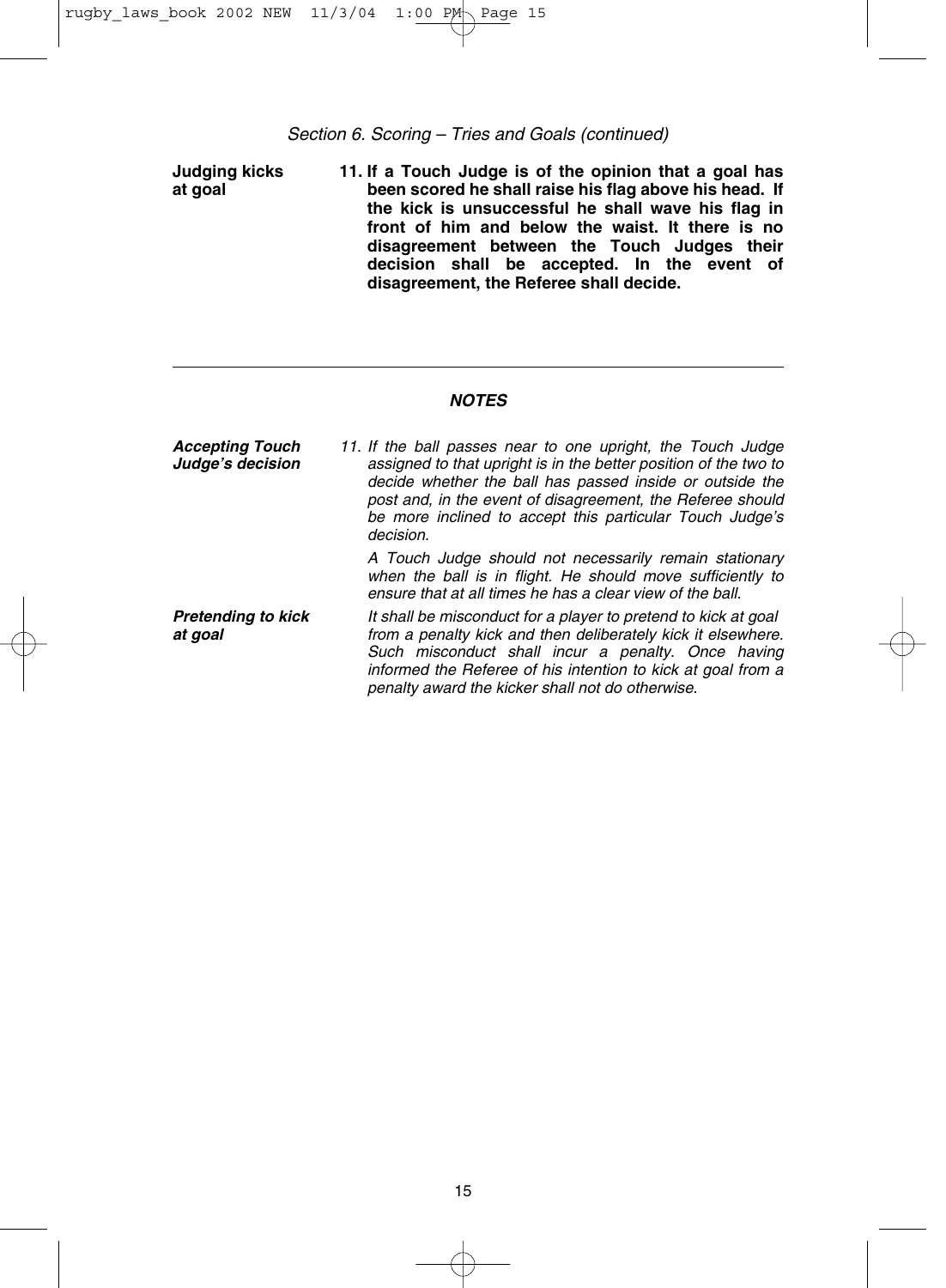*Section 6. Scoring – Tries and Goals (continued)*

**Judging kicks at goal**

**11. If a Touch Judge is of the opinion that a goal has been scored he shall raise his flag above his head. If the kick is unsuccessful he shall wave his flag in front of him and below the waist. It there is no disagreement between the Touch Judges their decision shall be accepted. In the event of disagreement, the Referee shall decide.**

---

***NOTES***

***Accepting Touch Judge's decision***

*11. If the ball passes near to one upright, the Touch Judge assigned to that upright is in the better position of the two to decide whether the ball has passed inside or outside the post and, in the event of disagreement, the Referee should be more inclined to accept this particular Touch Judge's decision.*

*A Touch Judge should not necessarily remain stationary when the ball is in flight. He should move sufficiently to ensure that at all times he has a clear view of the ball.*

***Pretending to kick at goal***

*It shall be misconduct for a player to pretend to kick at goal from a penalty kick and then deliberately kick it elsewhere. Such misconduct shall incur a penalty. Once having informed the Referee of his intention to kick at goal from a penalty award the kicker shall not do otherwise.*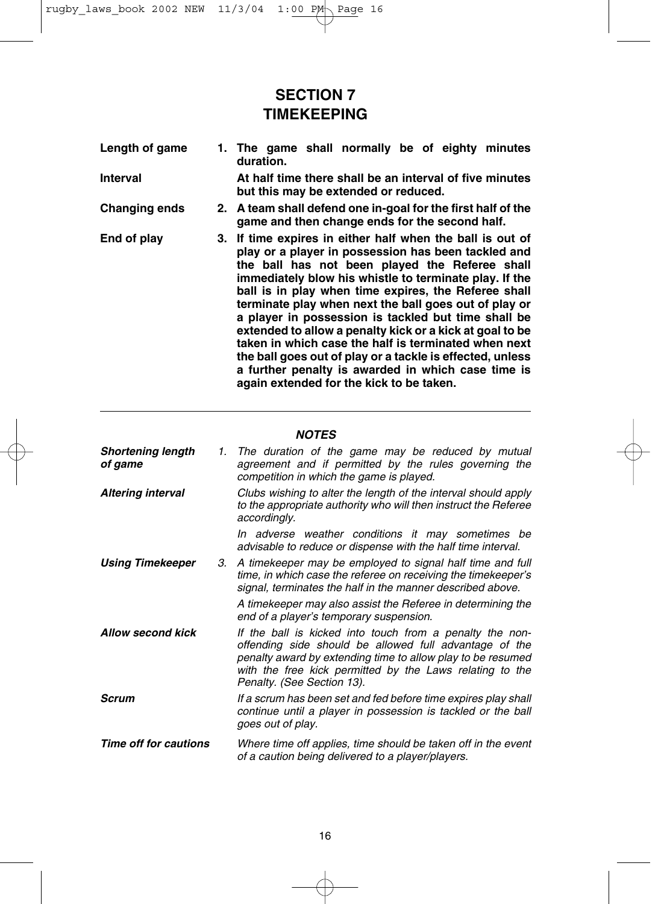# SECTION 7
# TIMEKEEPING

**Length of game** — **1. The game shall normally be of eighty minutes duration.**

**Interval** — **At half time there shall be an interval of five minutes but this may be extended or reduced.**

**Changing ends** — **2. A team shall defend one in-goal for the first half of the game and then change ends for the second half.**

**End of play** — **3. If time expires in either half when the ball is out of play or a player in possession has been tackled and the ball has not been played the Referee shall immediately blow his whistle to terminate play. If the ball is in play when time expires, the Referee shall terminate play when next the ball goes out of play or a player in possession is tackled but time shall be extended to allow a penalty kick or a kick at goal to be taken in which case the half is terminated when next the ball goes out of play or a tackle is effected, unless a further penalty is awarded in which case time is again extended for the kick to be taken.**

---

***NOTES***

***Shortening length of game*** — *1. The duration of the game may be reduced by mutual agreement and if permitted by the rules governing the competition in which the game is played.*

***Altering interval*** — *Clubs wishing to alter the length of the interval should apply to the appropriate authority who will then instruct the Referee accordingly.*

*In adverse weather conditions it may sometimes be advisable to reduce or dispense with the half time interval.*

***Using Timekeeper*** — *3. A timekeeper may be employed to signal half time and full time, in which case the referee on receiving the timekeeper's signal, terminates the half in the manner described above.*

*A timekeeper may also assist the Referee in determining the end of a player's temporary suspension.*

***Allow second kick*** — *If the ball is kicked into touch from a penalty the non-offending side should be allowed full advantage of the penalty award by extending time to allow play to be resumed with the free kick permitted by the Laws relating to the Penalty. (See Section 13).*

***Scrum*** — *If a scrum has been set and fed before time expires play shall continue until a player in possession is tackled or the ball goes out of play.*

***Time off for cautions*** — *Where time off applies, time should be taken off in the event of a caution being delivered to a player/players.*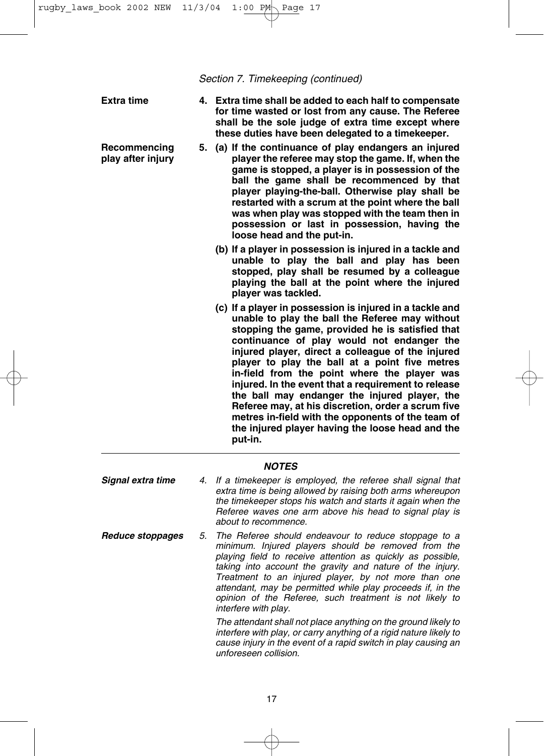*Section 7. Timekeeping (continued)*

**Extra time**

**4. Extra time shall be added to each half to compensate for time wasted or lost from any cause. The Referee shall be the sole judge of extra time except where these duties have been delegated to a timekeeper.**

**Recommencing play after injury**

**5. (a) If the continuance of play endangers an injured player the referee may stop the game. If, when the game is stopped, a player is in possession of the ball the game shall be recommenced by that player playing-the-ball. Otherwise play shall be restarted with a scrum at the point where the ball was when play was stopped with the team then in possession or last in possession, having the loose head and the put-in.**

**(b) If a player in possession is injured in a tackle and unable to play the ball and play has been stopped, play shall be resumed by a colleague playing the ball at the point where the injured player was tackled.**

**(c) If a player in possession is injured in a tackle and unable to play the ball the Referee may without stopping the game, provided he is satisfied that continuance of play would not endanger the injured player, direct a colleague of the injured player to play the ball at a point five metres in-field from the point where the player was injured. In the event that a requirement to release the ball may endanger the injured player, the Referee may, at his discretion, order a scrum five metres in-field with the opponents of the team of the injured player having the loose head and the put-in.**

---

***NOTES***

***Signal extra time***

*4. If a timekeeper is employed, the referee shall signal that extra time is being allowed by raising both arms whereupon the timekeeper stops his watch and starts it again when the Referee waves one arm above his head to signal play is about to recommence.*

***Reduce stoppages***

*5. The Referee should endeavour to reduce stoppage to a minimum. Injured players should be removed from the playing field to receive attention as quickly as possible, taking into account the gravity and nature of the injury. Treatment to an injured player, by not more than one attendant, may be permitted while play proceeds if, in the opinion of the Referee, such treatment is not likely to interfere with play.*

*The attendant shall not place anything on the ground likely to interfere with play, or carry anything of a rigid nature likely to cause injury in the event of a rapid switch in play causing an unforeseen collision.*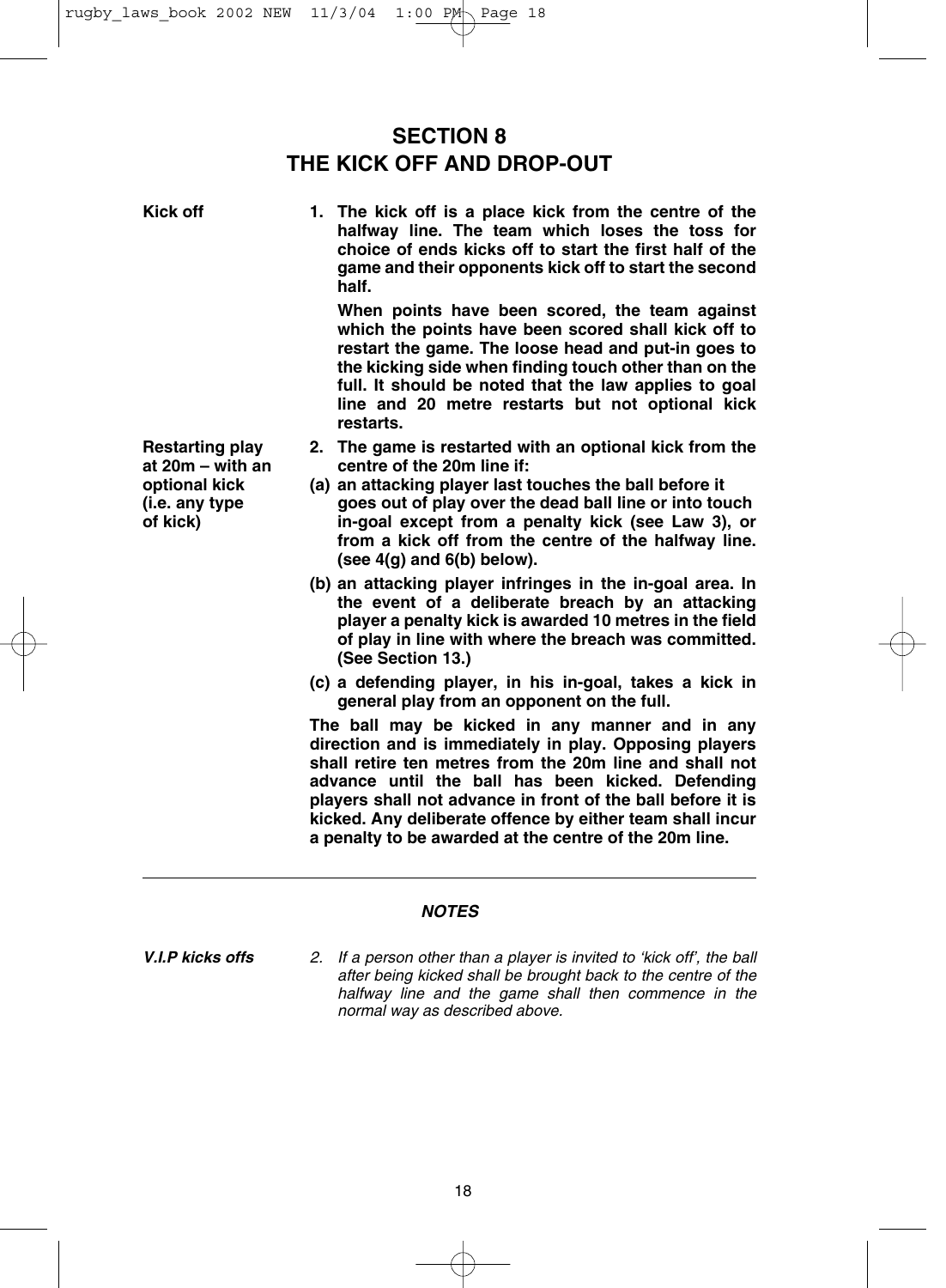# SECTION 8
# THE KICK OFF AND DROP-OUT

**Kick off**

**1. The kick off is a place kick from the centre of the halfway line. The team which loses the toss for choice of ends kicks off to start the first half of the game and their opponents kick off to start the second half.**

**When points have been scored, the team against which the points have been scored shall kick off to restart the game. The loose head and put-in goes to the kicking side when finding touch other than on the full. It should be noted that the law applies to goal line and 20 metre restarts but not optional kick restarts.**

**Restarting play at 20m – with an optional kick (i.e. any type of kick)**

**2. The game is restarted with an optional kick from the centre of the 20m line if:**

**(a) an attacking player last touches the ball before it goes out of play over the dead ball line or into touch in-goal except from a penalty kick (see Law 3), or from a kick off from the centre of the halfway line. (see 4(g) and 6(b) below).**

**(b) an attacking player infringes in the in-goal area. In the event of a deliberate breach by an attacking player a penalty kick is awarded 10 metres in the field of play in line with where the breach was committed. (See Section 13.)**

**(c) a defending player, in his in-goal, takes a kick in general play from an opponent on the full.**

**The ball may be kicked in any manner and in any direction and is immediately in play. Opposing players shall retire ten metres from the 20m line and shall not advance until the ball has been kicked. Defending players shall not advance in front of the ball before it is kicked. Any deliberate offence by either team shall incur a penalty to be awarded at the centre of the 20m line.**

---

***NOTES***

***V.I.P kicks offs***

*2. If a person other than a player is invited to 'kick off', the ball after being kicked shall be brought back to the centre of the halfway line and the game shall then commence in the normal way as described above.*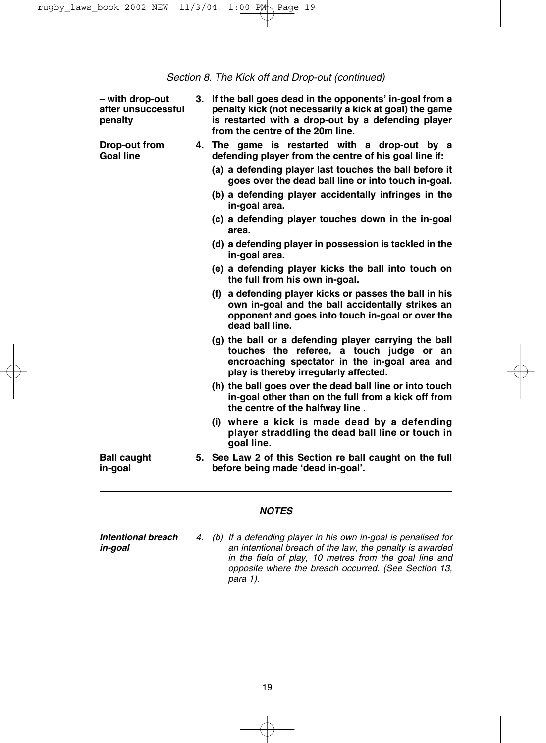*Section 8. The Kick off and Drop-out (continued)*

**– with drop-out after unsuccessful penalty**

**3. If the ball goes dead in the opponents' in-goal from a penalty kick (not necessarily a kick at goal) the game is restarted with a drop-out by a defending player from the centre of the 20m line.**

**Drop-out from Goal line**

**4. The game is restarted with a drop-out by a defending player from the centre of his goal line if:**

**(a) a defending player last touches the ball before it goes over the dead ball line or into touch in-goal.**

**(b) a defending player accidentally infringes in the in-goal area.**

**(c) a defending player touches down in the in-goal area.**

**(d) a defending player in possession is tackled in the in-goal area.**

**(e) a defending player kicks the ball into touch on the full from his own in-goal.**

**(f) a defending player kicks or passes the ball in his own in-goal and the ball accidentally strikes an opponent and goes into touch in-goal or over the dead ball line.**

**(g) the ball or a defending player carrying the ball touches the referee, a touch judge or an encroaching spectator in the in-goal area and play is thereby irregularly affected.**

**(h) the ball goes over the dead ball line or into touch in-goal other than on the full from a kick off from the centre of the halfway line .**

**(i) where a kick is made dead by a defending player straddling the dead ball line or touch in goal line.**

**Ball caught in-goal**

**5. See Law 2 of this Section re ball caught on the full before being made 'dead in-goal'.**

---

***NOTES***

***Intentional breach in-goal***

*4. (b) If a defending player in his own in-goal is penalised for an intentional breach of the law, the penalty is awarded in the field of play, 10 metres from the goal line and opposite where the breach occurred. (See Section 13, para 1).*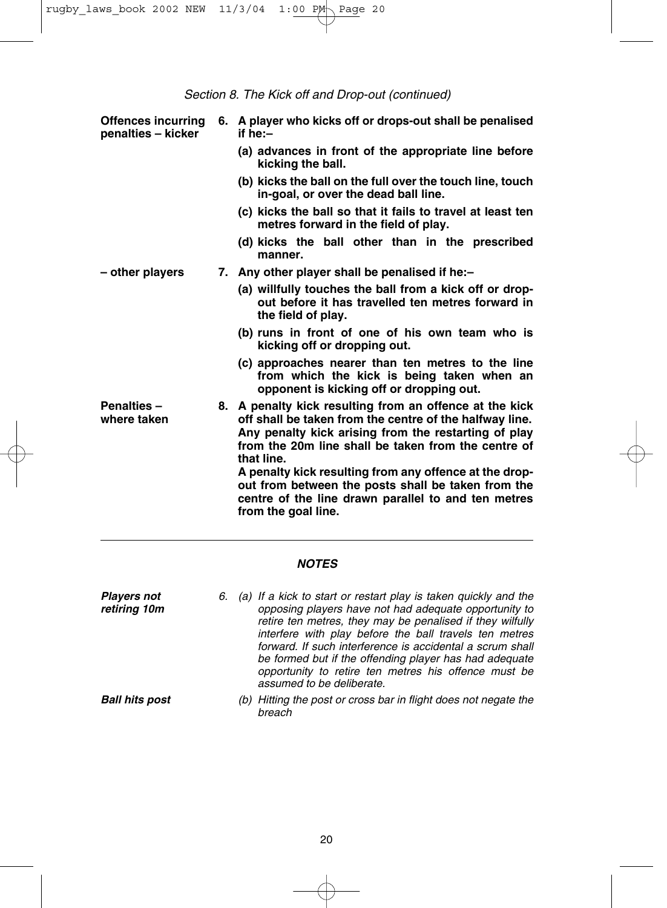*Section 8. The Kick off and Drop-out (continued)*

**Offences incurring penalties – kicker**

**6. A player who kicks off or drops-out shall be penalised if he:–**

**(a) advances in front of the appropriate line before kicking the ball.**

**(b) kicks the ball on the full over the touch line, touch in-goal, or over the dead ball line.**

**(c) kicks the ball so that it fails to travel at least ten metres forward in the field of play.**

**(d) kicks the ball other than in the prescribed manner.**

**– other players**

**7. Any other player shall be penalised if he:–**

**(a) willfully touches the ball from a kick off or drop-out before it has travelled ten metres forward in the field of play.**

**(b) runs in front of one of his own team who is kicking off or dropping out.**

**(c) approaches nearer than ten metres to the line from which the kick is being taken when an opponent is kicking off or dropping out.**

**Penalties – where taken**

**8. A penalty kick resulting from an offence at the kick off shall be taken from the centre of the halfway line. Any penalty kick arising from the restarting of play from the 20m line shall be taken from the centre of that line.**

**A penalty kick resulting from any offence at the drop-out from between the posts shall be taken from the centre of the line drawn parallel to and ten metres from the goal line.**

---

***NOTES***

***Players not retiring 10m***

*6. (a) If a kick to start or restart play is taken quickly and the opposing players have not had adequate opportunity to retire ten metres, they may be penalised if they wilfully interfere with play before the ball travels ten metres forward. If such interference is accidental a scrum shall be formed but if the offending player has had adequate opportunity to retire ten metres his offence must be assumed to be deliberate.*

***Ball hits post***

*(b) Hitting the post or cross bar in flight does not negate the breach*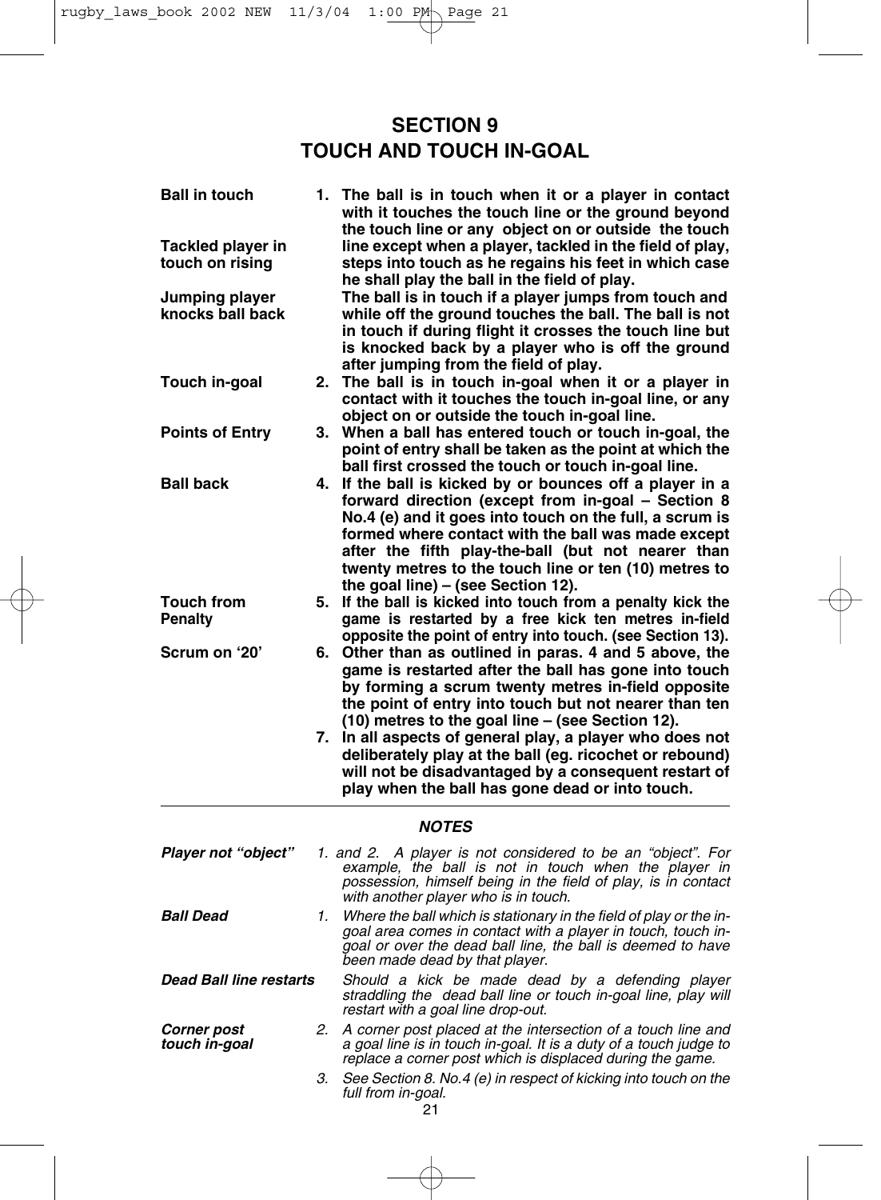# SECTION 9
# TOUCH AND TOUCH IN-GOAL

**Ball in touch**

**1. The ball is in touch when it or a player in contact with it touches the touch line or the ground beyond the touch line or any object on or outside the touch line except when a player, tackled in the field of play, steps into touch as he regains his feet in which case he shall play the ball in the field of play.**

**Tackled player in touch on rising**

**Jumping player knocks ball back**

**The ball is in touch if a player jumps from touch and while off the ground touches the ball. The ball is not in touch if during flight it crosses the touch line but is knocked back by a player who is off the ground after jumping from the field of play.**

**Touch in-goal**

**2. The ball is in touch in-goal when it or a player in contact with it touches the touch in-goal line, or any object on or outside the touch in-goal line.**

**Points of Entry**

**3. When a ball has entered touch or touch in-goal, the point of entry shall be taken as the point at which the ball first crossed the touch or touch in-goal line.**

**Ball back**

**4. If the ball is kicked by or bounces off a player in a forward direction (except from in-goal – Section 8 No.4 (e) and it goes into touch on the full, a scrum is formed where contact with the ball was made except after the fifth play-the-ball (but not nearer than twenty metres to the touch line or ten (10) metres to the goal line) – (see Section 12).**

**Touch from Penalty**

**5. If the ball is kicked into touch from a penalty kick the game is restarted by a free kick ten metres in-field opposite the point of entry into touch. (see Section 13).**

**Scrum on '20'**

**6. Other than as outlined in paras. 4 and 5 above, the game is restarted after the ball has gone into touch by forming a scrum twenty metres in-field opposite the point of entry into touch but not nearer than ten (10) metres to the goal line – (see Section 12).**

**7. In all aspects of general play, a player who does not deliberately play at the ball (eg. ricochet or rebound) will not be disadvantaged by a consequent restart of play when the ball has gone dead or into touch.**

---

## *NOTES*

***Player not "object"***

*1. and 2. A player is not considered to be an "object". For example, the ball is not in touch when the player in possession, himself being in the field of play, is in contact with another player who is in touch.*

***Ball Dead***

*1. Where the ball which is stationary in the field of play or the in-goal area comes in contact with a player in touch, touch in-goal or over the dead ball line, the ball is deemed to have been made dead by that player.*

***Dead Ball line restarts***

*Should a kick be made dead by a defending player straddling the dead ball line or touch in-goal line, play will restart with a goal line drop-out.*

***Corner post touch in-goal***

*2. A corner post placed at the intersection of a touch line and a goal line is in touch in-goal. It is a duty of a touch judge to replace a corner post which is displaced during the game.*

*3. See Section 8. No.4 (e) in respect of kicking into touch on the full from in-goal.*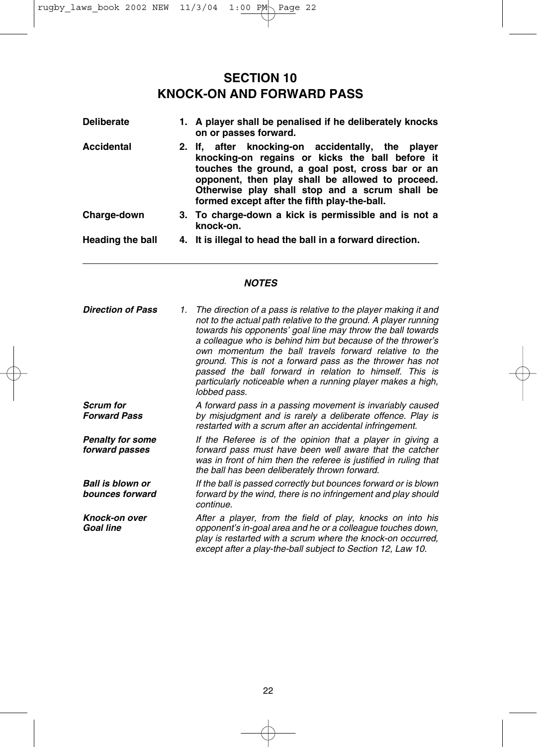# SECTION 10
# KNOCK-ON AND FORWARD PASS

**Deliberate** — **1. A player shall be penalised if he deliberately knocks on or passes forward.**

**Accidental** — **2. If, after knocking-on accidentally, the player knocking-on regains or kicks the ball before it touches the ground, a goal post, cross bar or an opponent, then play shall be allowed to proceed. Otherwise play shall stop and a scrum shall be formed except after the fifth play-the-ball.**

**Charge-down** — **3. To charge-down a kick is permissible and is not a knock-on.**

**Heading the ball** — **4. It is illegal to head the ball in a forward direction.**

---

## *NOTES*

***Direction of Pass*** — *1. The direction of a pass is relative to the player making it and not to the actual path relative to the ground. A player running towards his opponents' goal line may throw the ball towards a colleague who is behind him but because of the thrower's own momentum the ball travels forward relative to the ground. This is not a forward pass as the thrower has not passed the ball forward in relation to himself. This is particularly noticeable when a running player makes a high, lobbed pass.*

***Scrum for Forward Pass*** — *A forward pass in a passing movement is invariably caused by misjudgment and is rarely a deliberate offence. Play is restarted with a scrum after an accidental infringement.*

***Penalty for some forward passes*** — *If the Referee is of the opinion that a player in giving a forward pass must have been well aware that the catcher was in front of him then the referee is justified in ruling that the ball has been deliberately thrown forward.*

***Ball is blown or bounces forward*** — *If the ball is passed correctly but bounces forward or is blown forward by the wind, there is no infringement and play should continue.*

***Knock-on over Goal line*** — *After a player, from the field of play, knocks on into his opponent's in-goal area and he or a colleague touches down, play is restarted with a scrum where the knock-on occurred, except after a play-the-ball subject to Section 12, Law 10.*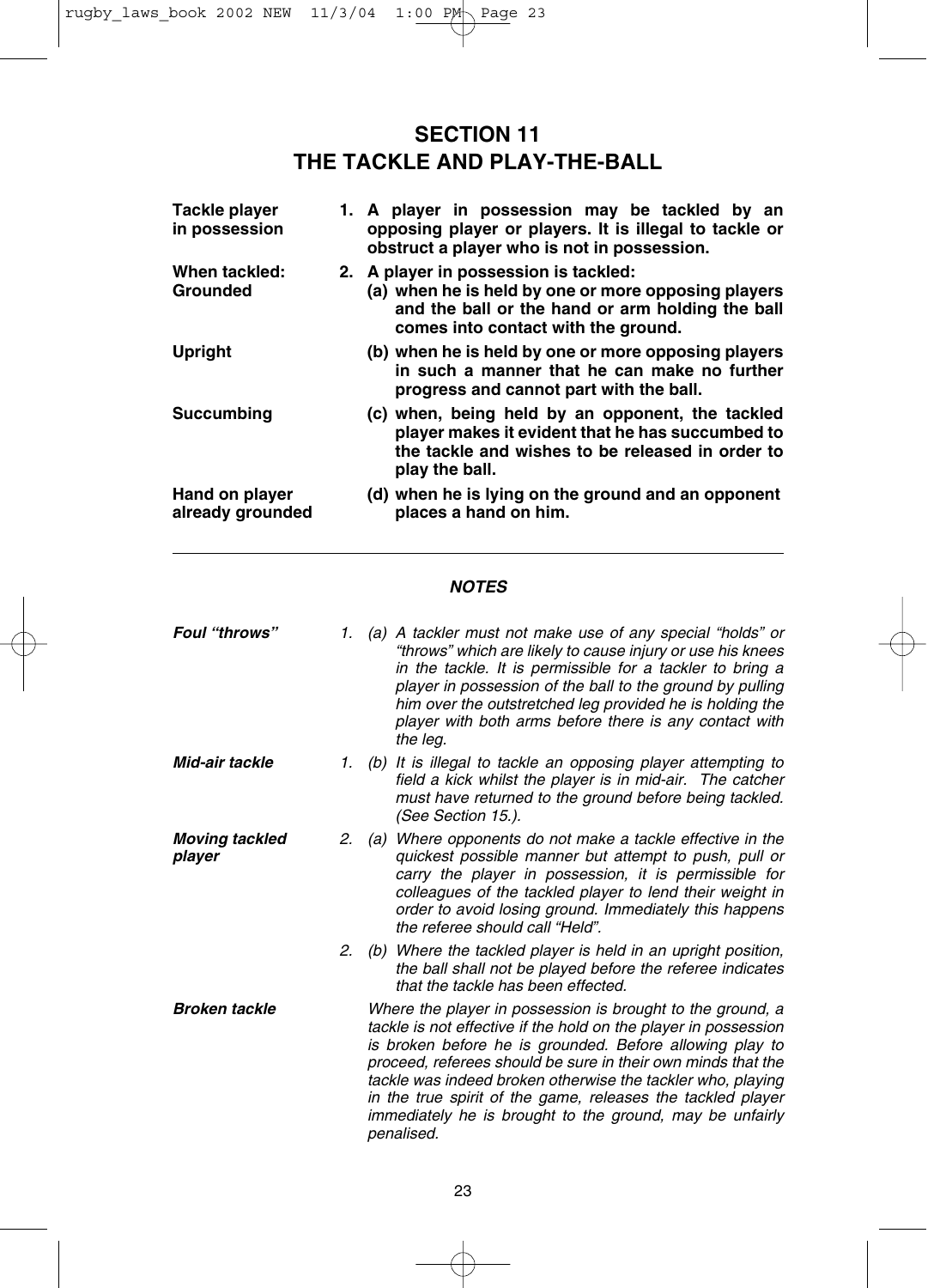# SECTION 11
# THE TACKLE AND PLAY-THE-BALL

**Tackle player in possession**

**1. A player in possession may be tackled by an opposing player or players. It is illegal to tackle or obstruct a player who is not in possession.**

**When tackled: Grounded**

**2. A player in possession is tackled:**

**(a) when he is held by one or more opposing players and the ball or the hand or arm holding the ball comes into contact with the ground.**

**Upright**

**(b) when he is held by one or more opposing players in such a manner that he can make no further progress and cannot part with the ball.**

**Succumbing**

**(c) when, being held by an opponent, the tackled player makes it evident that he has succumbed to the tackle and wishes to be released in order to play the ball.**

**Hand on player already grounded**

**(d) when he is lying on the ground and an opponent places a hand on him.**

---

## *NOTES*

***Foul "throws"***

*1. (a) A tackler must not make use of any special "holds" or "throws" which are likely to cause injury or use his knees in the tackle. It is permissible for a tackler to bring a player in possession of the ball to the ground by pulling him over the outstretched leg provided he is holding the player with both arms before there is any contact with the leg.*

***Mid-air tackle***

*1. (b) It is illegal to tackle an opposing player attempting to field a kick whilst the player is in mid-air. The catcher must have returned to the ground before being tackled. (See Section 15.).*

***Moving tackled player***

*2. (a) Where opponents do not make a tackle effective in the quickest possible manner but attempt to push, pull or carry the player in possession, it is permissible for colleagues of the tackled player to lend their weight in order to avoid losing ground. Immediately this happens the referee should call "Held".*

*2. (b) Where the tackled player is held in an upright position, the ball shall not be played before the referee indicates that the tackle has been effected.*

***Broken tackle***

*Where the player in possession is brought to the ground, a tackle is not effective if the hold on the player in possession is broken before he is grounded. Before allowing play to proceed, referees should be sure in their own minds that the tackle was indeed broken otherwise the tackler who, playing in the true spirit of the game, releases the tackled player immediately he is brought to the ground, may be unfairly penalised.*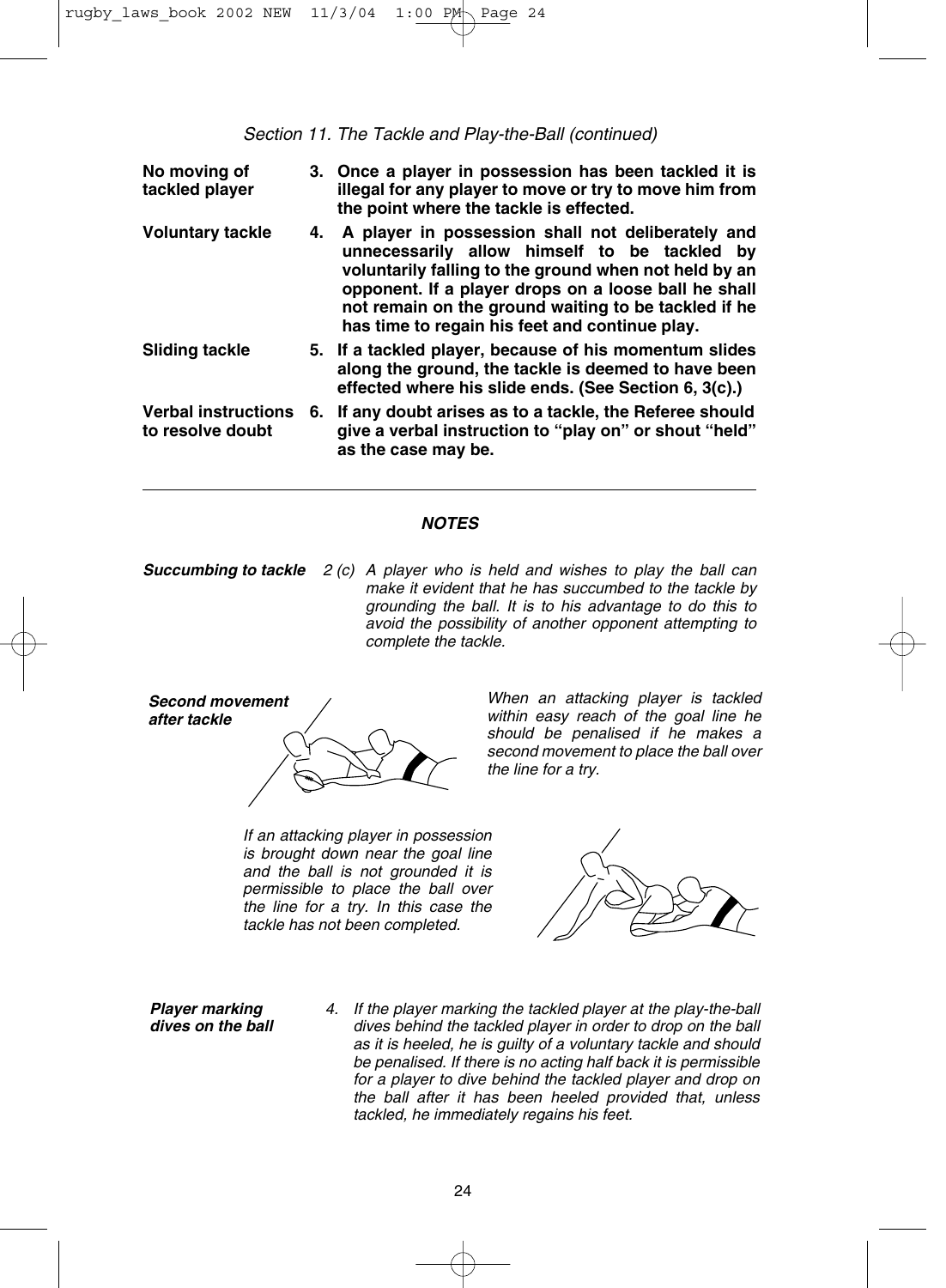*Section 11. The Tackle and Play-the-Ball (continued)*

**No moving of tackled player**

**3. Once a player in possession has been tackled it is illegal for any player to move or try to move him from the point where the tackle is effected.**

**Voluntary tackle**

**4. A player in possession shall not deliberately and unnecessarily allow himself to be tackled by voluntarily falling to the ground when not held by an opponent. If a player drops on a loose ball he shall not remain on the ground waiting to be tackled if he has time to regain his feet and continue play.**

**Sliding tackle**

**5. If a tackled player, because of his momentum slides along the ground, the tackle is deemed to have been effected where his slide ends. (See Section 6, 3(c).)**

**Verbal instructions to resolve doubt**

**6. If any doubt arises as to a tackle, the Referee should give a verbal instruction to "play on" or shout "held" as the case may be.**

---

## *NOTES*

***Succumbing to tackle***

*2 (c) A player who is held and wishes to play the ball can make it evident that he has succumbed to the tackle by grounding the ball. It is to his advantage to do this to avoid the possibility of another opponent attempting to complete the tackle.*

***Second movement after tackle***

*When an attacking player is tackled within easy reach of the goal line he should be penalised if he makes a second movement to place the ball over the line for a try.*

*If an attacking player in possession is brought down near the goal line and the ball is not grounded it is permissible to place the ball over the line for a try. In this case the tackle has not been completed.*

***Player marking dives on the ball***

*4. If the player marking the tackled player at the play-the-ball dives behind the tackled player in order to drop on the ball as it is heeled, he is guilty of a voluntary tackle and should be penalised. If there is no acting half back it is permissible for a player to dive behind the tackled player and drop on the ball after it has been heeled provided that, unless tackled, he immediately regains his feet.*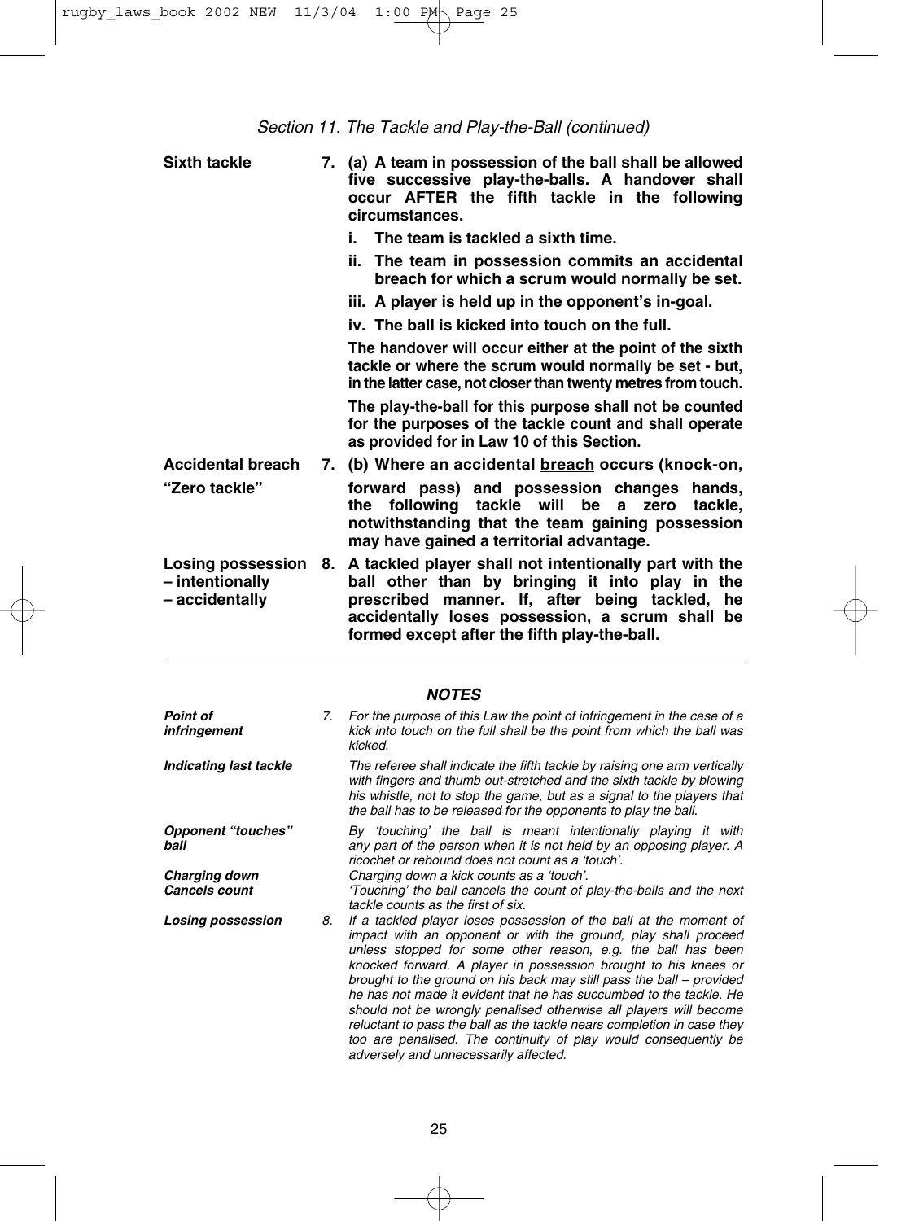*Section 11. The Tackle and Play-the-Ball (continued)*

| | |
|---|---|
| **Sixth tackle** | **7. (a) A team in possession of the ball shall be allowed five successive play-the-balls. A handover shall occur AFTER the fifth tackle in the following circumstances.**<br>**i. The team is tackled a sixth time.**<br>**ii. The team in possession commits an accidental breach for which a scrum would normally be set.**<br>**iii. A player is held up in the opponent's in-goal.**<br>**iv. The ball is kicked into touch on the full.**<br>**The handover will occur either at the point of the sixth tackle or where the scrum would normally be set - but, in the latter case, not closer than twenty metres from touch.**<br>**The play-the-ball for this purpose shall not be counted for the purposes of the tackle count and shall operate as provided for in Law 10 of this Section.** |
| **Accidental breach**<br>**"Zero tackle"** | **7. (b) Where an accidental <u>breach</u> occurs (knock-on, forward pass) and possession changes hands, the following tackle will be a zero tackle, notwithstanding that the team gaining possession may have gained a territorial advantage.** |
| **Losing possession**<br>**– intentionally**<br>**– accidentally** | **8. A tackled player shall not intentionally part with the ball other than by bringing it into play in the prescribed manner. If, after being tackled, he accidentally loses possession, a scrum shall be formed except after the fifth play-the-ball.** |

---

***NOTES***

| | |
|---|---|
| ***Point of infringement*** | *7. For the purpose of this Law the point of infringement in the case of a kick into touch on the full shall be the point from which the ball was kicked.* |
| ***Indicating last tackle*** | *The referee shall indicate the fifth tackle by raising one arm vertically with fingers and thumb out-stretched and the sixth tackle by blowing his whistle, not to stop the game, but as a signal to the players that the ball has to be released for the opponents to play the ball.* |
| ***Opponent "touches" ball*** | *By 'touching' the ball is meant intentionally playing it with any part of the person when it is not held by an opposing player. A ricochet or rebound does not count as a 'touch'.* |
| ***Charging down*** | *Charging down a kick counts as a 'touch'.* |
| ***Cancels count*** | *'Touching' the ball cancels the count of play-the-balls and the next tackle counts as the first of six.* |
| ***Losing possession*** | *8. If a tackled player loses possession of the ball at the moment of impact with an opponent or with the ground, play shall proceed unless stopped for some other reason, e.g. the ball has been knocked forward. A player in possession brought to his knees or brought to the ground on his back may still pass the ball – provided he has not made it evident that he has succumbed to the tackle. He should not be wrongly penalised otherwise all players will become reluctant to pass the ball as the tackle nears completion in case they too are penalised. The continuity of play would consequently be adversely and unnecessarily affected.* |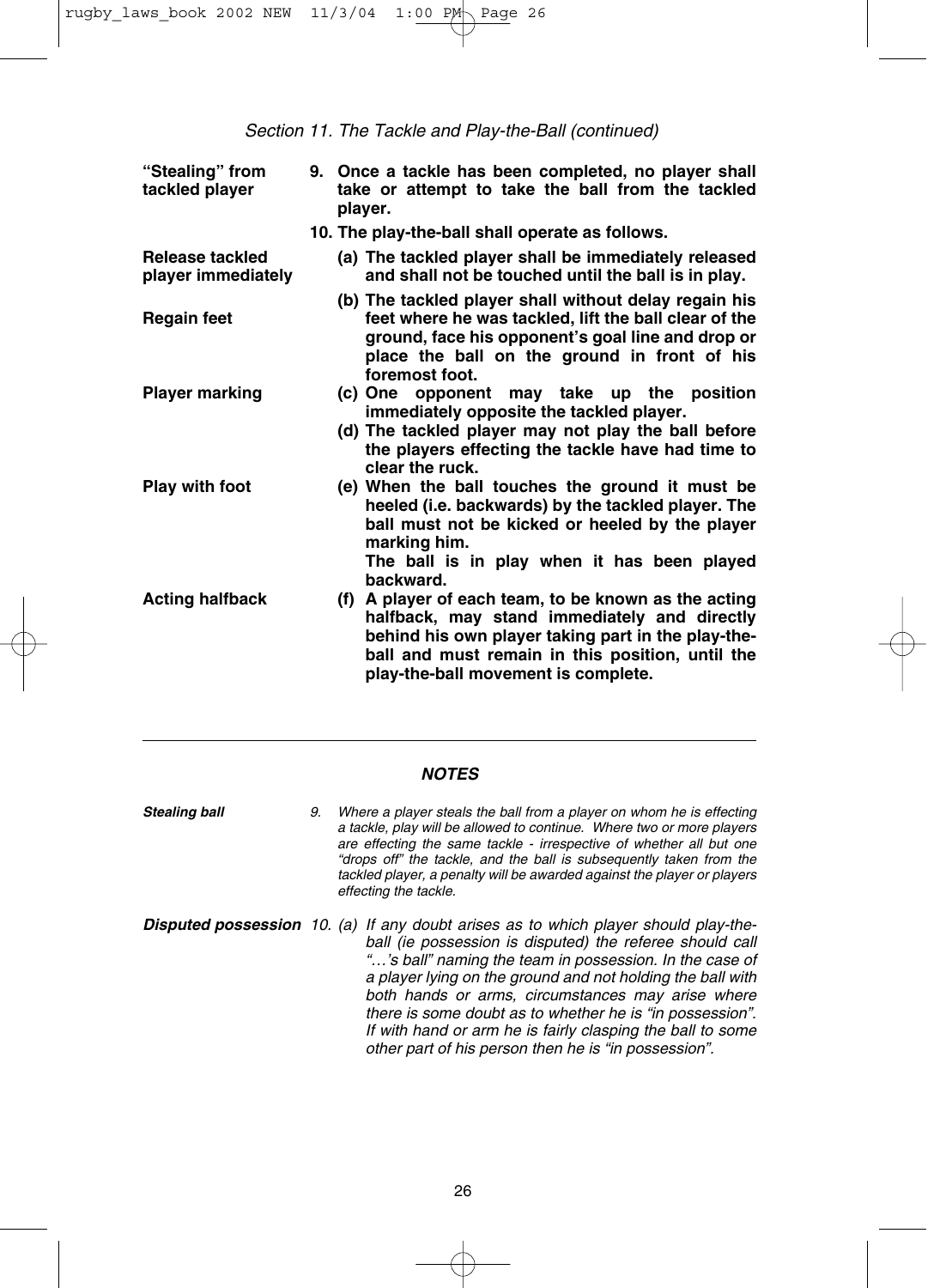*Section 11. The Tackle and Play-the-Ball (continued)*

**"Stealing" from tackled player**

**9. Once a tackle has been completed, no player shall take or attempt to take the ball from the tackled player.**

**10. The play-the-ball shall operate as follows.**

**Release tackled player immediately**

**(a) The tackled player shall be immediately released and shall not be touched until the ball is in play.**

**Regain feet**

**(b) The tackled player shall without delay regain his feet where he was tackled, lift the ball clear of the ground, face his opponent's goal line and drop or place the ball on the ground in front of his foremost foot.**

**Player marking**

**(c) One opponent may take up the position immediately opposite the tackled player.**

**(d) The tackled player may not play the ball before the players effecting the tackle have had time to clear the ruck.**

**Play with foot**

**(e) When the ball touches the ground it must be heeled (i.e. backwards) by the tackled player. The ball must not be kicked or heeled by the player marking him.**
**The ball is in play when it has been played backward.**

**Acting halfback**

**(f) A player of each team, to be known as the acting halfback, may stand immediately and directly behind his own player taking part in the play-the-ball and must remain in this position, until the play-the-ball movement is complete.**

---

***NOTES***

***Stealing ball***

*9. Where a player steals the ball from a player on whom he is effecting a tackle, play will be allowed to continue. Where two or more players are effecting the same tackle - irrespective of whether all but one "drops off" the tackle, and the ball is subsequently taken from the tackled player, a penalty will be awarded against the player or players effecting the tackle.*

***Disputed possession***

*10. (a) If any doubt arises as to which player should play-the-ball (ie possession is disputed) the referee should call "…'s ball" naming the team in possession. In the case of a player lying on the ground and not holding the ball with both hands or arms, circumstances may arise where there is some doubt as to whether he is "in possession". If with hand or arm he is fairly clasping the ball to some other part of his person then he is "in possession".*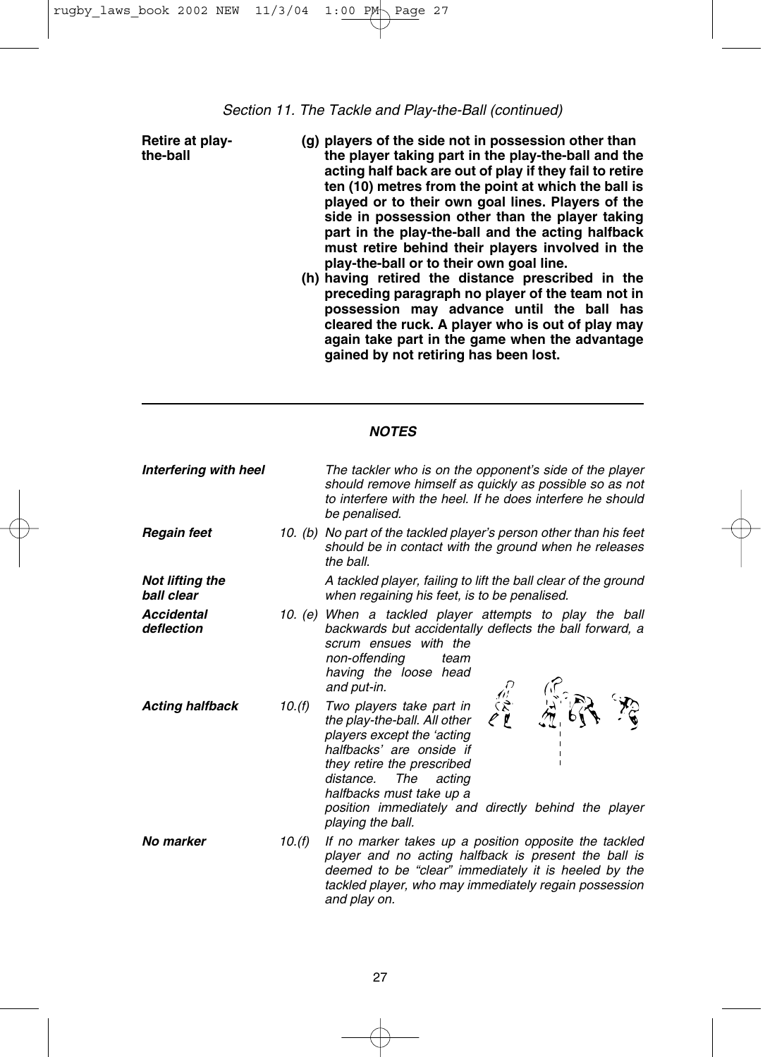*Section 11. The Tackle and Play-the-Ball (continued)*

**Retire at play-the-ball**

**(g) players of the side not in possession other than the player taking part in the play-the-ball and the acting half back are out of play if they fail to retire ten (10) metres from the point at which the ball is played or to their own goal lines. Players of the side in possession other than the player taking part in the play-the-ball and the acting halfback must retire behind their players involved in the play-the-ball or to their own goal line.**

**(h) having retired the distance prescribed in the preceding paragraph no player of the team not in possession may advance until the ball has cleared the ruck. A player who is out of play may again take part in the game when the advantage gained by not retiring has been lost.**

---

***NOTES***

***Interfering with heel*** — *The tackler who is on the opponent's side of the player should remove himself as quickly as possible so as not to interfere with the heel. If he does interfere he should be penalised.*

***Regain feet*** — *10. (b) No part of the tackled player's person other than his feet should be in contact with the ground when he releases the ball.*

***Not lifting the ball clear*** — *A tackled player, failing to lift the ball clear of the ground when regaining his feet, is to be penalised.*

***Accidental deflection*** — *10. (e) When a tackled player attempts to play the ball backwards but accidentally deflects the ball forward, a scrum ensues with the non-offending team having the loose head and put-in.*

***Acting halfback*** — *10.(f) Two players take part in the play-the-ball. All other players except the 'acting halfbacks' are onside if they retire the prescribed distance. The acting halfbacks must take up a position immediately and directly behind the player playing the ball.*

***No marker*** — *10.(f) If no marker takes up a position opposite the tackled player and no acting halfback is present the ball is deemed to be "clear" immediately it is heeled by the tackled player, who may immediately regain possession and play on.*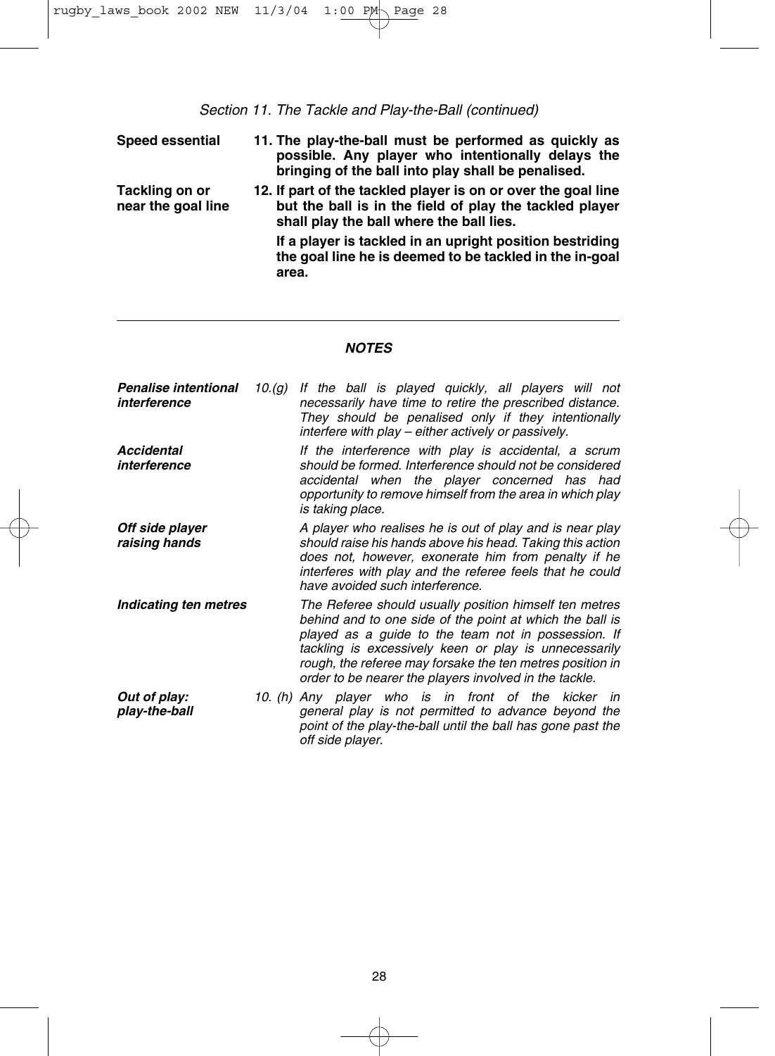*Section 11. The Tackle and Play-the-Ball (continued)*

**Speed essential**

**11. The play-the-ball must be performed as quickly as possible. Any player who intentionally delays the bringing of the ball into play shall be penalised.**

**Tackling on or near the goal line**

**12. If part of the tackled player is on or over the goal line but the ball is in the field of play the tackled player shall play the ball where the ball lies.**

**If a player is tackled in an upright position bestriding the goal line he is deemed to be tackled in the in-goal area.**

---

### *NOTES*

***Penalise intentional interference***

*10.(g) If the ball is played quickly, all players will not necessarily have time to retire the prescribed distance. They should be penalised only if they intentionally interfere with play – either actively or passively.*

***Accidental interference***

*If the interference with play is accidental, a scrum should be formed. Interference should not be considered accidental when the player concerned has had opportunity to remove himself from the area in which play is taking place.*

***Off side player raising hands***

*A player who realises he is out of play and is near play should raise his hands above his head. Taking this action does not, however, exonerate him from penalty if he interferes with play and the referee feels that he could have avoided such interference.*

***Indicating ten metres***

*The Referee should usually position himself ten metres behind and to one side of the point at which the ball is played as a guide to the team not in possession. If tackling is excessively keen or play is unnecessarily rough, the referee may forsake the ten metres position in order to be nearer the players involved in the tackle.*

***Out of play: play-the-ball***

*10. (h) Any player who is in front of the kicker in general play is not permitted to advance beyond the point of the play-the-ball until the ball has gone past the off side player.*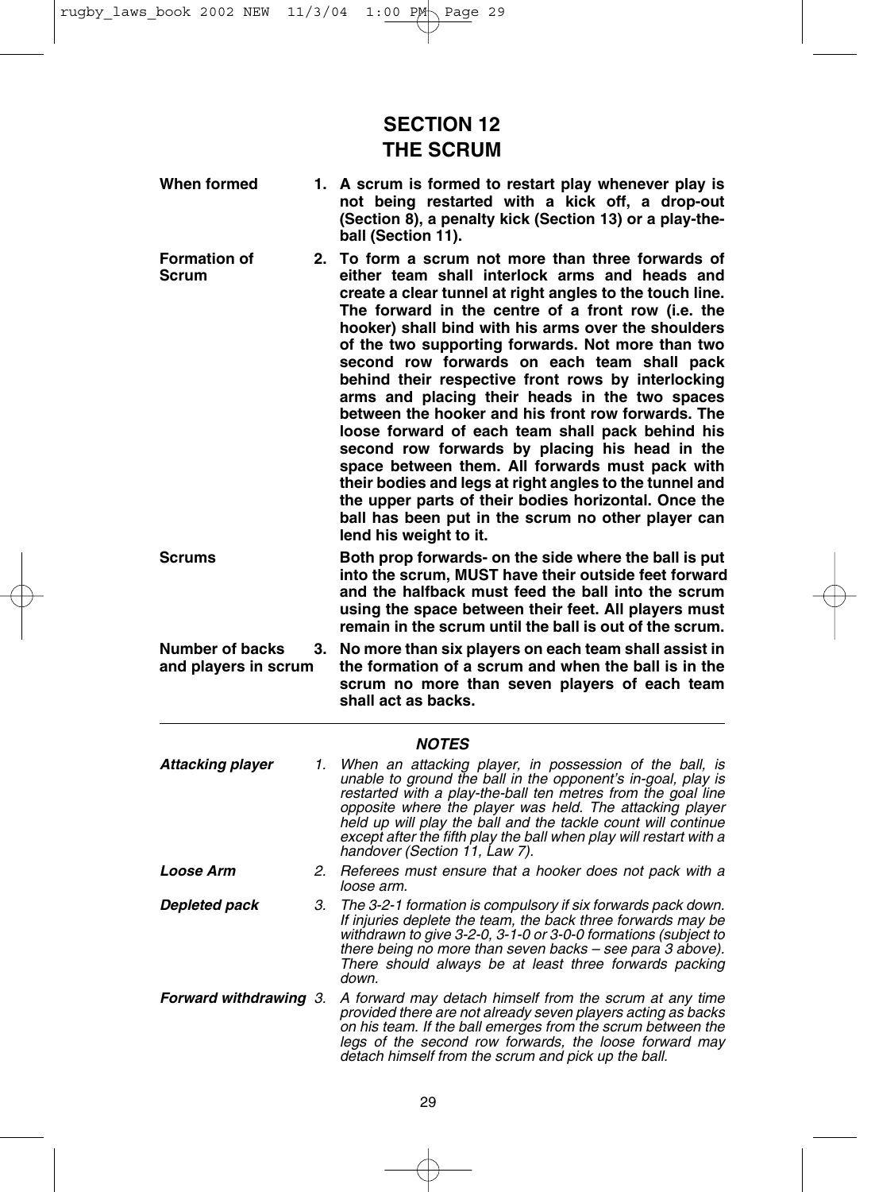# SECTION 12
# THE SCRUM

**When formed**

**1. A scrum is formed to restart play whenever play is not being restarted with a kick off, a drop-out (Section 8), a penalty kick (Section 13) or a play-the-ball (Section 11).**

**Formation of Scrum**

**2. To form a scrum not more than three forwards of either team shall interlock arms and heads and create a clear tunnel at right angles to the touch line. The forward in the centre of a front row (i.e. the hooker) shall bind with his arms over the shoulders of the two supporting forwards. Not more than two second row forwards on each team shall pack behind their respective front rows by interlocking arms and placing their heads in the two spaces between the hooker and his front row forwards. The loose forward of each team shall pack behind his second row forwards by placing his head in the space between them. All forwards must pack with their bodies and legs at right angles to the tunnel and the upper parts of their bodies horizontal. Once the ball has been put in the scrum no other player can lend his weight to it.**

**Scrums**

**Both prop forwards- on the side where the ball is put into the scrum, MUST have their outside feet forward and the halfback must feed the ball into the scrum using the space between their feet. All players must remain in the scrum until the ball is out of the scrum.**

**Number of backs and players in scrum**

**3. No more than six players on each team shall assist in the formation of a scrum and when the ball is in the scrum no more than seven players of each team shall act as backs.**

---

***NOTES***

***Attacking player***

*1. When an attacking player, in possession of the ball, is unable to ground the ball in the opponent's in-goal, play is restarted with a play-the-ball ten metres from the goal line opposite where the player was held. The attacking player held up will play the ball and the tackle count will continue except after the fifth play the ball when play will restart with a handover (Section 11, Law 7).*

***Loose Arm***

*2. Referees must ensure that a hooker does not pack with a loose arm.*

***Depleted pack***

*3. The 3-2-1 formation is compulsory if six forwards pack down. If injuries deplete the team, the back three forwards may be withdrawn to give 3-2-0, 3-1-0 or 3-0-0 formations (subject to there being no more than seven backs – see para 3 above). There should always be at least three forwards packing down.*

***Forward withdrawing***

*3. A forward may detach himself from the scrum at any time provided there are not already seven players acting as backs on his team. If the ball emerges from the scrum between the legs of the second row forwards, the loose forward may detach himself from the scrum and pick up the ball.*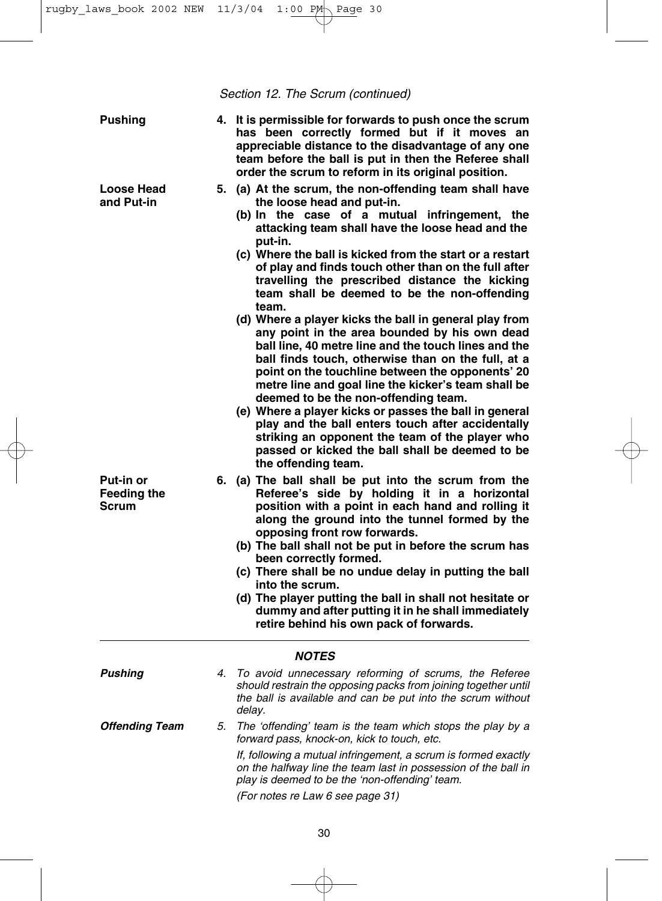*Section 12. The Scrum (continued)*

**Pushing**

**4. It is permissible for forwards to push once the scrum has been correctly formed but if it moves an appreciable distance to the disadvantage of any one team before the ball is put in then the Referee shall order the scrum to reform in its original position.**

**Loose Head and Put-in**

**5. (a) At the scrum, the non-offending team shall have the loose head and put-in.**

**(b) In the case of a mutual infringement, the attacking team shall have the loose head and the put-in.**

**(c) Where the ball is kicked from the start or a restart of play and finds touch other than on the full after travelling the prescribed distance the kicking team shall be deemed to be the non-offending team.**

**(d) Where a player kicks the ball in general play from any point in the area bounded by his own dead ball line, 40 metre line and the touch lines and the ball finds touch, otherwise than on the full, at a point on the touchline between the opponents' 20 metre line and goal line the kicker's team shall be deemed to be the non-offending team.**

**(e) Where a player kicks or passes the ball in general play and the ball enters touch after accidentally striking an opponent the team of the player who passed or kicked the ball shall be deemed to be the offending team.**

**Put-in or Feeding the Scrum**

**6. (a) The ball shall be put into the scrum from the Referee's side by holding it in a horizontal position with a point in each hand and rolling it along the ground into the tunnel formed by the opposing front row forwards.**

**(b) The ball shall not be put in before the scrum has been correctly formed.**

**(c) There shall be no undue delay in putting the ball into the scrum.**

**(d) The player putting the ball in shall not hesitate or dummy and after putting it in he shall immediately retire behind his own pack of forwards.**

---

***NOTES***

***Pushing***

*4. To avoid unnecessary reforming of scrums, the Referee should restrain the opposing packs from joining together until the ball is available and can be put into the scrum without delay.*

***Offending Team***

*5. The 'offending' team is the team which stops the play by a forward pass, knock-on, kick to touch, etc.*

*If, following a mutual infringement, a scrum is formed exactly on the halfway line the team last in possession of the ball in play is deemed to be the 'non-offending' team.*

*(For notes re Law 6 see page 31)*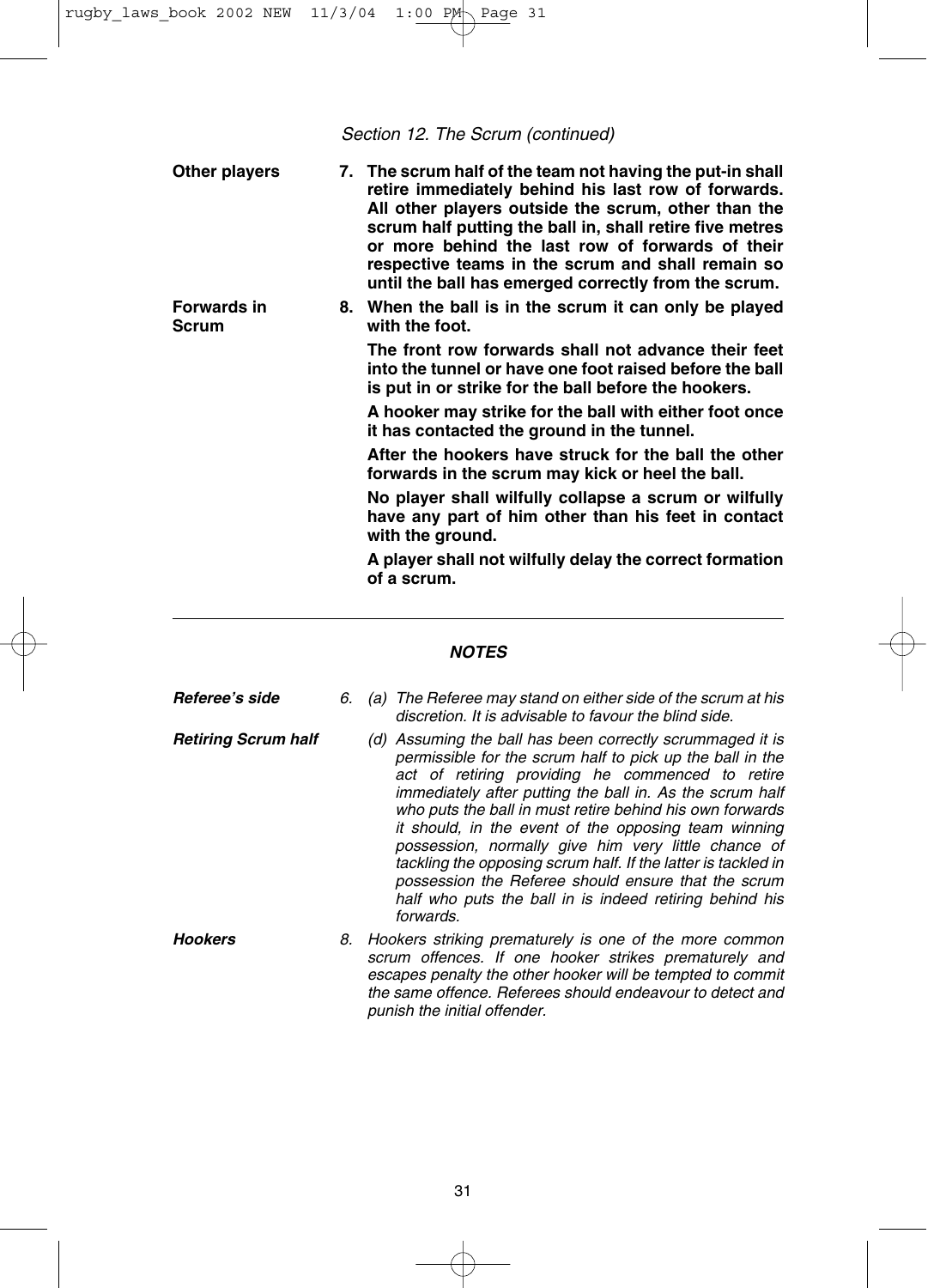*Section 12. The Scrum (continued)*

**Other players**

**7. The scrum half of the team not having the put-in shall retire immediately behind his last row of forwards. All other players outside the scrum, other than the scrum half putting the ball in, shall retire five metres or more behind the last row of forwards of their respective teams in the scrum and shall remain so until the ball has emerged correctly from the scrum.**

**Forwards in Scrum**

**8. When the ball is in the scrum it can only be played with the foot.**

**The front row forwards shall not advance their feet into the tunnel or have one foot raised before the ball is put in or strike for the ball before the hookers.**

**A hooker may strike for the ball with either foot once it has contacted the ground in the tunnel.**

**After the hookers have struck for the ball the other forwards in the scrum may kick or heel the ball.**

**No player shall wilfully collapse a scrum or wilfully have any part of him other than his feet in contact with the ground.**

**A player shall not wilfully delay the correct formation of a scrum.**

---

## ***NOTES***

***Referee's side***

*6. (a) The Referee may stand on either side of the scrum at his discretion. It is advisable to favour the blind side.*

***Retiring Scrum half***

*(d) Assuming the ball has been correctly scrummaged it is permissible for the scrum half to pick up the ball in the act of retiring providing he commenced to retire immediately after putting the ball in. As the scrum half who puts the ball in must retire behind his own forwards it should, in the event of the opposing team winning possession, normally give him very little chance of tackling the opposing scrum half. If the latter is tackled in possession the Referee should ensure that the scrum half who puts the ball in is indeed retiring behind his forwards.*

***Hookers***

*8. Hookers striking prematurely is one of the more common scrum offences. If one hooker strikes prematurely and escapes penalty the other hooker will be tempted to commit the same offence. Referees should endeavour to detect and punish the initial offender.*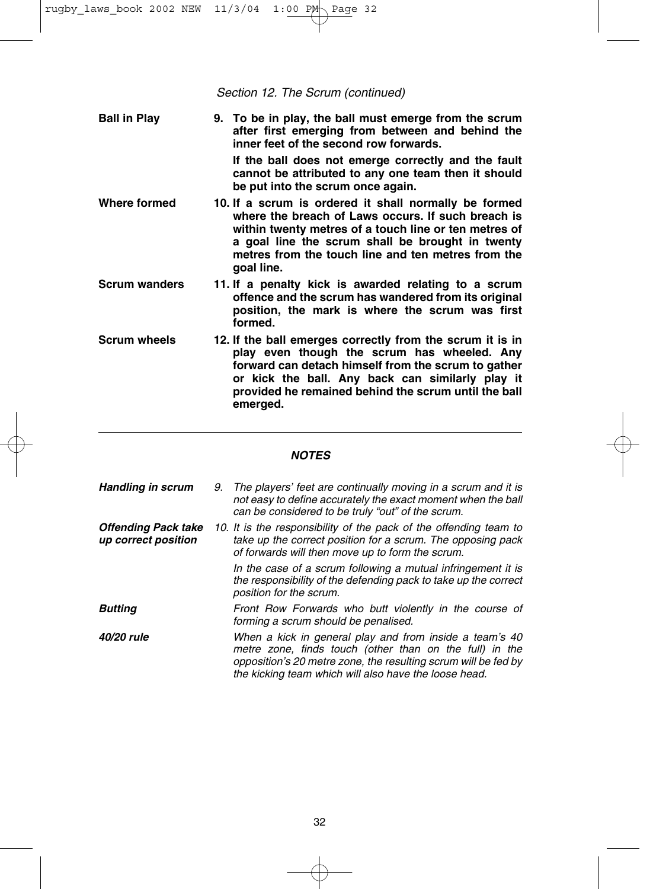*Section 12. The Scrum (continued)*

| | |
|---|---|
| **Ball in Play** | **9. To be in play, the ball must emerge from the scrum after first emerging from between and behind the inner feet of the second row forwards.**<br><br>**If the ball does not emerge correctly and the fault cannot be attributed to any one team then it should be put into the scrum once again.** |
| **Where formed** | **10. If a scrum is ordered it shall normally be formed where the breach of Laws occurs. If such breach is within twenty metres of a touch line or ten metres of a goal line the scrum shall be brought in twenty metres from the touch line and ten metres from the goal line.** |
| **Scrum wanders** | **11. If a penalty kick is awarded relating to a scrum offence and the scrum has wandered from its original position, the mark is where the scrum was first formed.** |
| **Scrum wheels** | **12. If the ball emerges correctly from the scrum it is in play even though the scrum has wheeled. Any forward can detach himself from the scrum to gather or kick the ball. Any back can similarly play it provided he remained behind the scrum until the ball emerged.** |

---

***NOTES***

| | |
|---|---|
| ***Handling in scrum*** | *9. The players' feet are continually moving in a scrum and it is not easy to define accurately the exact moment when the ball can be considered to be truly "out" of the scrum.* |
| ***Offending Pack take up correct position*** | *10. It is the responsibility of the pack of the offending team to take up the correct position for a scrum. The opposing pack of forwards will then move up to form the scrum.*<br><br>*In the case of a scrum following a mutual infringement it is the responsibility of the defending pack to take up the correct position for the scrum.* |
| ***Butting*** | *Front Row Forwards who butt violently in the course of forming a scrum should be penalised.* |
| ***40/20 rule*** | *When a kick in general play and from inside a team's 40 metre zone, finds touch (other than on the full) in the opposition's 20 metre zone, the resulting scrum will be fed by the kicking team which will also have the loose head.* |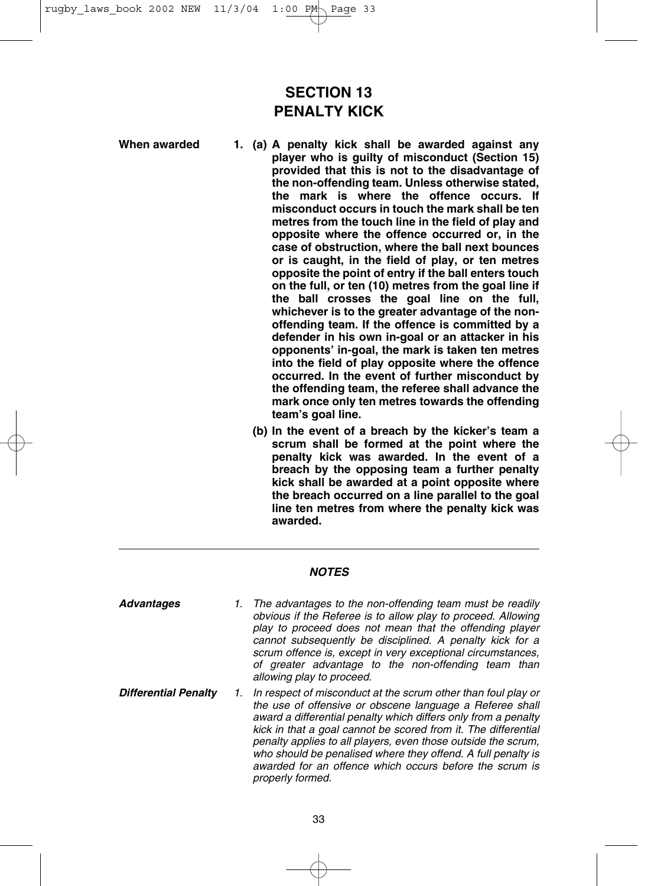# SECTION 13
# PENALTY KICK

**When awarded**

**1. (a) A penalty kick shall be awarded against any player who is guilty of misconduct (Section 15) provided that this is not to the disadvantage of the non-offending team. Unless otherwise stated, the mark is where the offence occurs. If misconduct occurs in touch the mark shall be ten metres from the touch line in the field of play and opposite where the offence occurred or, in the case of obstruction, where the ball next bounces or is caught, in the field of play, or ten metres opposite the point of entry if the ball enters touch on the full, or ten (10) metres from the goal line if the ball crosses the goal line on the full, whichever is to the greater advantage of the non-offending team. If the offence is committed by a defender in his own in-goal or an attacker in his opponents' in-goal, the mark is taken ten metres into the field of play opposite where the offence occurred. In the event of further misconduct by the offending team, the referee shall advance the mark once only ten metres towards the offending team's goal line.**

**(b) In the event of a breach by the kicker's team a scrum shall be formed at the point where the penalty kick was awarded. In the event of a breach by the opposing team a further penalty kick shall be awarded at a point opposite where the breach occurred on a line parallel to the goal line ten metres from where the penalty kick was awarded.**

---

***NOTES***

***Advantages***

*1. The advantages to the non-offending team must be readily obvious if the Referee is to allow play to proceed. Allowing play to proceed does not mean that the offending player cannot subsequently be disciplined. A penalty kick for a scrum offence is, except in very exceptional circumstances, of greater advantage to the non-offending team than allowing play to proceed.*

***Differential Penalty***

*1. In respect of misconduct at the scrum other than foul play or the use of offensive or obscene language a Referee shall award a differential penalty which differs only from a penalty kick in that a goal cannot be scored from it. The differential penalty applies to all players, even those outside the scrum, who should be penalised where they offend. A full penalty is awarded for an offence which occurs before the scrum is properly formed.*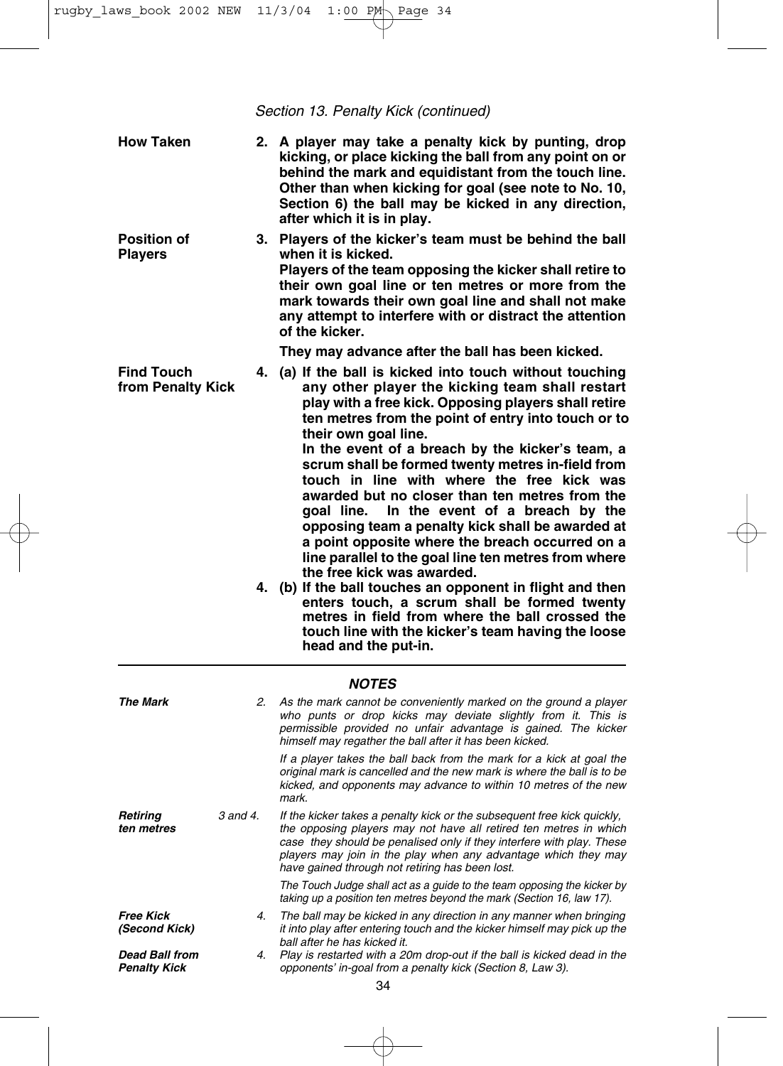*Section 13. Penalty Kick (continued)*

**How Taken**

**2. A player may take a penalty kick by punting, drop kicking, or place kicking the ball from any point on or behind the mark and equidistant from the touch line. Other than when kicking for goal (see note to No. 10, Section 6) the ball may be kicked in any direction, after which it is in play.**

**Position of Players**

**3. Players of the kicker's team must be behind the ball when it is kicked.**
**Players of the team opposing the kicker shall retire to their own goal line or ten metres or more from the mark towards their own goal line and shall not make any attempt to interfere with or distract the attention of the kicker.**

**They may advance after the ball has been kicked.**

**Find Touch from Penalty Kick**

**4. (a) If the ball is kicked into touch without touching any other player the kicking team shall restart play with a free kick. Opposing players shall retire ten metres from the point of entry into touch or to their own goal line.**
**In the event of a breach by the kicker's team, a scrum shall be formed twenty metres in-field from touch in line with where the free kick was awarded but no closer than ten metres from the goal line. In the event of a breach by the opposing team a penalty kick shall be awarded at a point opposite where the breach occurred on a line parallel to the goal line ten metres from where the free kick was awarded.**

**4. (b) If the ball touches an opponent in flight and then enters touch, a scrum shall be formed twenty metres in field from where the ball crossed the touch line with the kicker's team having the loose head and the put-in.**

---

### *NOTES*

***The Mark*** — 2.

*As the mark cannot be conveniently marked on the ground a player who punts or drop kicks may deviate slightly from it. This is permissible provided no unfair advantage is gained. The kicker himself may regather the ball after it has been kicked.*

*If a player takes the ball back from the mark for a kick at goal the original mark is cancelled and the new mark is where the ball is to be kicked, and opponents may advance to within 10 metres of the new mark.*

***Retiring ten metres*** — 3 and 4.

*If the kicker takes a penalty kick or the subsequent free kick quickly, the opposing players may not have all retired ten metres in which case they should be penalised only if they interfere with play. These players may join in the play when any advantage which they may have gained through not retiring has been lost.*

*The Touch Judge shall act as a guide to the team opposing the kicker by taking up a position ten metres beyond the mark (Section 16, law 17).*

***Free Kick (Second Kick)*** — 4.

*The ball may be kicked in any direction in any manner when bringing it into play after entering touch and the kicker himself may pick up the ball after he has kicked it.*

***Dead Ball from Penalty Kick*** — 4.

*Play is restarted with a 20m drop-out if the ball is kicked dead in the opponents' in-goal from a penalty kick (Section 8, Law 3).*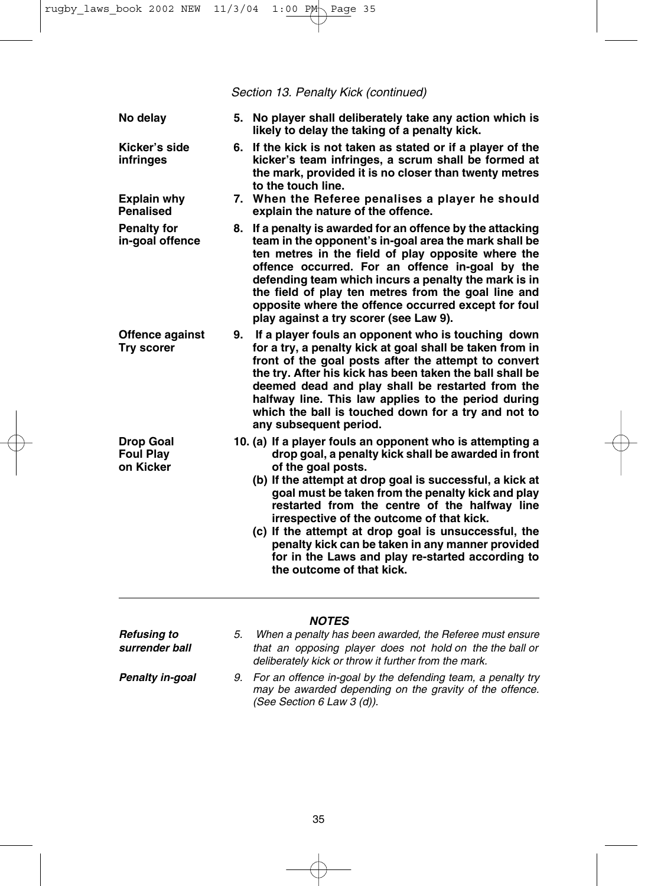*Section 13. Penalty Kick (continued)*

**No delay**

**5. No player shall deliberately take any action which is likely to delay the taking of a penalty kick.**

**Kicker's side infringes**

**6. If the kick is not taken as stated or if a player of the kicker's team infringes, a scrum shall be formed at the mark, provided it is no closer than twenty metres to the touch line.**

**Explain why Penalised**

**7. When the Referee penalises a player he should explain the nature of the offence.**

**Penalty for in-goal offence**

**8. If a penalty is awarded for an offence by the attacking team in the opponent's in-goal area the mark shall be ten metres in the field of play opposite where the offence occurred. For an offence in-goal by the defending team which incurs a penalty the mark is in the field of play ten metres from the goal line and opposite where the offence occurred except for foul play against a try scorer (see Law 9).**

**Offence against Try scorer**

**9. If a player fouls an opponent who is touching down for a try, a penalty kick at goal shall be taken from in front of the goal posts after the attempt to convert the try. After his kick has been taken the ball shall be deemed dead and play shall be restarted from the halfway line. This law applies to the period during which the ball is touched down for a try and not to any subsequent period.**

**Drop Goal Foul Play on Kicker**

**10. (a) If a player fouls an opponent who is attempting a drop goal, a penalty kick shall be awarded in front of the goal posts.**

**(b) If the attempt at drop goal is successful, a kick at goal must be taken from the penalty kick and play restarted from the centre of the halfway line irrespective of the outcome of that kick.**

**(c) If the attempt at drop goal is unsuccessful, the penalty kick can be taken in any manner provided for in the Laws and play re-started according to the outcome of that kick.**

---

***NOTES***

***Refusing to surrender ball***

*5. When a penalty has been awarded, the Referee must ensure that an opposing player does not hold on the ball or deliberately kick or throw it further from the mark.*

***Penalty in-goal***

*9. For an offence in-goal by the defending team, a penalty try may be awarded depending on the gravity of the offence. (See Section 6 Law 3 (d)).*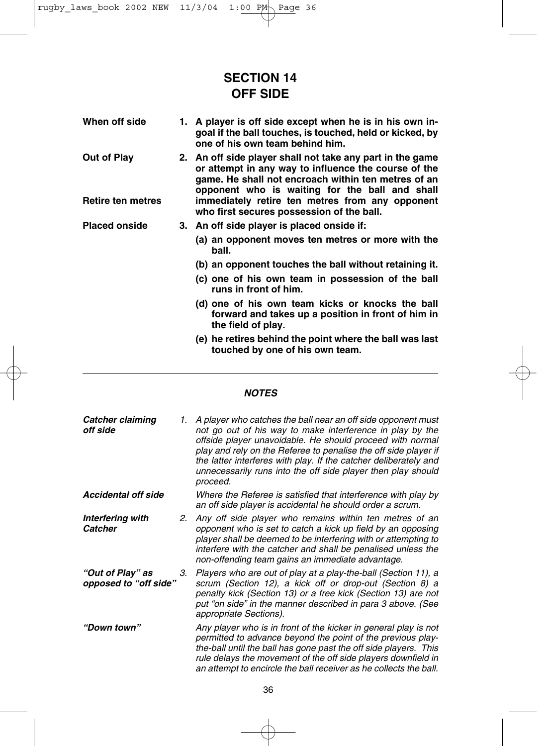# SECTION 14
# OFF SIDE

**When off side**

**1. A player is off side except when he is in his own in-goal if the ball touches, is touched, held or kicked, by one of his own team behind him.**

**Out of Play**

**Retire ten metres**

**2. An off side player shall not take any part in the game or attempt in any way to influence the course of the game. He shall not encroach within ten metres of an opponent who is waiting for the ball and shall immediately retire ten metres from any opponent who first secures possession of the ball.**

**Placed onside**

**3. An off side player is placed onside if:**

**(a) an opponent moves ten metres or more with the ball.**

**(b) an opponent touches the ball without retaining it.**

**(c) one of his own team in possession of the ball runs in front of him.**

**(d) one of his own team kicks or knocks the ball forward and takes up a position in front of him in the field of play.**

**(e) he retires behind the point where the ball was last touched by one of his own team.**

---

## *NOTES*

***Catcher claiming off side***

1. *A player who catches the ball near an off side opponent must not go out of his way to make interference in play by the offside player unavoidable. He should proceed with normal play and rely on the Referee to penalise the off side player if the latter interferes with play. If the catcher deliberately and unnecessarily runs into the off side player then play should proceed.*

***Accidental off side***

*Where the Referee is satisfied that interference with play by an off side player is accidental he should order a scrum.*

***Interfering with Catcher***

2. *Any off side player who remains within ten metres of an opponent who is set to catch a kick up field by an opposing player shall be deemed to be interfering with or attempting to interfere with the catcher and shall be penalised unless the non-offending team gains an immediate advantage.*

***"Out of Play" as opposed to "off side"***

3. *Players who are out of play at a play-the-ball (Section 11), a scrum (Section 12), a kick off or drop-out (Section 8) a penalty kick (Section 13) or a free kick (Section 13) are not put "on side" in the manner described in para 3 above. (See appropriate Sections).*

***"Down town"***

*Any player who is in front of the kicker in general play is not permitted to advance beyond the point of the previous play-the-ball until the ball has gone past the off side players. This rule delays the movement of the off side players downfield in an attempt to encircle the ball receiver as he collects the ball.*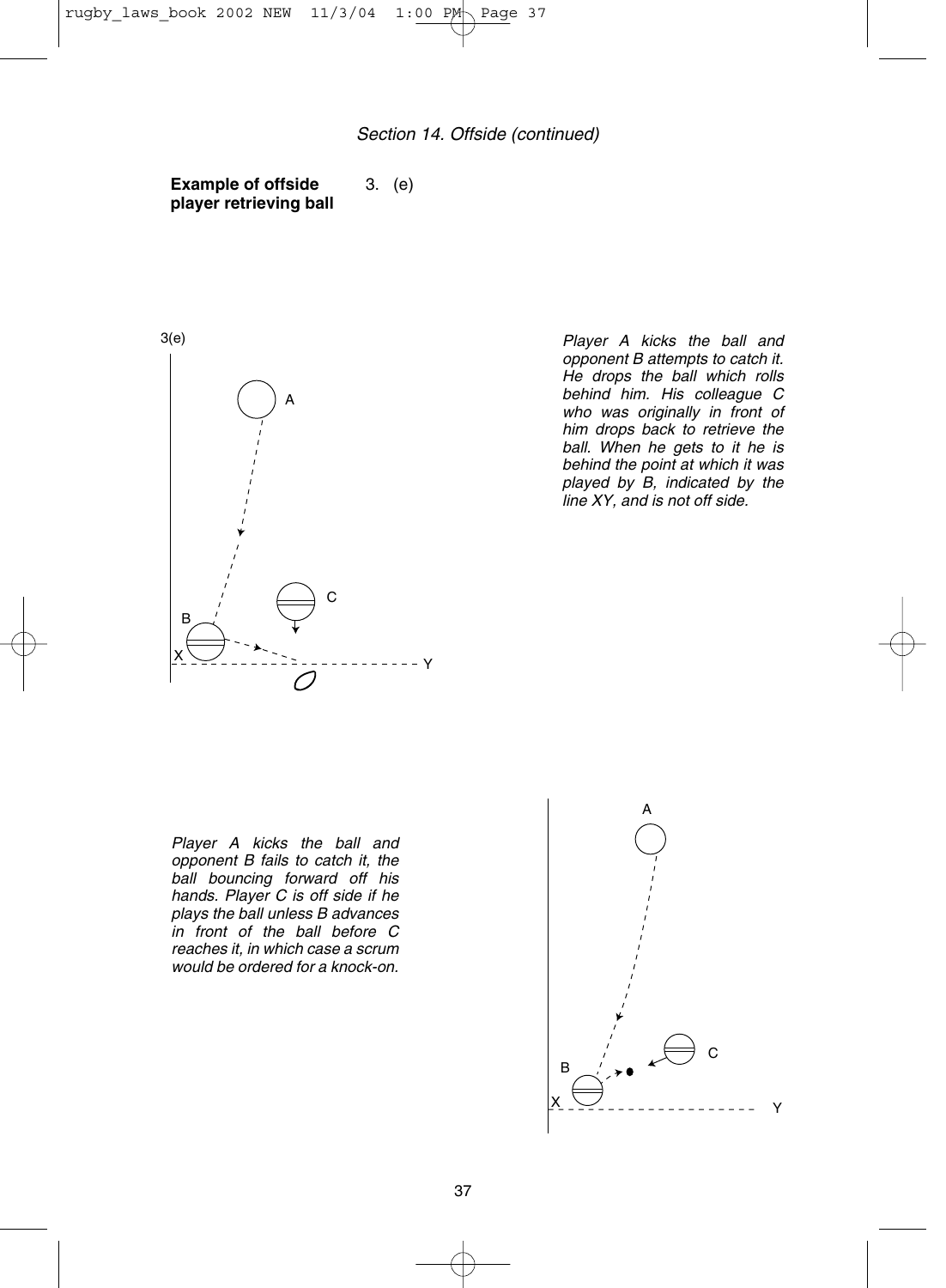*Section 14. Offside (continued)*

**Example of offside player retrieving ball**

3. (e)

3(e)

*Player A kicks the ball and opponent B attempts to catch it. He drops the ball which rolls behind him. His colleague C who was originally in front of him drops back to retrieve the ball. When he gets to it he is behind the point at which it was played by B, indicated by the line XY, and is not off side.*

*Player A kicks the ball and opponent B fails to catch it, the ball bouncing forward off his hands. Player C is off side if he plays the ball unless B advances in front of the ball before C reaches it, in which case a scrum would be ordered for a knock-on.*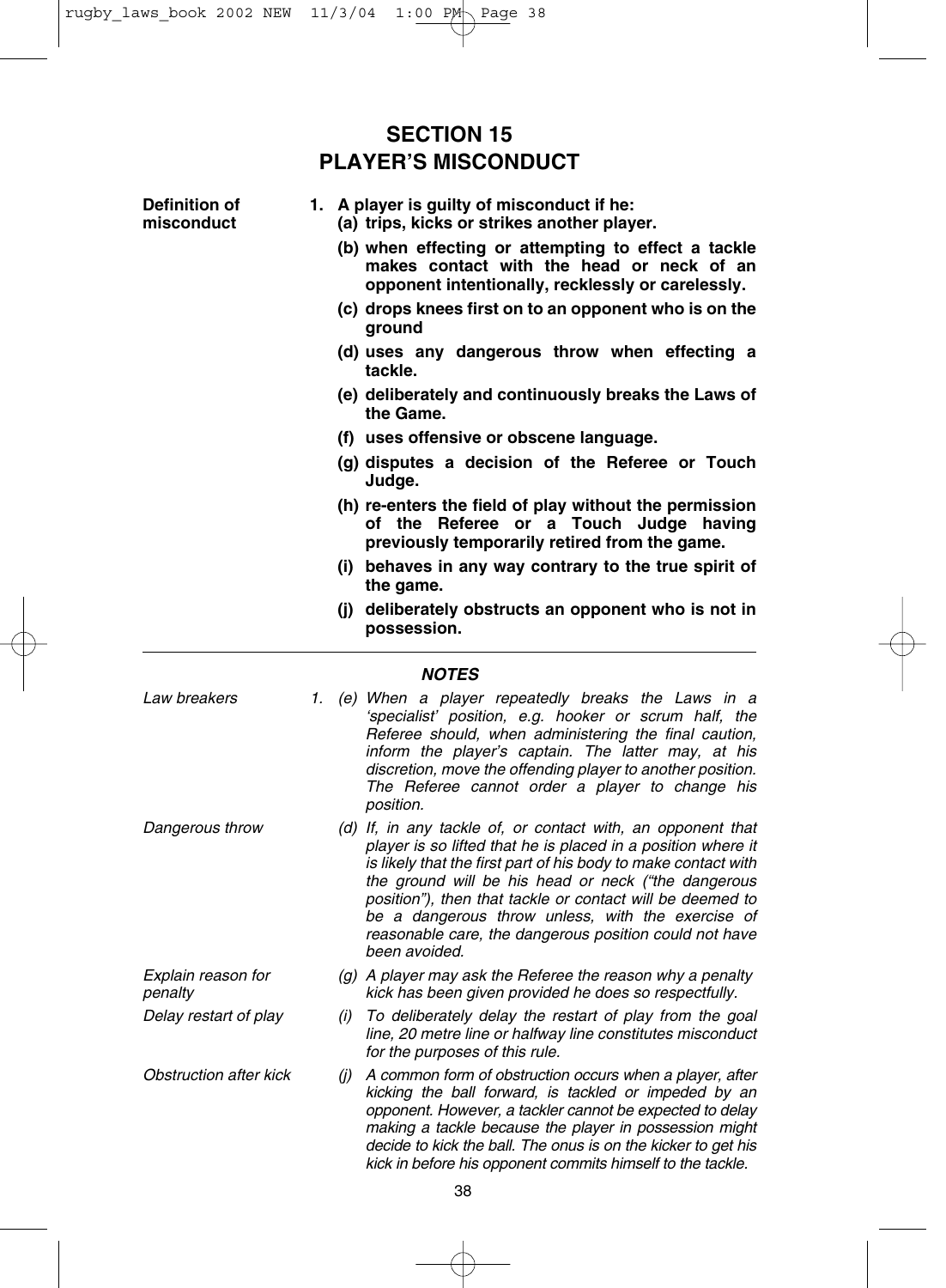# SECTION 15
# PLAYER'S MISCONDUCT

**Definition of misconduct**

**1. A player is guilty of misconduct if he:**

**(a) trips, kicks or strikes another player.**

**(b) when effecting or attempting to effect a tackle makes contact with the head or neck of an opponent intentionally, recklessly or carelessly.**

**(c) drops knees first on to an opponent who is on the ground**

**(d) uses any dangerous throw when effecting a tackle.**

**(e) deliberately and continuously breaks the Laws of the Game.**

**(f) uses offensive or obscene language.**

**(g) disputes a decision of the Referee or Touch Judge.**

**(h) re-enters the field of play without the permission of the Referee or a Touch Judge having previously temporarily retired from the game.**

**(i) behaves in any way contrary to the true spirit of the game.**

**(j) deliberately obstructs an opponent who is not in possession.**

---

***NOTES***

*Law breakers*

*1. (e) When a player repeatedly breaks the Laws in a 'specialist' position, e.g. hooker or scrum half, the Referee should, when administering the final caution, inform the player's captain. The latter may, at his discretion, move the offending player to another position. The Referee cannot order a player to change his position.*

*Dangerous throw*

*(d) If, in any tackle of, or contact with, an opponent that player is so lifted that he is placed in a position where it is likely that the first part of his body to make contact with the ground will be his head or neck ("the dangerous position"), then that tackle or contact will be deemed to be a dangerous throw unless, with the exercise of reasonable care, the dangerous position could not have been avoided.*

*Explain reason for penalty*

*(g) A player may ask the Referee the reason why a penalty kick has been given provided he does so respectfully.*

*Delay restart of play*

*(i) To deliberately delay the restart of play from the goal line, 20 metre line or halfway line constitutes misconduct for the purposes of this rule.*

*Obstruction after kick*

*(j) A common form of obstruction occurs when a player, after kicking the ball forward, is tackled or impeded by an opponent. However, a tackler cannot be expected to delay making a tackle because the player in possession might decide to kick the ball. The onus is on the kicker to get his kick in before his opponent commits himself to the tackle.*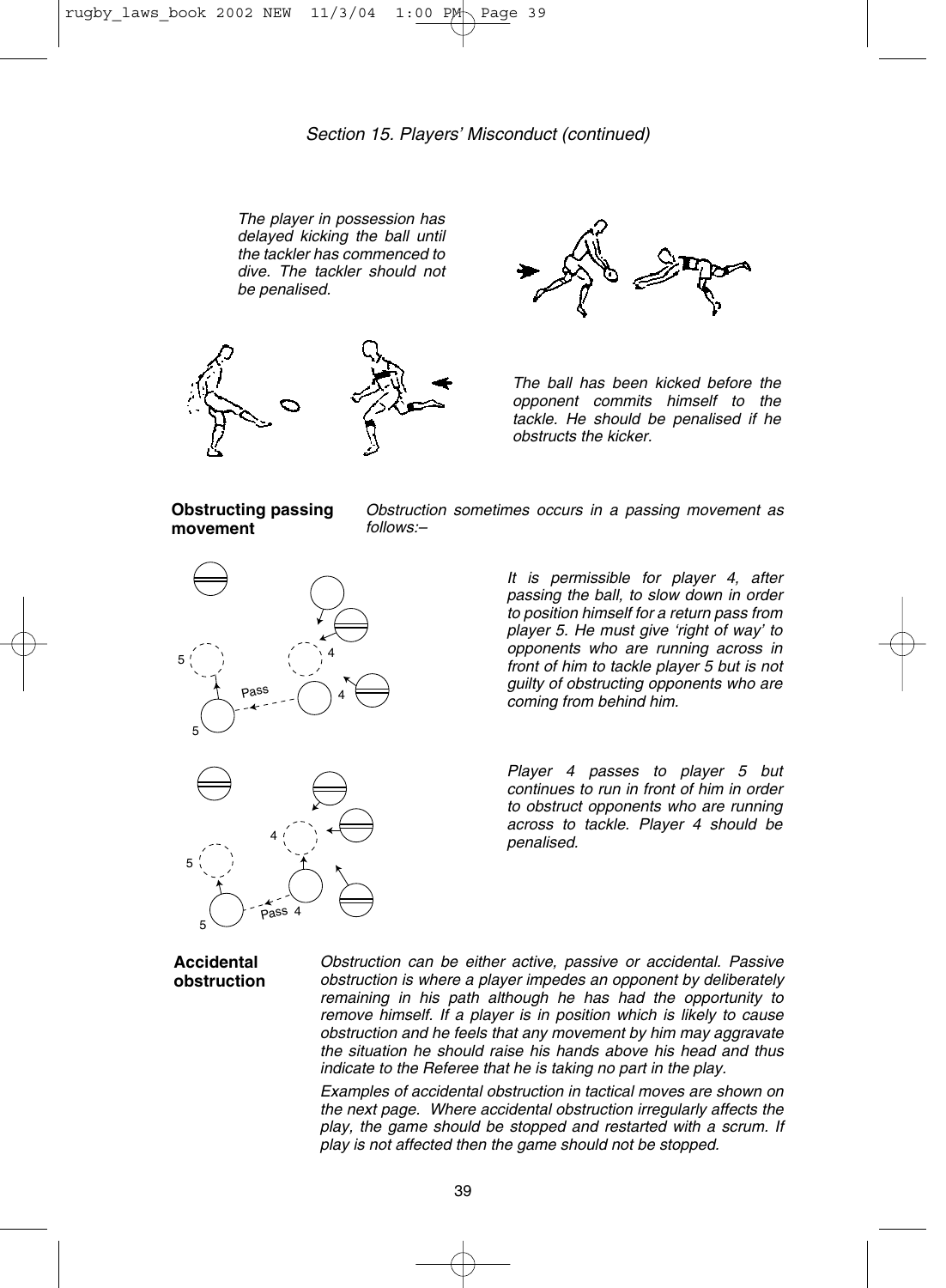*Section 15. Players' Misconduct (continued)*

*The player in possession has delayed kicking the ball until the tackler has commenced to dive. The tackler should not be penalised.*

*The ball has been kicked before the opponent commits himself to the tackle. He should be penalised if he obstructs the kicker.*

**Obstructing passing movement**

*Obstruction sometimes occurs in a passing movement as follows:–*

*It is permissible for player 4, after passing the ball, to slow down in order to position himself for a return pass from player 5. He must give 'right of way' to opponents who are running across in front of him to tackle player 5 but is not guilty of obstructing opponents who are coming from behind him.*

*Player 4 passes to player 5 but continues to run in front of him in order to obstruct opponents who are running across to tackle. Player 4 should be penalised.*

**Accidental obstruction**

*Obstruction can be either active, passive or accidental. Passive obstruction is where a player impedes an opponent by deliberately remaining in his path although he has had the opportunity to remove himself. If a player is in position which is likely to cause obstruction and he feels that any movement by him may aggravate the situation he should raise his hands above his head and thus indicate to the Referee that he is taking no part in the play.*

*Examples of accidental obstruction in tactical moves are shown on the next page. Where accidental obstruction irregularly affects the play, the game should be stopped and restarted with a scrum. If play is not affected then the game should not be stopped.*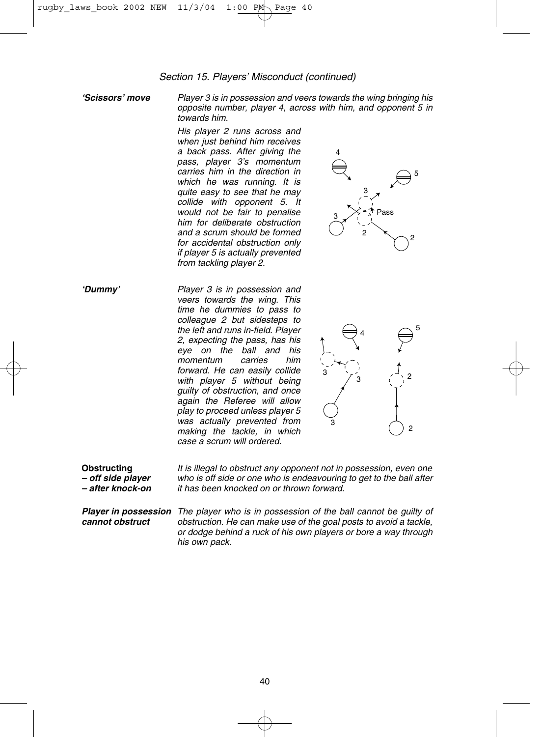*Section 15. Players' Misconduct (continued)*

***'Scissors' move***

*Player 3 is in possession and veers towards the wing bringing his opposite number, player 4, across with him, and opponent 5 in towards him.*

*His player 2 runs across and when just behind him receives a back pass. After giving the pass, player 3's momentum carries him in the direction in which he was running. It is quite easy to see that he may collide with opponent 5. It would not be fair to penalise him for deliberate obstruction and a scrum should be formed for accidental obstruction only if player 5 is actually prevented from tackling player 2.*

***'Dummy'***

*Player 3 is in possession and veers towards the wing. This time he dummies to pass to colleague 2 but sidesteps to the left and runs in-field. Player 2, expecting the pass, has his eye on the ball and his momentum carries him forward. He can easily collide with player 5 without being guilty of obstruction, and once again the Referee will allow play to proceed unless player 5 was actually prevented from making the tackle, in which case a scrum will ordered.*

**Obstructing**
***– off side player***
***– after knock-on***

*It is illegal to obstruct any opponent not in possession, even one who is off side or one who is endeavouring to get to the ball after it has been knocked on or thrown forward.*

***Player in possession cannot obstruct***

*The player who is in possession of the ball cannot be guilty of obstruction. He can make use of the goal posts to avoid a tackle, or dodge behind a ruck of his own players or bore a way through his own pack.*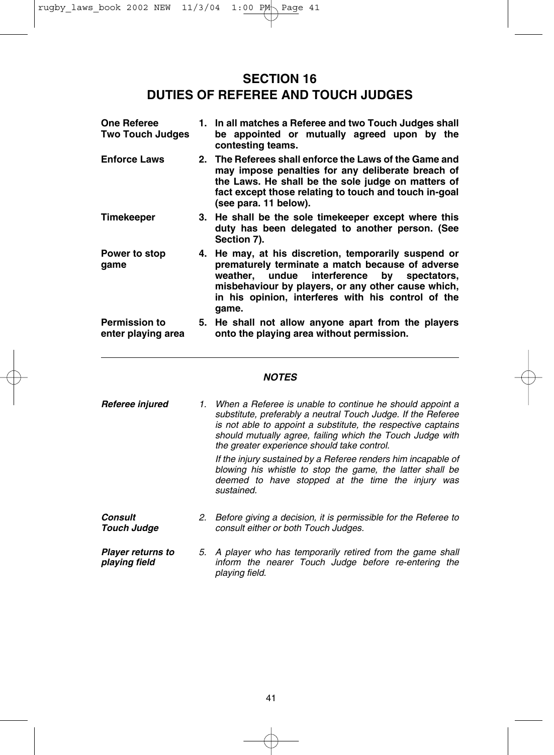# SECTION 16
# DUTIES OF REFEREE AND TOUCH JUDGES

**One Referee Two Touch Judges**

**1. In all matches a Referee and two Touch Judges shall be appointed or mutually agreed upon by the contesting teams.**

**Enforce Laws**

**2. The Referees shall enforce the Laws of the Game and may impose penalties for any deliberate breach of the Laws. He shall be the sole judge on matters of fact except those relating to touch and touch in-goal (see para. 11 below).**

**Timekeeper**

**3. He shall be the sole timekeeper except where this duty has been delegated to another person. (See Section 7).**

**Power to stop game**

**4. He may, at his discretion, temporarily suspend or prematurely terminate a match because of adverse weather, undue interference by spectators, misbehaviour by players, or any other cause which, in his opinion, interferes with his control of the game.**

**Permission to enter playing area**

**5. He shall not allow anyone apart from the players onto the playing area without permission.**

---

***NOTES***

***Referee injured***

*1. When a Referee is unable to continue he should appoint a substitute, preferably a neutral Touch Judge. If the Referee is not able to appoint a substitute, the respective captains should mutually agree, failing which the Touch Judge with the greater experience should take control.*

*If the injury sustained by a Referee renders him incapable of blowing his whistle to stop the game, the latter shall be deemed to have stopped at the time the injury was sustained.*

***Consult Touch Judge***

*2. Before giving a decision, it is permissible for the Referee to consult either or both Touch Judges.*

***Player returns to playing field***

*5. A player who has temporarily retired from the game shall inform the nearer Touch Judge before re-entering the playing field.*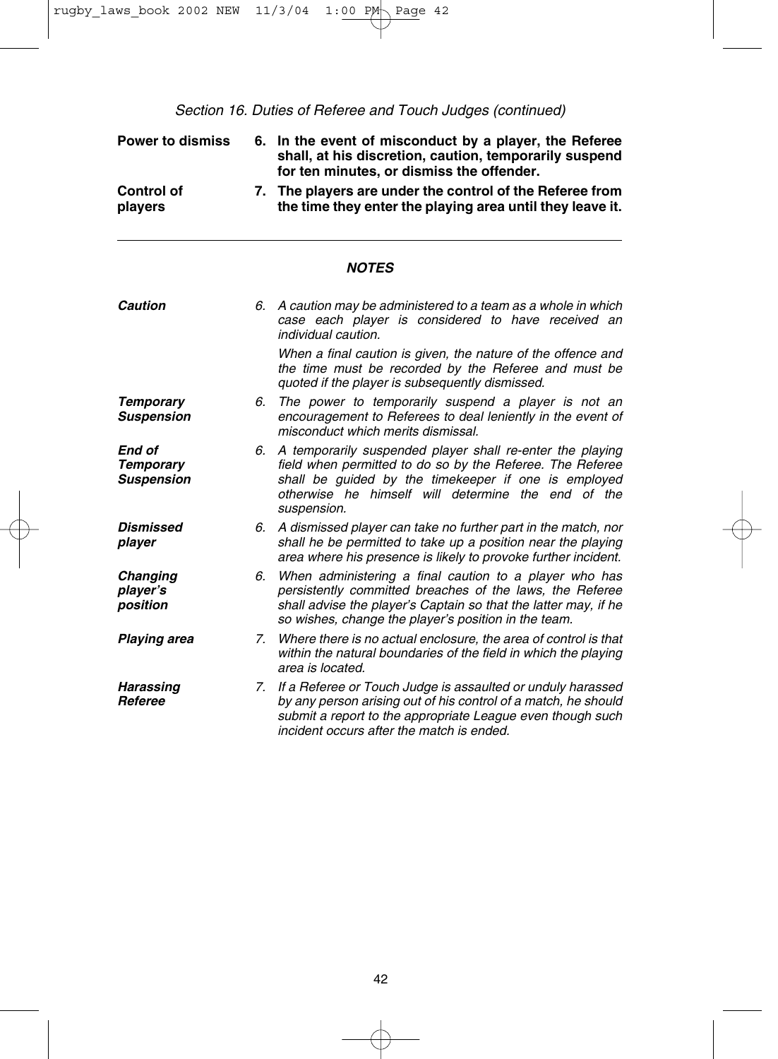*Section 16. Duties of Referee and Touch Judges (continued)*

**Power to dismiss** — **6. In the event of misconduct by a player, the Referee shall, at his discretion, caution, temporarily suspend for ten minutes, or dismiss the offender.**

**Control of players** — **7. The players are under the control of the Referee from the time they enter the playing area until they leave it.**

---

### *NOTES*

***Caution*** — *6. A caution may be administered to a team as a whole in which case each player is considered to have received an individual caution.*

*When a final caution is given, the nature of the offence and the time must be recorded by the Referee and must be quoted if the player is subsequently dismissed.*

***Temporary Suspension*** — *6. The power to temporarily suspend a player is not an encouragement to Referees to deal leniently in the event of misconduct which merits dismissal.*

***End of Temporary Suspension*** — *6. A temporarily suspended player shall re-enter the playing field when permitted to do so by the Referee. The Referee shall be guided by the timekeeper if one is employed otherwise he himself will determine the end of the suspension.*

***Dismissed player*** — *6. A dismissed player can take no further part in the match, nor shall he be permitted to take up a position near the playing area where his presence is likely to provoke further incident.*

***Changing player's position*** — *6. When administering a final caution to a player who has persistently committed breaches of the laws, the Referee shall advise the player's Captain so that the latter may, if he so wishes, change the player's position in the team.*

***Playing area*** — *7. Where there is no actual enclosure, the area of control is that within the natural boundaries of the field in which the playing area is located.*

***Harassing Referee*** — *7. If a Referee or Touch Judge is assaulted or unduly harassed by any person arising out of his control of a match, he should submit a report to the appropriate League even though such incident occurs after the match is ended.*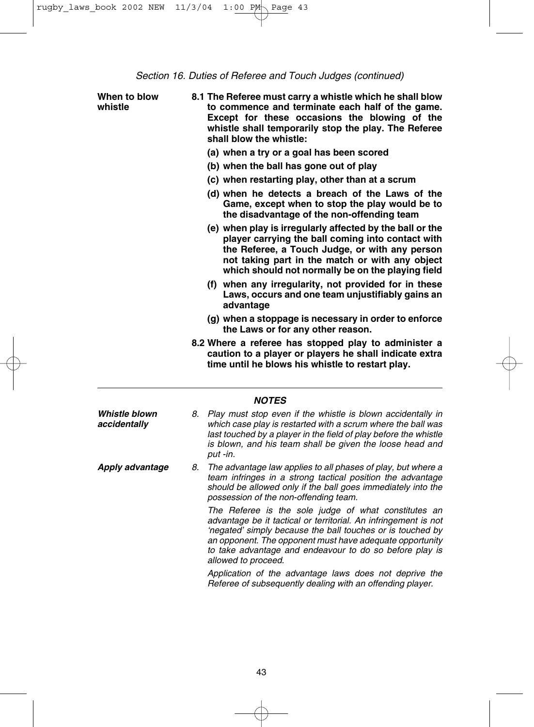*Section 16. Duties of Referee and Touch Judges (continued)*

**When to blow whistle**

**8.1 The Referee must carry a whistle which he shall blow to commence and terminate each half of the game. Except for these occasions the blowing of the whistle shall temporarily stop the play. The Referee shall blow the whistle:**

**(a) when a try or a goal has been scored**

**(b) when the ball has gone out of play**

**(c) when restarting play, other than at a scrum**

**(d) when he detects a breach of the Laws of the Game, except when to stop the play would be to the disadvantage of the non-offending team**

**(e) when play is irregularly affected by the ball or the player carrying the ball coming into contact with the Referee, a Touch Judge, or with any person not taking part in the match or with any object which should not normally be on the playing field**

**(f) when any irregularity, not provided for in these Laws, occurs and one team unjustifiably gains an advantage**

**(g) when a stoppage is necessary in order to enforce the Laws or for any other reason.**

**8.2 Where a referee has stopped play to administer a caution to a player or players he shall indicate extra time until he blows his whistle to restart play.**

---

***NOTES***

***Whistle blown accidentally***

*8. Play must stop even if the whistle is blown accidentally in which case play is restarted with a scrum where the ball was last touched by a player in the field of play before the whistle is blown, and his team shall be given the loose head and put -in.*

***Apply advantage***

*8. The advantage law applies to all phases of play, but where a team infringes in a strong tactical position the advantage should be allowed only if the ball goes immediately into the possession of the non-offending team.*

*The Referee is the sole judge of what constitutes an advantage be it tactical or territorial. An infringement is not 'negated' simply because the ball touches or is touched by an opponent. The opponent must have adequate opportunity to take advantage and endeavour to do so before play is allowed to proceed.*

*Application of the advantage laws does not deprive the Referee of subsequently dealing with an offending player.*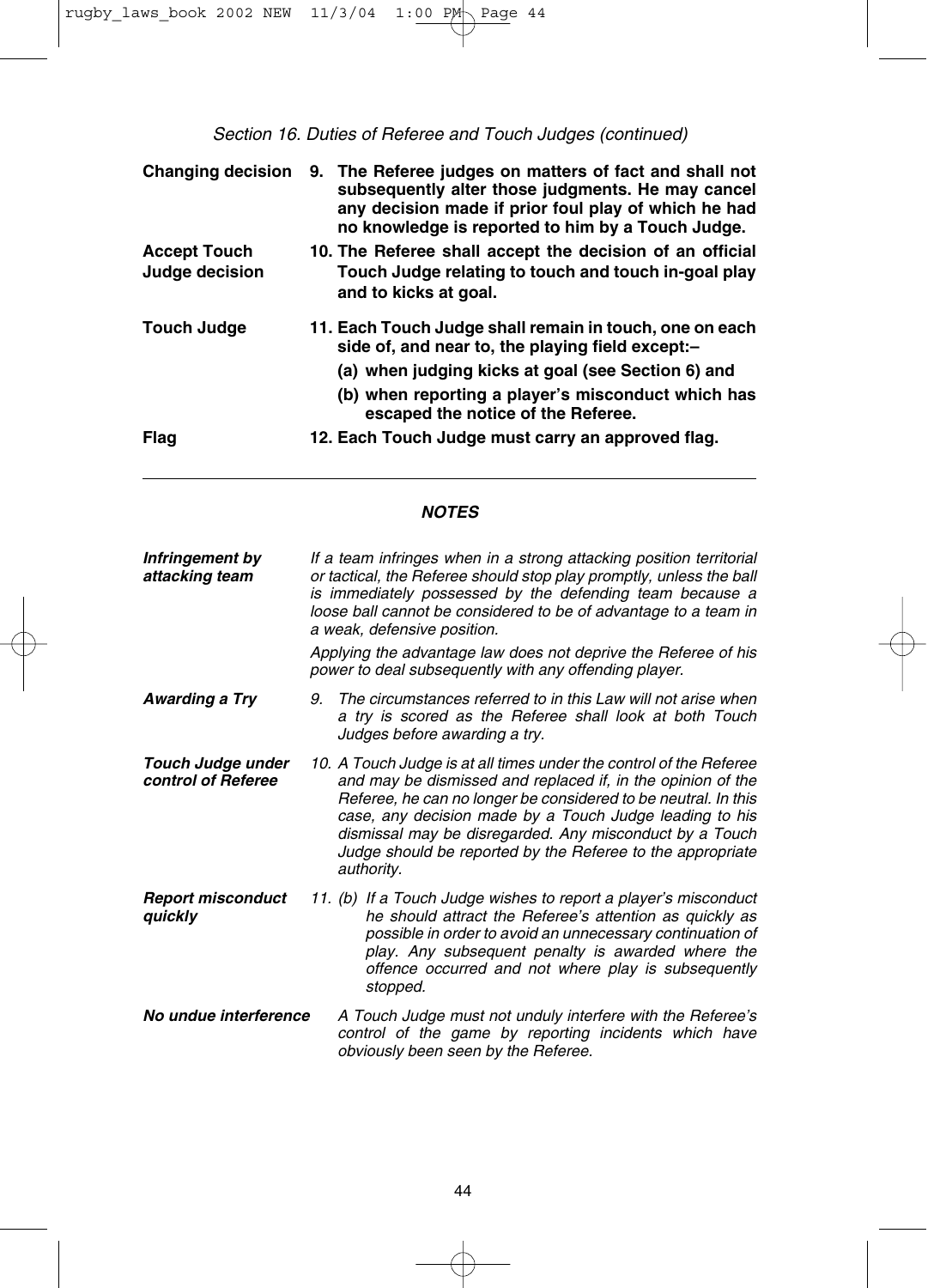*Section 16. Duties of Referee and Touch Judges (continued)*

**Changing decision** — **9. The Referee judges on matters of fact and shall not subsequently alter those judgments. He may cancel any decision made if prior foul play of which he had no knowledge is reported to him by a Touch Judge.**

**Accept Touch Judge decision** — **10. The Referee shall accept the decision of an official Touch Judge relating to touch and touch in-goal play and to kicks at goal.**

**Touch Judge** — **11. Each Touch Judge shall remain in touch, one on each side of, and near to, the playing field except:–**

**(a) when judging kicks at goal (see Section 6) and**

**(b) when reporting a player's misconduct which has escaped the notice of the Referee.**

**Flag** — **12. Each Touch Judge must carry an approved flag.**

---

***NOTES***

***Infringement by attacking team*** — *If a team infringes when in a strong attacking position territorial or tactical, the Referee should stop play promptly, unless the ball is immediately possessed by the defending team because a loose ball cannot be considered to be of advantage to a team in a weak, defensive position.*

*Applying the advantage law does not deprive the Referee of his power to deal subsequently with any offending player.*

***Awarding a Try*** — *9. The circumstances referred to in this Law will not arise when a try is scored as the Referee shall look at both Touch Judges before awarding a try.*

***Touch Judge under control of Referee*** — *10. A Touch Judge is at all times under the control of the Referee and may be dismissed and replaced if, in the opinion of the Referee, he can no longer be considered to be neutral. In this case, any decision made by a Touch Judge leading to his dismissal may be disregarded. Any misconduct by a Touch Judge should be reported by the Referee to the appropriate authority.*

***Report misconduct quickly*** — *11. (b) If a Touch Judge wishes to report a player's misconduct he should attract the Referee's attention as quickly as possible in order to avoid an unnecessary continuation of play. Any subsequent penalty is awarded where the offence occurred and not where play is subsequently stopped.*

***No undue interference*** — *A Touch Judge must not unduly interfere with the Referee's control of the game by reporting incidents which have obviously been seen by the Referee.*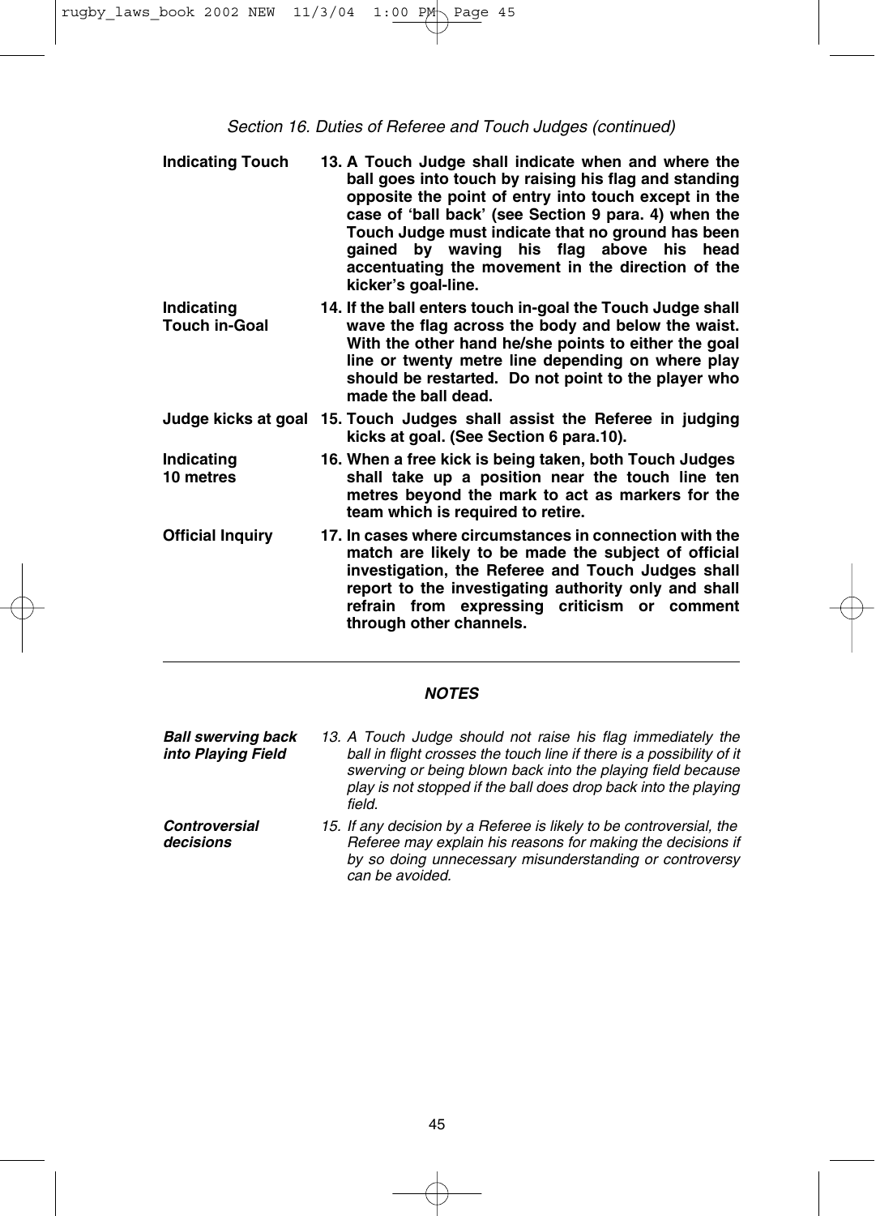*Section 16. Duties of Referee and Touch Judges (continued)*

**Indicating Touch** — **13. A Touch Judge shall indicate when and where the ball goes into touch by raising his flag and standing opposite the point of entry into touch except in the case of 'ball back' (see Section 9 para. 4) when the Touch Judge must indicate that no ground has been gained by waving his flag above his head accentuating the movement in the direction of the kicker's goal-line.**

**Indicating Touch in-Goal** — **14. If the ball enters touch in-goal the Touch Judge shall wave the flag across the body and below the waist. With the other hand he/she points to either the goal line or twenty metre line depending on where play should be restarted. Do not point to the player who made the ball dead.**

**Judge kicks at goal** — **15. Touch Judges shall assist the Referee in judging kicks at goal. (See Section 6 para.10).**

**Indicating 10 metres** — **16. When a free kick is being taken, both Touch Judges shall take up a position near the touch line ten metres beyond the mark to act as markers for the team which is required to retire.**

**Official Inquiry** — **17. In cases where circumstances in connection with the match are likely to be made the subject of official investigation, the Referee and Touch Judges shall report to the investigating authority only and shall refrain from expressing criticism or comment through other channels.**

---

## ***NOTES***

***Ball swerving back into Playing Field*** — *13. A Touch Judge should not raise his flag immediately the ball in flight crosses the touch line if there is a possibility of it swerving or being blown back into the playing field because play is not stopped if the ball does drop back into the playing field.*

***Controversial decisions*** — *15. If any decision by a Referee is likely to be controversial, the Referee may explain his reasons for making the decisions if by so doing unnecessary misunderstanding or controversy can be avoided.*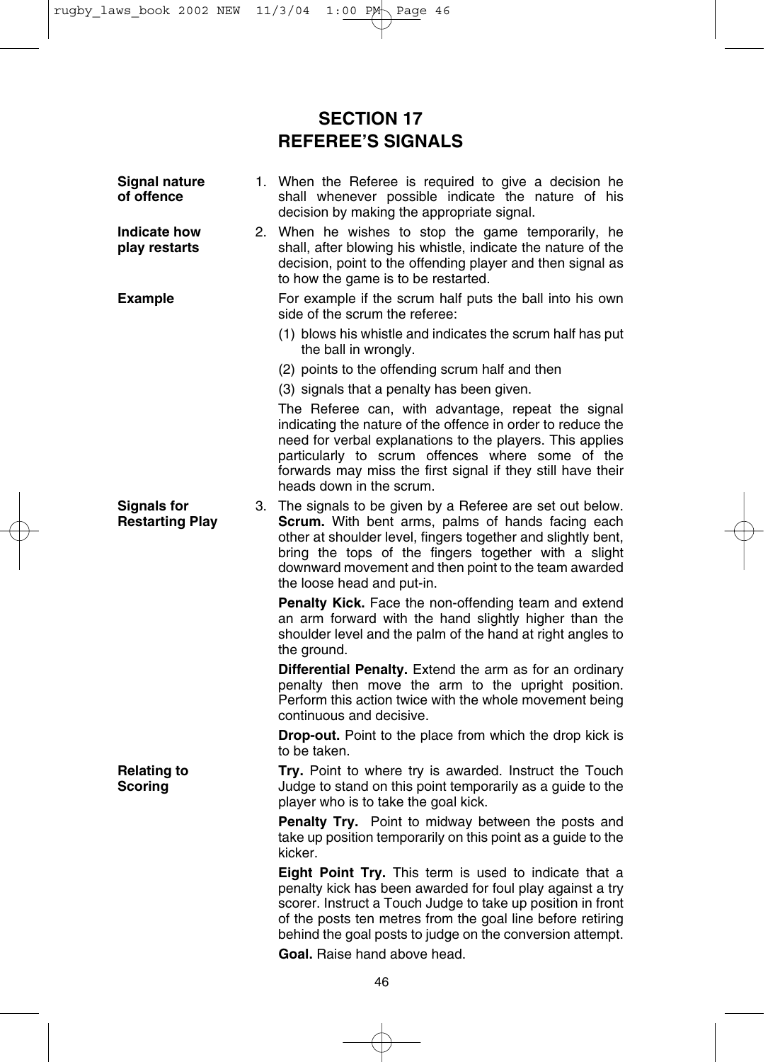# SECTION 17
# REFEREE'S SIGNALS

**Signal nature of offence**

1. When the Referee is required to give a decision he shall whenever possible indicate the nature of his decision by making the appropriate signal.

**Indicate how play restarts**

2. When he wishes to stop the game temporarily, he shall, after blowing his whistle, indicate the nature of the decision, point to the offending player and then signal as to how the game is to be restarted.

**Example**

For example if the scrum half puts the ball into his own side of the scrum the referee:

(1) blows his whistle and indicates the scrum half has put the ball in wrongly.

(2) points to the offending scrum half and then

(3) signals that a penalty has been given.

The Referee can, with advantage, repeat the signal indicating the nature of the offence in order to reduce the need for verbal explanations to the players. This applies particularly to scrum offences where some of the forwards may miss the first signal if they still have their heads down in the scrum.

**Signals for Restarting Play**

3. The signals to be given by a Referee are set out below.

**Scrum.** With bent arms, palms of hands facing each other at shoulder level, fingers together and slightly bent, bring the tops of the fingers together with a slight downward movement and then point to the team awarded the loose head and put-in.

**Penalty Kick.** Face the non-offending team and extend an arm forward with the hand slightly higher than the shoulder level and the palm of the hand at right angles to the ground.

**Differential Penalty.** Extend the arm as for an ordinary penalty then move the arm to the upright position. Perform this action twice with the whole movement being continuous and decisive.

**Drop-out.** Point to the place from which the drop kick is to be taken.

**Relating to Scoring**

**Try.** Point to where try is awarded. Instruct the Touch Judge to stand on this point temporarily as a guide to the player who is to take the goal kick.

**Penalty Try.** Point to midway between the posts and take up position temporarily on this point as a guide to the kicker.

**Eight Point Try.** This term is used to indicate that a penalty kick has been awarded for foul play against a try scorer. Instruct a Touch Judge to take up position in front of the posts ten metres from the goal line before retiring behind the goal posts to judge on the conversion attempt.

**Goal.** Raise hand above head.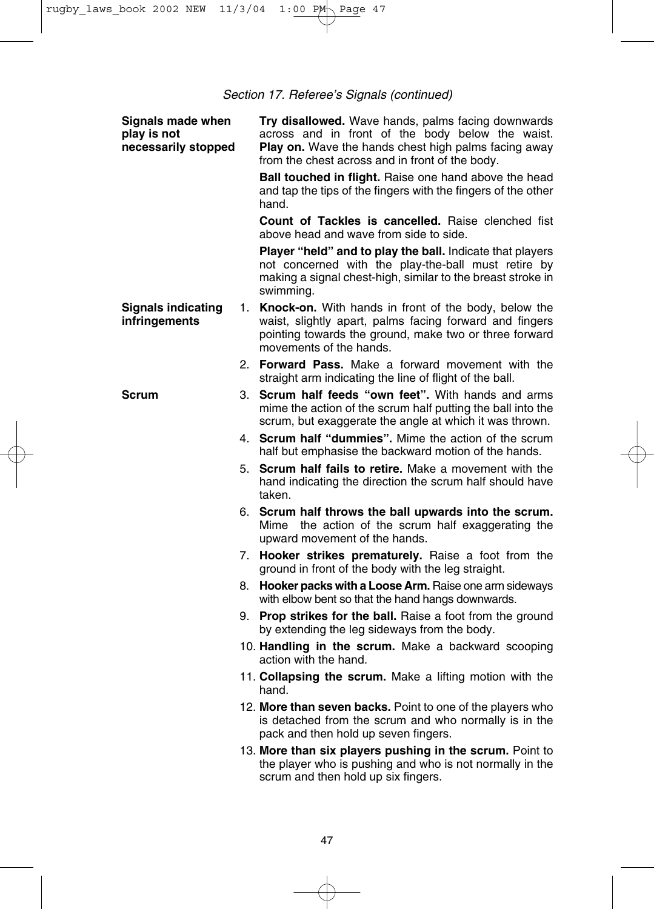*Section 17. Referee's Signals (continued)*

**Signals made when play is not necessarily stopped**

**Try disallowed.** Wave hands, palms facing downwards across and in front of the body below the waist.
**Play on.** Wave the hands chest high palms facing away from the chest across and in front of the body.

**Ball touched in flight.** Raise one hand above the head and tap the tips of the fingers with the fingers of the other hand.

**Count of Tackles is cancelled.** Raise clenched fist above head and wave from side to side.

**Player "held" and to play the ball.** Indicate that players not concerned with the play-the-ball must retire by making a signal chest-high, similar to the breast stroke in swimming.

**Signals indicating infringements**

1. **Knock-on.** With hands in front of the body, below the waist, slightly apart, palms facing forward and fingers pointing towards the ground, make two or three forward movements of the hands.
2. **Forward Pass.** Make a forward movement with the straight arm indicating the line of flight of the ball.

**Scrum**

3. **Scrum half feeds "own feet".** With hands and arms mime the action of the scrum half putting the ball into the scrum, but exaggerate the angle at which it was thrown.
4. **Scrum half "dummies".** Mime the action of the scrum half but emphasise the backward motion of the hands.
5. **Scrum half fails to retire.** Make a movement with the hand indicating the direction the scrum half should have taken.
6. **Scrum half throws the ball upwards into the scrum.** Mime the action of the scrum half exaggerating the upward movement of the hands.
7. **Hooker strikes prematurely.** Raise a foot from the ground in front of the body with the leg straight.
8. **Hooker packs with a Loose Arm.** Raise one arm sideways with elbow bent so that the hand hangs downwards.
9. **Prop strikes for the ball.** Raise a foot from the ground by extending the leg sideways from the body.
10. **Handling in the scrum.** Make a backward scooping action with the hand.
11. **Collapsing the scrum.** Make a lifting motion with the hand.
12. **More than seven backs.** Point to one of the players who is detached from the scrum and who normally is in the pack and then hold up seven fingers.
13. **More than six players pushing in the scrum.** Point to the player who is pushing and who is not normally in the scrum and then hold up six fingers.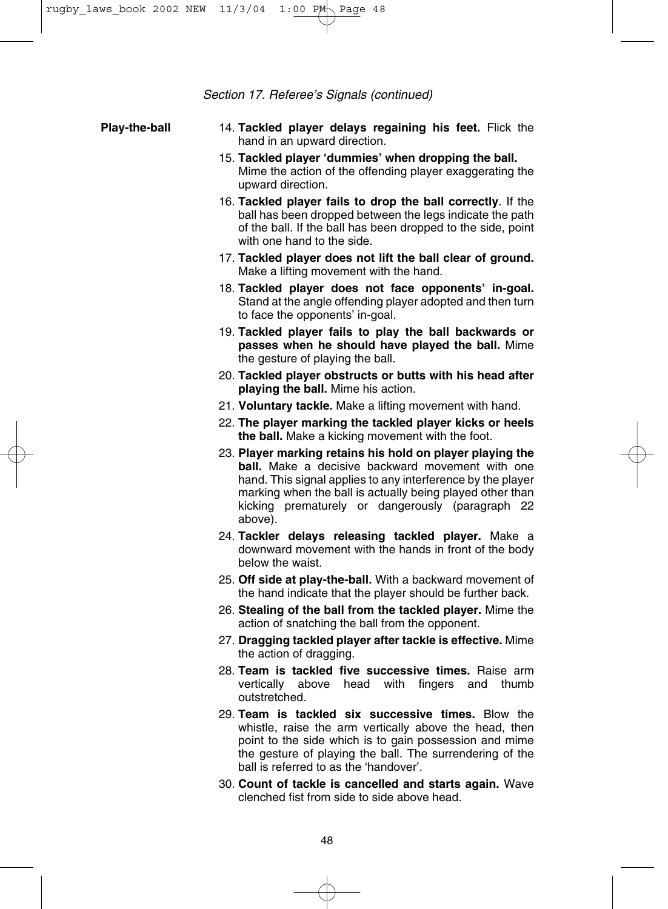*Section 17. Referee's Signals (continued)*

**Play-the-ball**

14. **Tackled player delays regaining his feet.** Flick the hand in an upward direction.
15. **Tackled player 'dummies' when dropping the ball.** Mime the action of the offending player exaggerating the upward direction.
16. **Tackled player fails to drop the ball correctly**. If the ball has been dropped between the legs indicate the path of the ball. If the ball has been dropped to the side, point with one hand to the side.
17. **Tackled player does not lift the ball clear of ground.** Make a lifting movement with the hand.
18. **Tackled player does not face opponents' in-goal.** Stand at the angle offending player adopted and then turn to face the opponents' in-goal.
19. **Tackled player fails to play the ball backwards or passes when he should have played the ball.** Mime the gesture of playing the ball.
20. **Tackled player obstructs or butts with his head after playing the ball.** Mime his action.
21. **Voluntary tackle.** Make a lifting movement with hand.
22. **The player marking the tackled player kicks or heels the ball.** Make a kicking movement with the foot.
23. **Player marking retains his hold on player playing the ball.** Make a decisive backward movement with one hand. This signal applies to any interference by the player marking when the ball is actually being played other than kicking prematurely or dangerously (paragraph 22 above).
24. **Tackler delays releasing tackled player.** Make a downward movement with the hands in front of the body below the waist.
25. **Off side at play-the-ball.** With a backward movement of the hand indicate that the player should be further back.
26. **Stealing of the ball from the tackled player.** Mime the action of snatching the ball from the opponent.
27. **Dragging tackled player after tackle is effective.** Mime the action of dragging.
28. **Team is tackled five successive times.** Raise arm vertically above head with fingers and thumb outstretched.
29. **Team is tackled six successive times.** Blow the whistle, raise the arm vertically above the head, then point to the side which is to gain possession and mime the gesture of playing the ball. The surrendering of the ball is referred to as the 'handover'.
30. **Count of tackle is cancelled and starts again.** Wave clenched fist from side to side above head.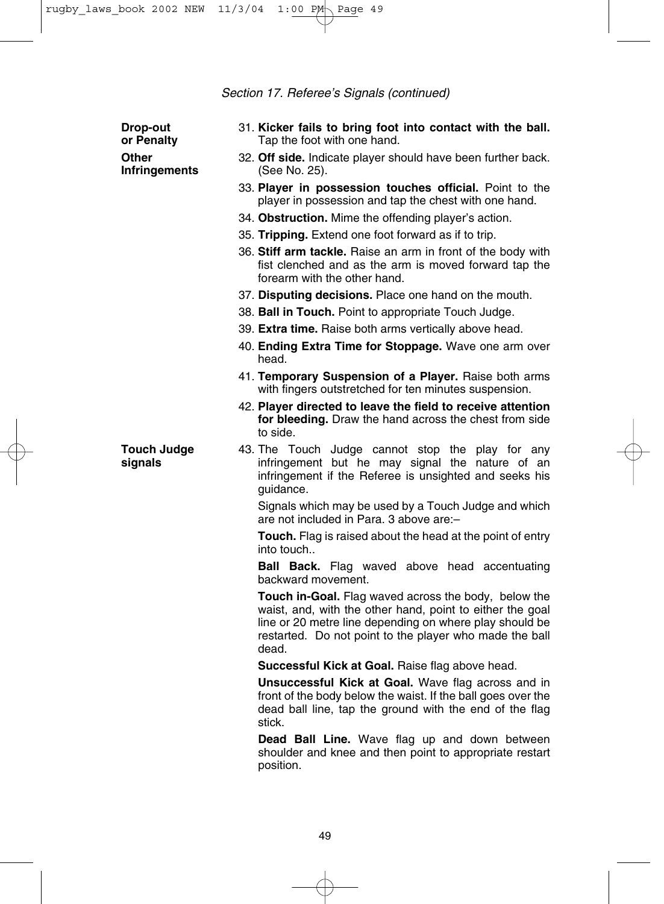*Section 17. Referee's Signals (continued)*

**Drop-out or Penalty**

31. **Kicker fails to bring foot into contact with the ball.** Tap the foot with one hand.

**Other Infringements**

32. **Off side.** Indicate player should have been further back. (See No. 25).
33. **Player in possession touches official.** Point to the player in possession and tap the chest with one hand.
34. **Obstruction.** Mime the offending player's action.
35. **Tripping.** Extend one foot forward as if to trip.
36. **Stiff arm tackle.** Raise an arm in front of the body with fist clenched and as the arm is moved forward tap the forearm with the other hand.
37. **Disputing decisions.** Place one hand on the mouth.
38. **Ball in Touch.** Point to appropriate Touch Judge.
39. **Extra time.** Raise both arms vertically above head.
40. **Ending Extra Time for Stoppage.** Wave one arm over head.
41. **Temporary Suspension of a Player.** Raise both arms with fingers outstretched for ten minutes suspension.
42. **Player directed to leave the field to receive attention for bleeding.** Draw the hand across the chest from side to side.

**Touch Judge signals**

43. The Touch Judge cannot stop the play for any infringement but he may signal the nature of an infringement if the Referee is unsighted and seeks his guidance.

    Signals which may be used by a Touch Judge and which are not included in Para. 3 above are:–

    **Touch.** Flag is raised about the head at the point of entry into touch..

    **Ball Back.** Flag waved above head accentuating backward movement.

    **Touch in-Goal.** Flag waved across the body, below the waist, and, with the other hand, point to either the goal line or 20 metre line depending on where play should be restarted. Do not point to the player who made the ball dead.

    **Successful Kick at Goal.** Raise flag above head.

    **Unsuccessful Kick at Goal.** Wave flag across and in front of the body below the waist. If the ball goes over the dead ball line, tap the ground with the end of the flag stick.

    **Dead Ball Line.** Wave flag up and down between shoulder and knee and then point to appropriate restart position.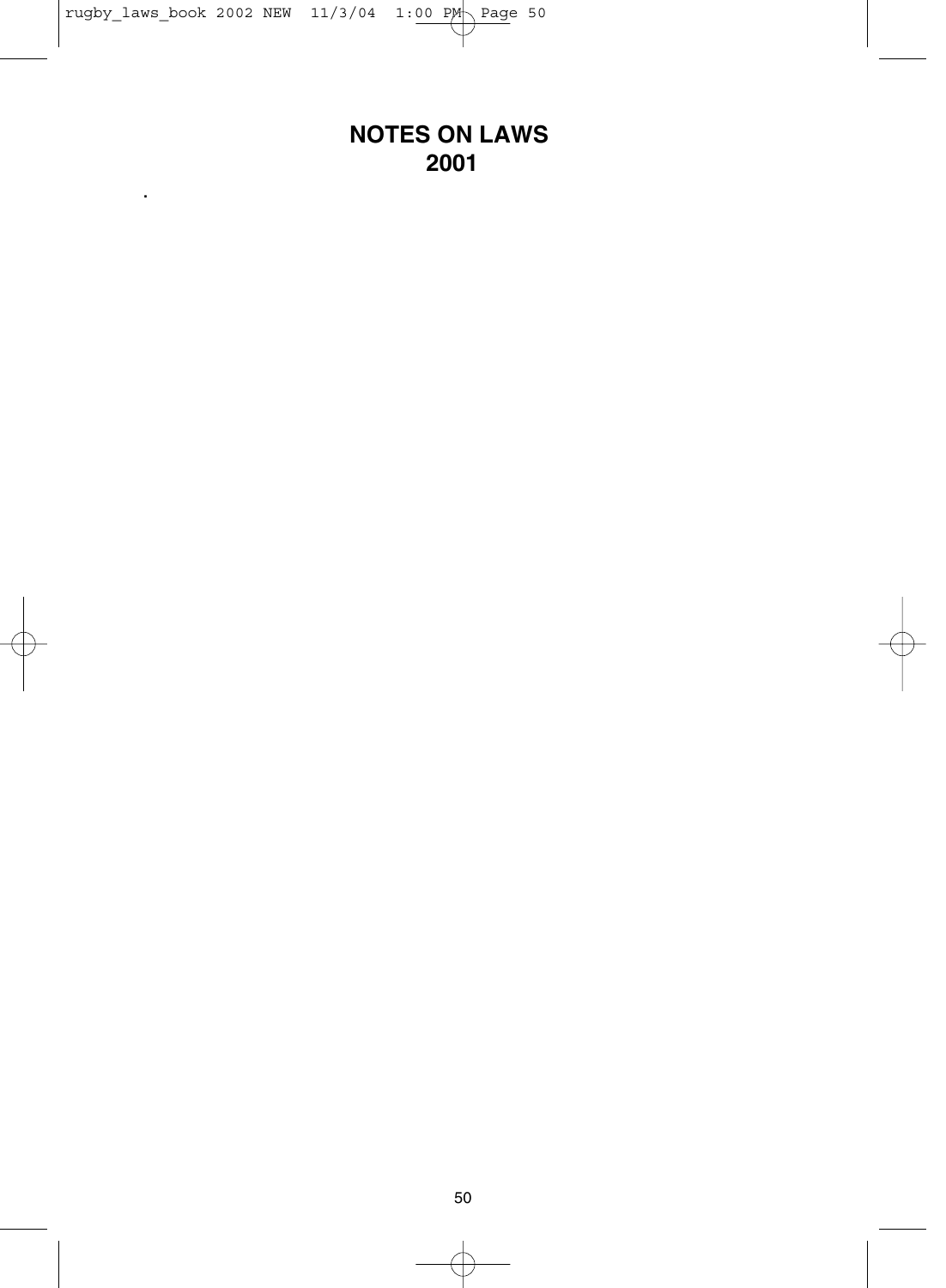# NOTES ON LAWS 2001

.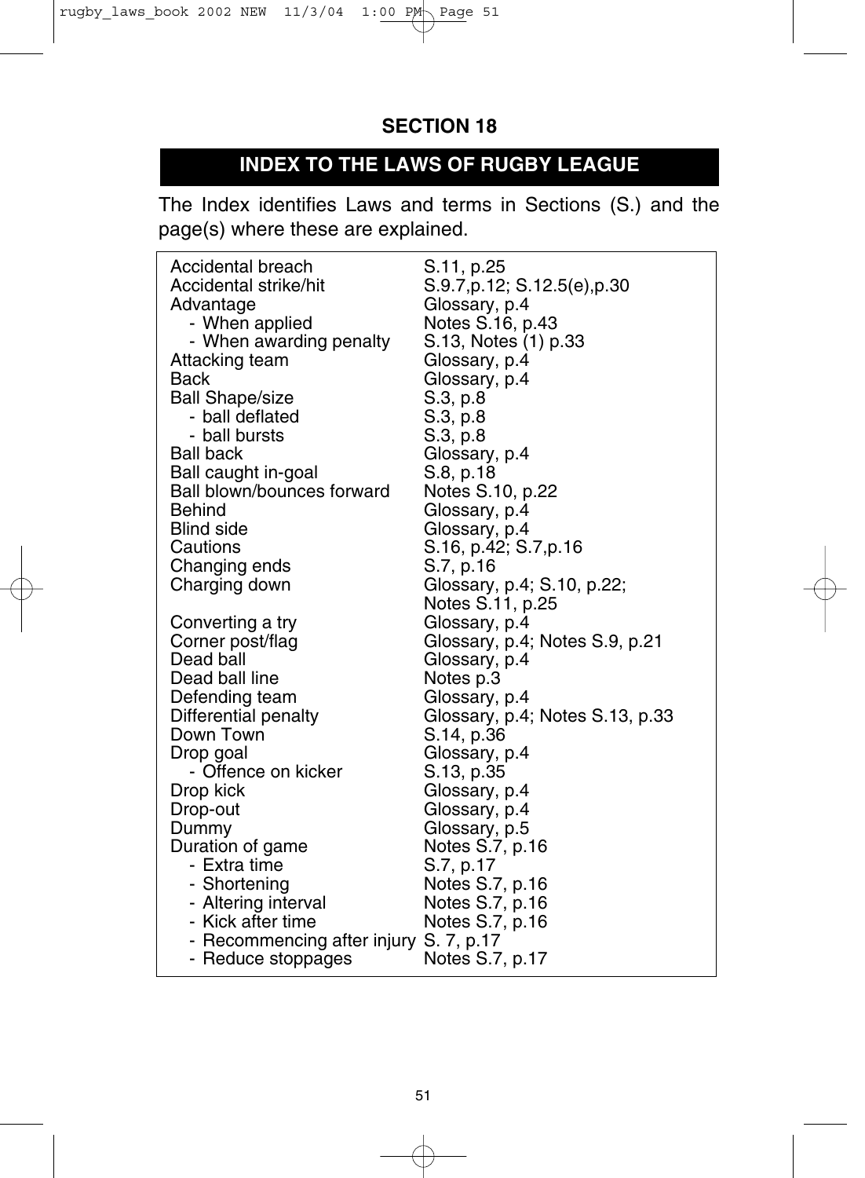## SECTION 18

# INDEX TO THE LAWS OF RUGBY LEAGUE

The Index identifies Laws and terms in Sections (S.) and the page(s) where these are explained.

| Term | Reference |
|---|---|
| Accidental breach | S.11, p.25 |
| Accidental strike/hit | S.9.7,p.12; S.12.5(e),p.30 |
| Advantage | Glossary, p.4 |
| - When applied | Notes S.16, p.43 |
| - When awarding penalty | S.13, Notes (1) p.33 |
| Attacking team | Glossary, p.4 |
| Back | Glossary, p.4 |
| Ball Shape/size | S.3, p.8 |
| - ball deflated | S.3, p.8 |
| - ball bursts | S.3, p.8 |
| Ball back | Glossary, p.4 |
| Ball caught in-goal | S.8, p.18 |
| Ball blown/bounces forward | Notes S.10, p.22 |
| Behind | Glossary, p.4 |
| Blind side | Glossary, p.4 |
| Cautions | S.16, p.42; S.7,p.16 |
| Changing ends | S.7, p.16 |
| Charging down | Glossary, p.4; S.10, p.22; Notes S.11, p.25 |
| Converting a try | Glossary, p.4 |
| Corner post/flag | Glossary, p.4; Notes S.9, p.21 |
| Dead ball | Glossary, p.4 |
| Dead ball line | Notes p.3 |
| Defending team | Glossary, p.4 |
| Differential penalty | Glossary, p.4; Notes S.13, p.33 |
| Down Town | S.14, p.36 |
| Drop goal | Glossary, p.4 |
| - Offence on kicker | S.13, p.35 |
| Drop kick | Glossary, p.4 |
| Drop-out | Glossary, p.4 |
| Dummy | Glossary, p.5 |
| Duration of game | Notes S.7, p.16 |
| - Extra time | S.7, p.17 |
| - Shortening | Notes S.7, p.16 |
| - Altering interval | Notes S.7, p.16 |
| - Kick after time | Notes S.7, p.16 |
| - Recommencing after injury | S. 7, p.17 |
| - Reduce stoppages | Notes S.7, p.17 |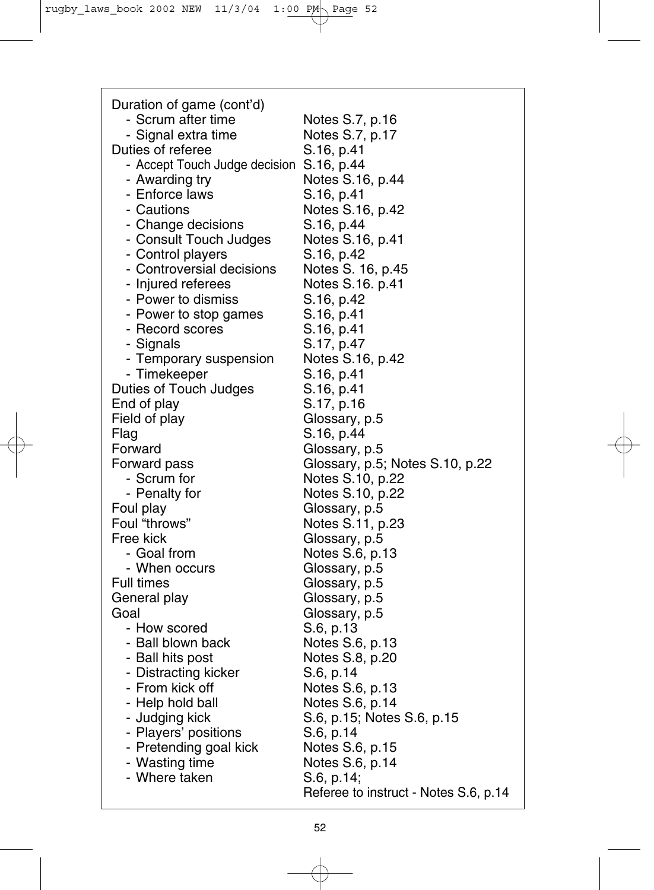| | |
|---|---|
| Duration of game (cont'd) | |
| - Scrum after time | Notes S.7, p.16 |
| - Signal extra time | Notes S.7, p.17 |
| Duties of referee | S.16, p.41 |
| - Accept Touch Judge decision | S.16, p.44 |
| - Awarding try | Notes S.16, p.44 |
| - Enforce laws | S.16, p.41 |
| - Cautions | Notes S.16, p.42 |
| - Change decisions | S.16, p.44 |
| - Consult Touch Judges | Notes S.16, p.41 |
| - Control players | S.16, p.42 |
| - Controversial decisions | Notes S. 16, p.45 |
| - Injured referees | Notes S.16. p.41 |
| - Power to dismiss | S.16, p.42 |
| - Power to stop games | S.16, p.41 |
| - Record scores | S.16, p.41 |
| - Signals | S.17, p.47 |
| - Temporary suspension | Notes S.16, p.42 |
| - Timekeeper | S.16, p.41 |
| Duties of Touch Judges | S.16, p.41 |
| End of play | S.17, p.16 |
| Field of play | Glossary, p.5 |
| Flag | S.16, p.44 |
| Forward | Glossary, p.5 |
| Forward pass | Glossary, p.5; Notes S.10, p.22 |
| - Scrum for | Notes S.10, p.22 |
| - Penalty for | Notes S.10, p.22 |
| Foul play | Glossary, p.5 |
| Foul "throws" | Notes S.11, p.23 |
| Free kick | Glossary, p.5 |
| - Goal from | Notes S.6, p.13 |
| - When occurs | Glossary, p.5 |
| Full times | Glossary, p.5 |
| General play | Glossary, p.5 |
| Goal | Glossary, p.5 |
| - How scored | S.6, p.13 |
| - Ball blown back | Notes S.6, p.13 |
| - Ball hits post | Notes S.8, p.20 |
| - Distracting kicker | S.6, p.14 |
| - From kick off | Notes S.6, p.13 |
| - Help hold ball | Notes S.6, p.14 |
| - Judging kick | S.6, p.15; Notes S.6, p.15 |
| - Players' positions | S.6, p.14 |
| - Pretending goal kick | Notes S.6, p.15 |
| - Wasting time | Notes S.6, p.14 |
| - Where taken | S.6, p.14; Referee to instruct - Notes S.6, p.14 |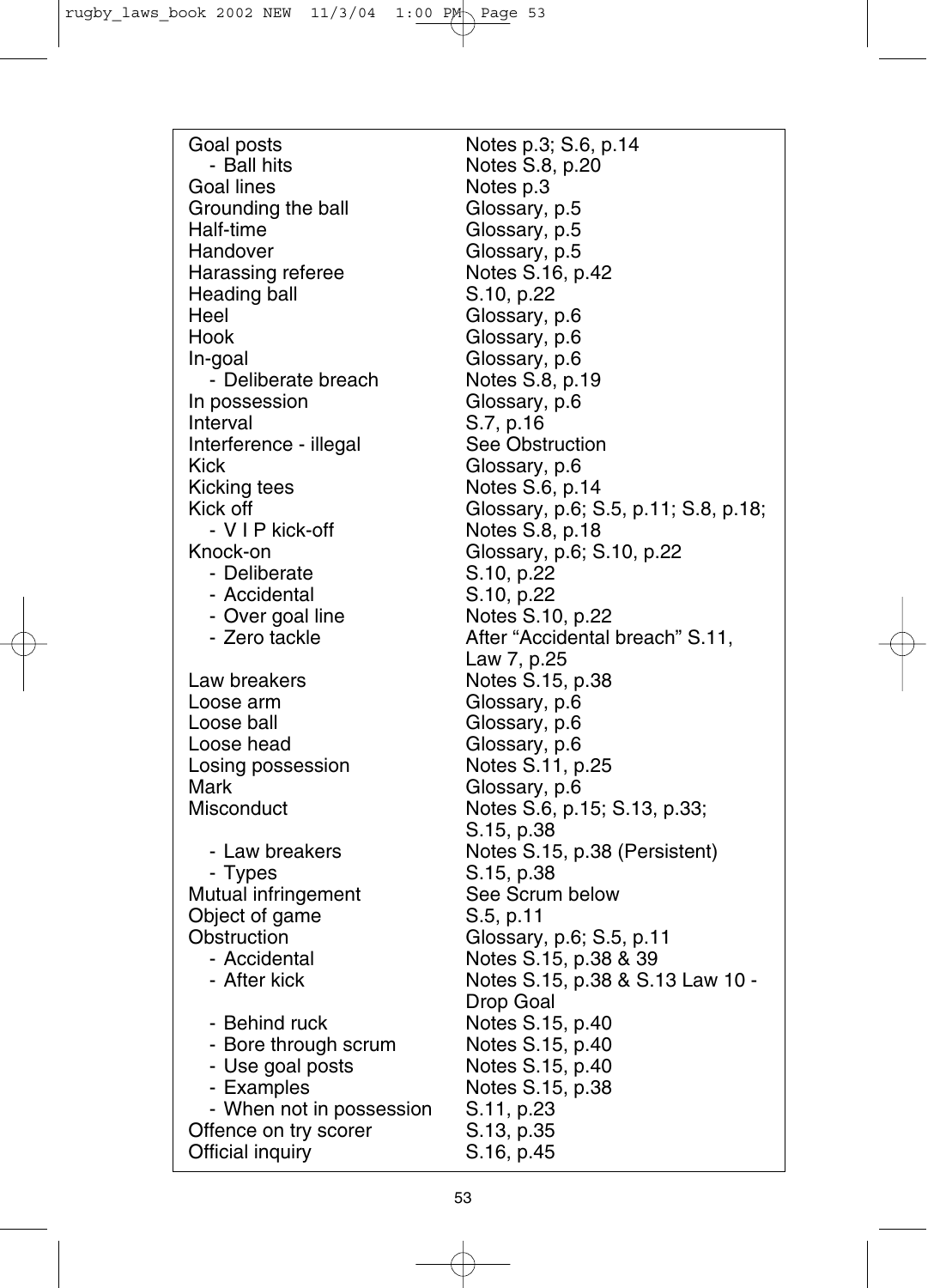| | |
|---|---|
| Goal posts | Notes p.3; S.6, p.14 |
| - Ball hits | Notes S.8, p.20 |
| Goal lines | Notes p.3 |
| Grounding the ball | Glossary, p.5 |
| Half-time | Glossary, p.5 |
| Handover | Glossary, p.5 |
| Harassing referee | Notes S.16, p.42 |
| Heading ball | S.10, p.22 |
| Heel | Glossary, p.6 |
| Hook | Glossary, p.6 |
| In-goal | Glossary, p.6 |
| - Deliberate breach | Notes S.8, p.19 |
| In possession | Glossary, p.6 |
| Interval | S.7, p.16 |
| Interference - illegal | See Obstruction |
| Kick | Glossary, p.6 |
| Kicking tees | Notes S.6, p.14 |
| Kick off | Glossary, p.6; S.5, p.11; S.8, p.18; |
| - V I P kick-off | Notes S.8, p.18 |
| Knock-on | Glossary, p.6; S.10, p.22 |
| - Deliberate | S.10, p.22 |
| - Accidental | S.10, p.22 |
| - Over goal line | Notes S.10, p.22 |
| - Zero tackle | After “Accidental breach” S.11, Law 7, p.25 |
| Law breakers | Notes S.15, p.38 |
| Loose arm | Glossary, p.6 |
| Loose ball | Glossary, p.6 |
| Loose head | Glossary, p.6 |
| Losing possession | Notes S.11, p.25 |
| Mark | Glossary, p.6 |
| Misconduct | Notes S.6, p.15; S.13, p.33; S.15, p.38 |
| - Law breakers | Notes S.15, p.38 (Persistent) |
| - Types | S.15, p.38 |
| Mutual infringement | See Scrum below |
| Object of game | S.5, p.11 |
| Obstruction | Glossary, p.6; S.5, p.11 |
| - Accidental | Notes S.15, p.38 & 39 |
| - After kick | Notes S.15, p.38 & S.13 Law 10 - Drop Goal |
| - Behind ruck | Notes S.15, p.40 |
| - Bore through scrum | Notes S.15, p.40 |
| - Use goal posts | Notes S.15, p.40 |
| - Examples | Notes S.15, p.38 |
| - When not in possession | S.11, p.23 |
| Offence on try scorer | S.13, p.35 |
| Official inquiry | S.16, p.45 |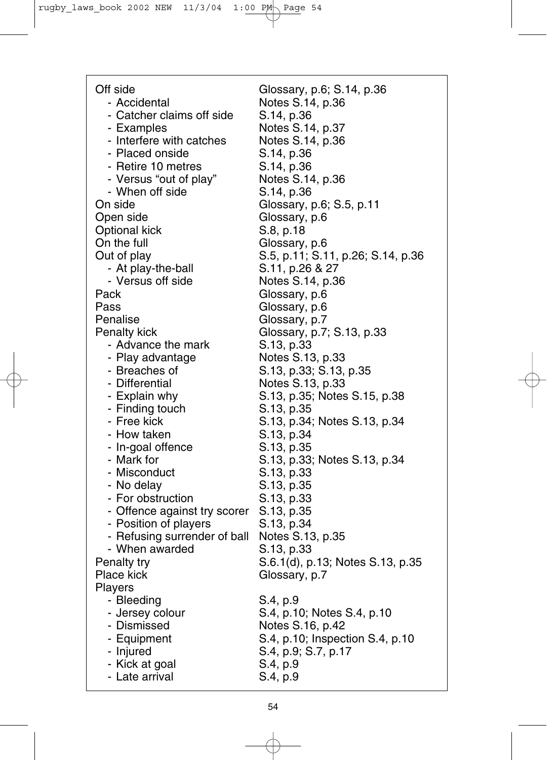| | |
|---|---|
| Off side | Glossary, p.6; S.14, p.36 |
| - Accidental | Notes S.14, p.36 |
| - Catcher claims off side | S.14, p.36 |
| - Examples | Notes S.14, p.37 |
| - Interfere with catches | Notes S.14, p.36 |
| - Placed onside | S.14, p.36 |
| - Retire 10 metres | S.14, p.36 |
| - Versus “out of play” | Notes S.14, p.36 |
| - When off side | S.14, p.36 |
| On side | Glossary, p.6; S.5, p.11 |
| Open side | Glossary, p.6 |
| Optional kick | S.8, p.18 |
| On the full | Glossary, p.6 |
| Out of play | S.5, p.11; S.11, p.26; S.14, p.36 |
| - At play-the-ball | S.11, p.26 & 27 |
| - Versus off side | Notes S.14, p.36 |
| Pack | Glossary, p.6 |
| Pass | Glossary, p.6 |
| Penalise | Glossary, p.7 |
| Penalty kick | Glossary, p.7; S.13, p.33 |
| - Advance the mark | S.13, p.33 |
| - Play advantage | Notes S.13, p.33 |
| - Breaches of | S.13, p.33; S.13, p.35 |
| - Differential | Notes S.13, p.33 |
| - Explain why | S.13, p.35; Notes S.15, p.38 |
| - Finding touch | S.13, p.35 |
| - Free kick | S.13, p.34; Notes S.13, p.34 |
| - How taken | S.13, p.34 |
| - In-goal offence | S.13, p.35 |
| - Mark for | S.13, p.33; Notes S.13, p.34 |
| - Misconduct | S.13, p.33 |
| - No delay | S.13, p.35 |
| - For obstruction | S.13, p.33 |
| - Offence against try scorer | S.13, p.35 |
| - Position of players | S.13, p.34 |
| - Refusing surrender of ball | Notes S.13, p.35 |
| - When awarded | S.13, p.33 |
| Penalty try | S.6.1(d), p.13; Notes S.13, p.35 |
| Place kick | Glossary, p.7 |
| Players | |
| - Bleeding | S.4, p.9 |
| - Jersey colour | S.4, p.10; Notes S.4, p.10 |
| - Dismissed | Notes S.16, p.42 |
| - Equipment | S.4, p.10; Inspection S.4, p.10 |
| - Injured | S.4, p.9; S.7, p.17 |
| - Kick at goal | S.4, p.9 |
| - Late arrival | S.4, p.9 |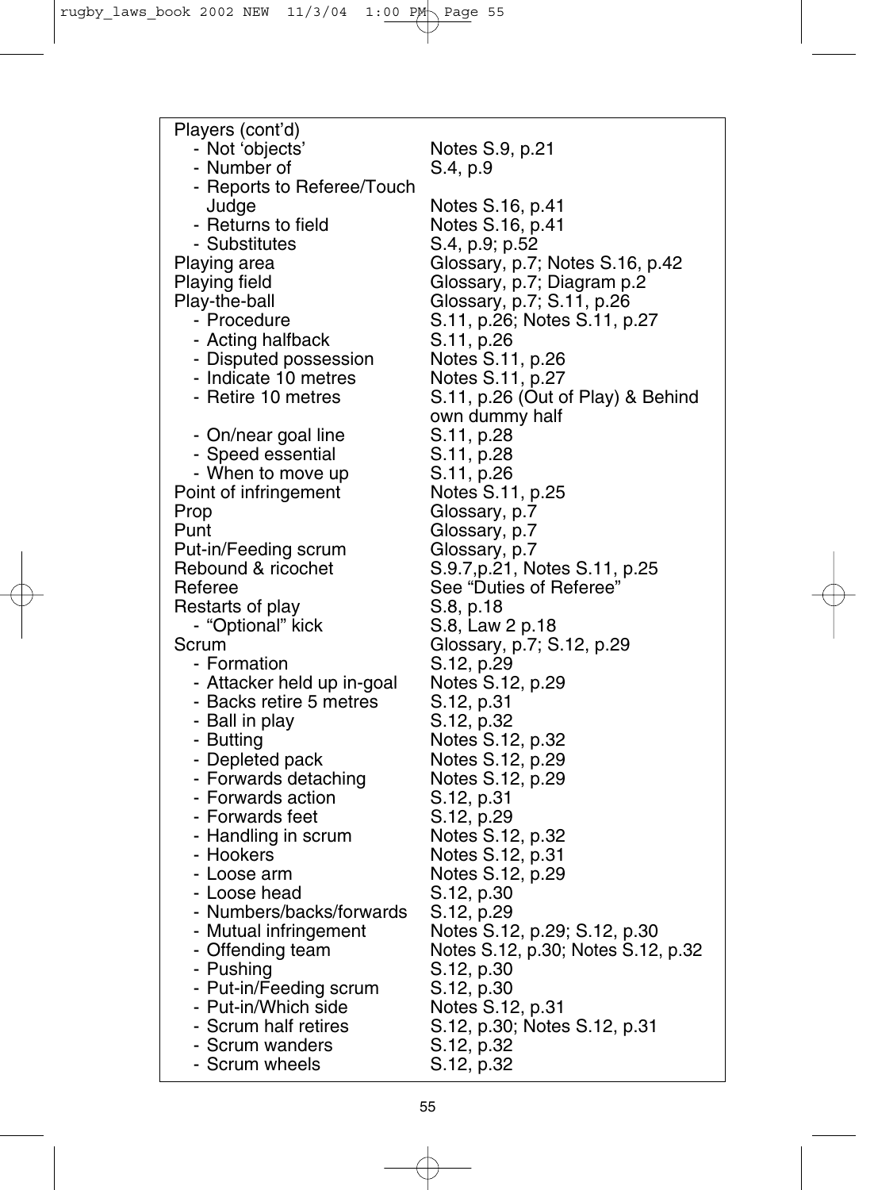| | |
|---|---|
| Players (cont'd) | |
| - Not 'objects' | Notes S.9, p.21 |
| - Number of | S.4, p.9 |
| - Reports to Referee/Touch Judge | Notes S.16, p.41 |
| - Returns to field | Notes S.16, p.41 |
| - Substitutes | S.4, p.9; p.52 |
| Playing area | Glossary, p.7; Notes S.16, p.42 |
| Playing field | Glossary, p.7; Diagram p.2 |
| Play-the-ball | Glossary, p.7; S.11, p.26 |
| - Procedure | S.11, p.26; Notes S.11, p.27 |
| - Acting halfback | S.11, p.26 |
| - Disputed possession | Notes S.11, p.26 |
| - Indicate 10 metres | Notes S.11, p.27 |
| - Retire 10 metres | S.11, p.26 (Out of Play) & Behind own dummy half |
| - On/near goal line | S.11, p.28 |
| - Speed essential | S.11, p.28 |
| - When to move up | S.11, p.26 |
| Point of infringement | Notes S.11, p.25 |
| Prop | Glossary, p.7 |
| Punt | Glossary, p.7 |
| Put-in/Feeding scrum | Glossary, p.7 |
| Rebound & ricochet | S.9.7,p.21, Notes S.11, p.25 |
| Referee | See "Duties of Referee" |
| Restarts of play | S.8, p.18 |
| - "Optional" kick | S.8, Law 2 p.18 |
| Scrum | Glossary, p.7; S.12, p.29 |
| - Formation | S.12, p.29 |
| - Attacker held up in-goal | Notes S.12, p.29 |
| - Backs retire 5 metres | S.12, p.31 |
| - Ball in play | S.12, p.32 |
| - Butting | Notes S.12, p.32 |
| - Depleted pack | Notes S.12, p.29 |
| - Forwards detaching | Notes S.12, p.29 |
| - Forwards action | S.12, p.31 |
| - Forwards feet | S.12, p.29 |
| - Handling in scrum | Notes S.12, p.32 |
| - Hookers | Notes S.12, p.31 |
| - Loose arm | Notes S.12, p.29 |
| - Loose head | S.12, p.30 |
| - Numbers/backs/forwards | S.12, p.29 |
| - Mutual infringement | Notes S.12, p.29; S.12, p.30 |
| - Offending team | Notes S.12, p.30; Notes S.12, p.32 |
| - Pushing | S.12, p.30 |
| - Put-in/Feeding scrum | S.12, p.30 |
| - Put-in/Which side | Notes S.12, p.31 |
| - Scrum half retires | S.12, p.30; Notes S.12, p.31 |
| - Scrum wanders | S.12, p.32 |
| - Scrum wheels | S.12, p.32 |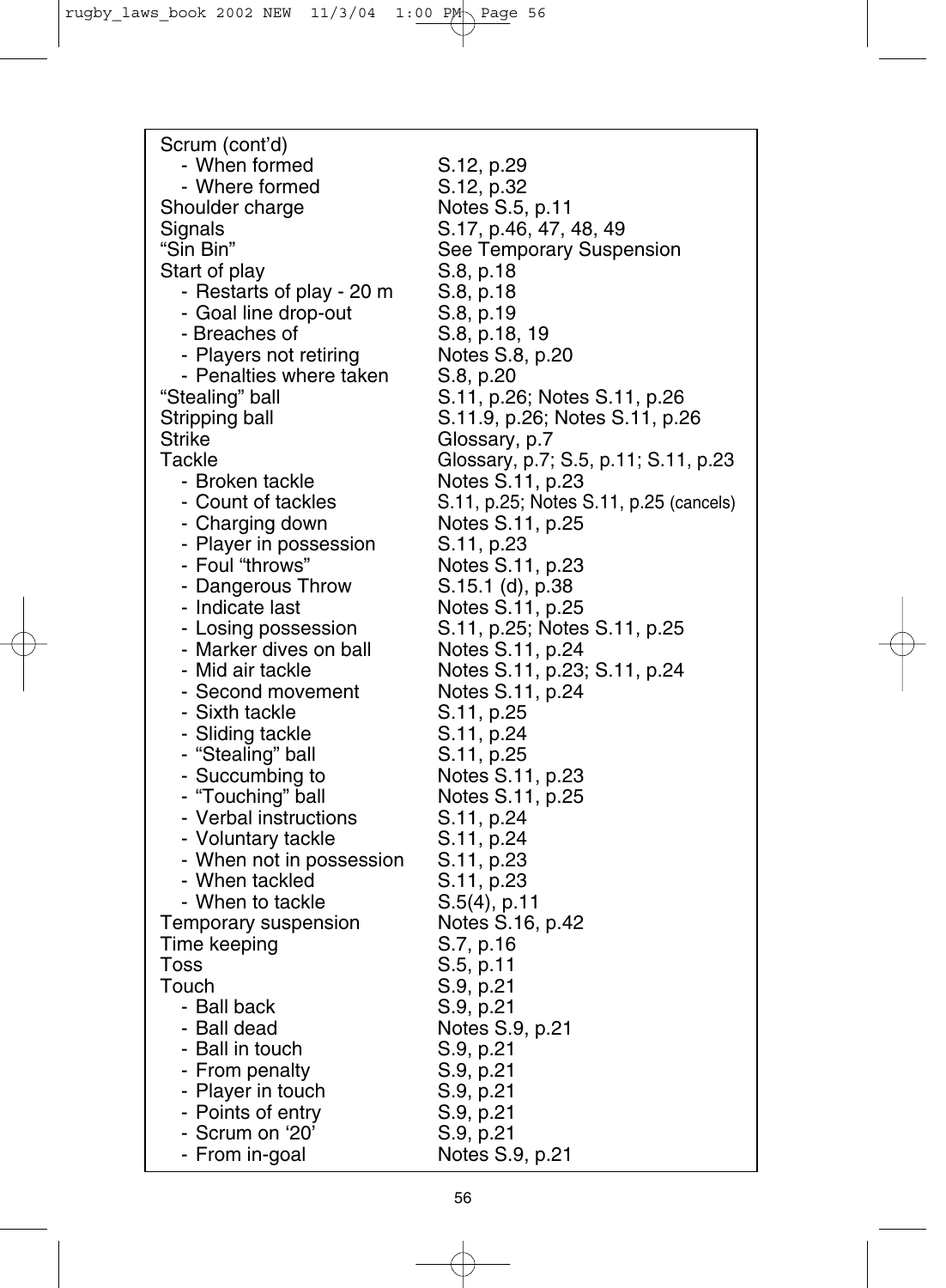| | |
|---|---|
| Scrum (cont'd) | |
| - When formed | S.12, p.29 |
| - Where formed | S.12, p.32 |
| Shoulder charge | Notes S.5, p.11 |
| Signals | S.17, p.46, 47, 48, 49 |
| "Sin Bin" | See Temporary Suspension |
| Start of play | S.8, p.18 |
| - Restarts of play - 20 m | S.8, p.18 |
| - Goal line drop-out | S.8, p.19 |
| - Breaches of | S.8, p.18, 19 |
| - Players not retiring | Notes S.8, p.20 |
| - Penalties where taken | S.8, p.20 |
| "Stealing" ball | S.11, p.26; Notes S.11, p.26 |
| Stripping ball | S.11.9, p.26; Notes S.11, p.26 |
| Strike | Glossary, p.7 |
| Tackle | Glossary, p.7; S.5, p.11; S.11, p.23 |
| - Broken tackle | Notes S.11, p.23 |
| - Count of tackles | S.11, p.25; Notes S.11, p.25 (cancels) |
| - Charging down | Notes S.11, p.25 |
| - Player in possession | S.11, p.23 |
| - Foul "throws" | Notes S.11, p.23 |
| - Dangerous Throw | S.15.1 (d), p.38 |
| - Indicate last | Notes S.11, p.25 |
| - Losing possession | S.11, p.25; Notes S.11, p.25 |
| - Marker dives on ball | Notes S.11, p.24 |
| - Mid air tackle | Notes S.11, p.23; S.11, p.24 |
| - Second movement | Notes S.11, p.24 |
| - Sixth tackle | S.11, p.25 |
| - Sliding tackle | S.11, p.24 |
| - "Stealing" ball | S.11, p.25 |
| - Succumbing to | Notes S.11, p.23 |
| - "Touching" ball | Notes S.11, p.25 |
| - Verbal instructions | S.11, p.24 |
| - Voluntary tackle | S.11, p.24 |
| - When not in possession | S.11, p.23 |
| - When tackled | S.11, p.23 |
| - When to tackle | S.5(4), p.11 |
| Temporary suspension | Notes S.16, p.42 |
| Time keeping | S.7, p.16 |
| Toss | S.5, p.11 |
| Touch | S.9, p.21 |
| - Ball back | S.9, p.21 |
| - Ball dead | Notes S.9, p.21 |
| - Ball in touch | S.9, p.21 |
| - From penalty | S.9, p.21 |
| - Player in touch | S.9, p.21 |
| - Points of entry | S.9, p.21 |
| - Scrum on '20' | S.9, p.21 |
| - From in-goal | Notes S.9, p.21 |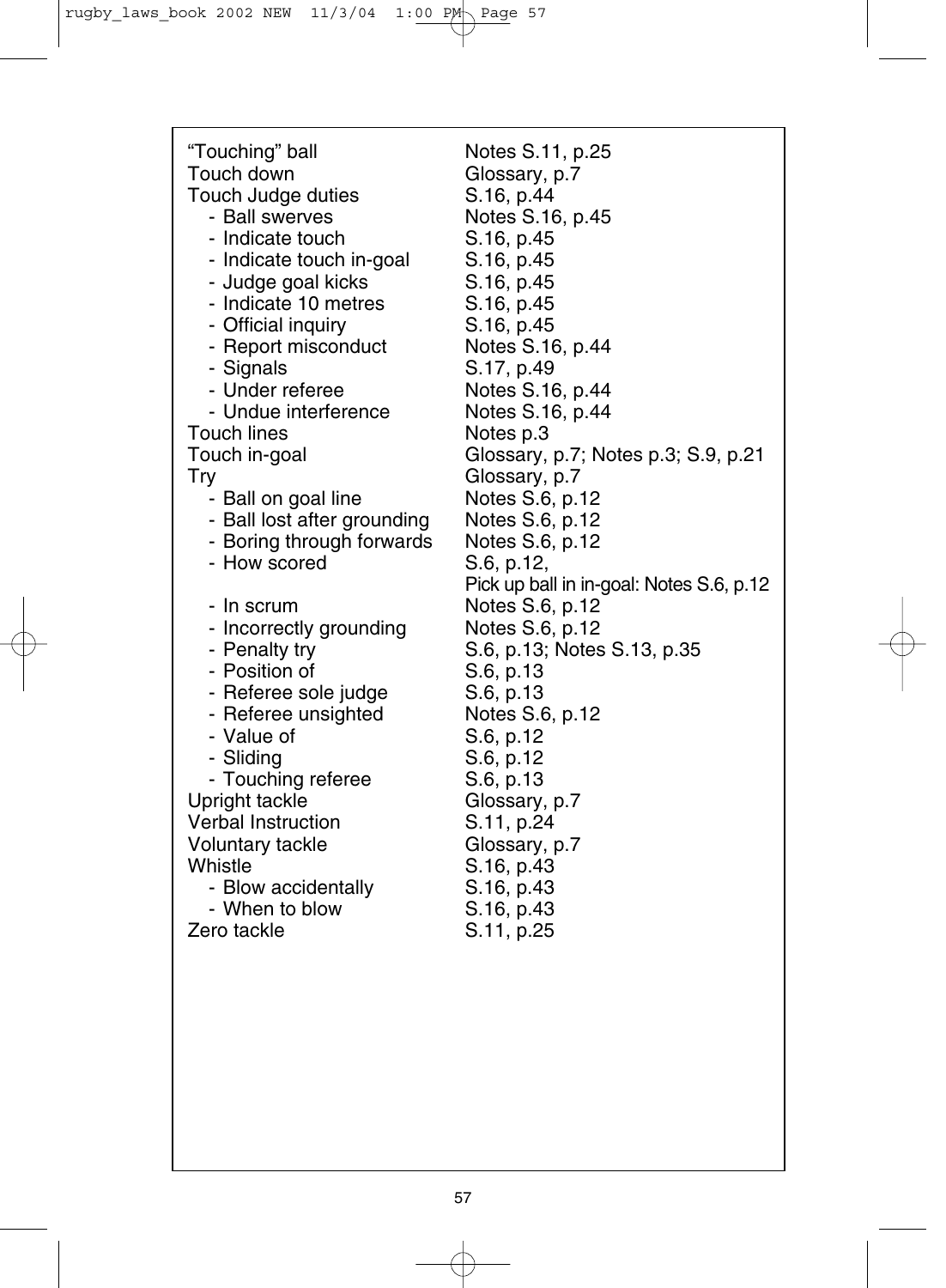| | |
|---|---|
| "Touching" ball | Notes S.11, p.25 |
| Touch down | Glossary, p.7 |
| Touch Judge duties | S.16, p.44 |
| - Ball swerves | Notes S.16, p.45 |
| - Indicate touch | S.16, p.45 |
| - Indicate touch in-goal | S.16, p.45 |
| - Judge goal kicks | S.16, p.45 |
| - Indicate 10 metres | S.16, p.45 |
| - Official inquiry | S.16, p.45 |
| - Report misconduct | Notes S.16, p.44 |
| - Signals | S.17, p.49 |
| - Under referee | Notes S.16, p.44 |
| - Undue interference | Notes S.16, p.44 |
| Touch lines | Notes p.3 |
| Touch in-goal | Glossary, p.7; Notes p.3; S.9, p.21 |
| Try | Glossary, p.7 |
| - Ball on goal line | Notes S.6, p.12 |
| - Ball lost after grounding | Notes S.6, p.12 |
| - Boring through forwards | Notes S.6, p.12 |
| - How scored | S.6, p.12, Pick up ball in in-goal: Notes S.6, p.12 |
| - In scrum | Notes S.6, p.12 |
| - Incorrectly grounding | Notes S.6, p.12 |
| - Penalty try | S.6, p.13; Notes S.13, p.35 |
| - Position of | S.6, p.13 |
| - Referee sole judge | S.6, p.13 |
| - Referee unsighted | Notes S.6, p.12 |
| - Value of | S.6, p.12 |
| - Sliding | S.6, p.12 |
| - Touching referee | S.6, p.13 |
| Upright tackle | Glossary, p.7 |
| Verbal Instruction | S.11, p.24 |
| Voluntary tackle | Glossary, p.7 |
| Whistle | S.16, p.43 |
| - Blow accidentally | S.16, p.43 |
| - When to blow | S.16, p.43 |
| Zero tackle | S.11, p.25 |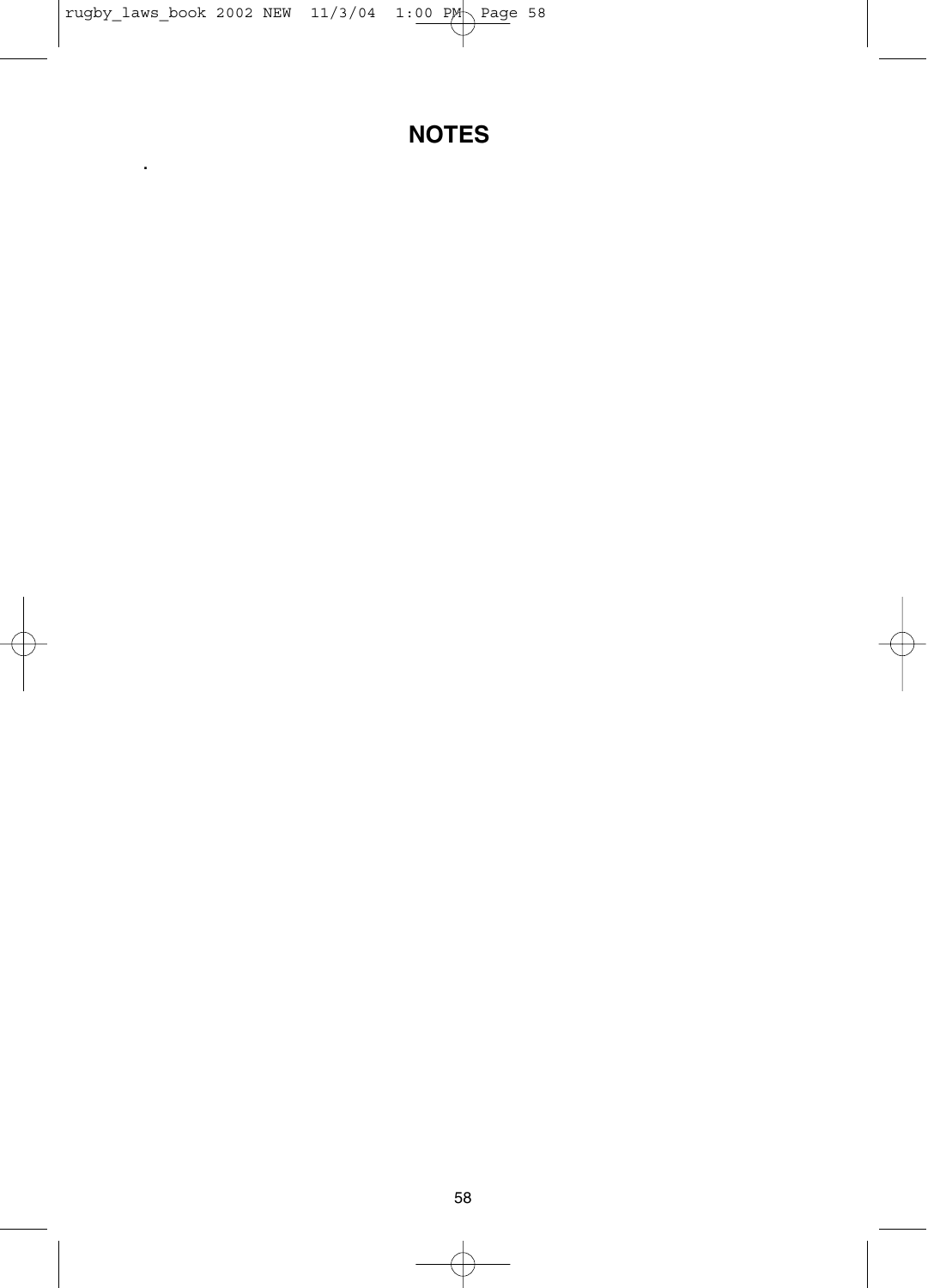# NOTES

.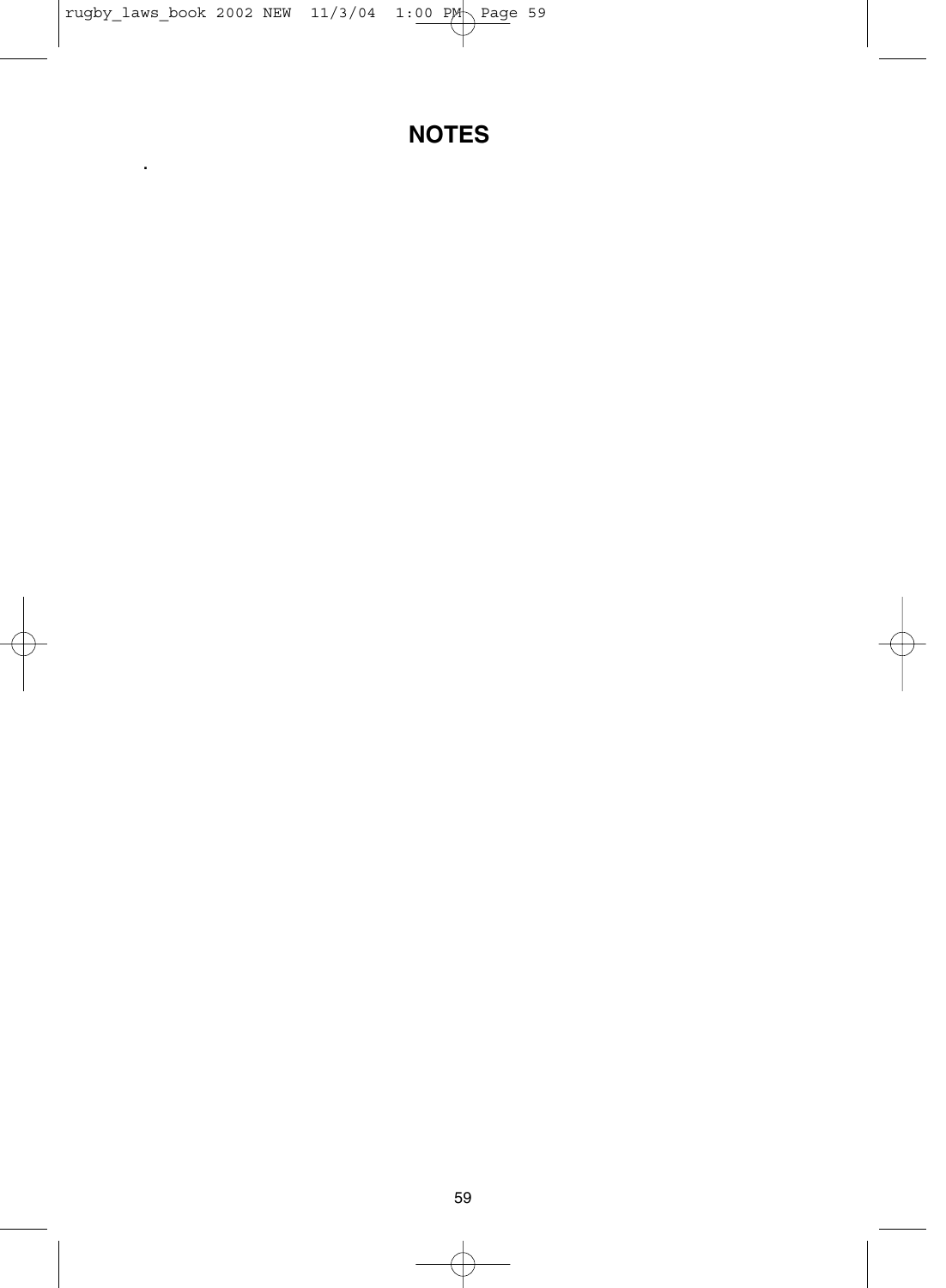# NOTES

.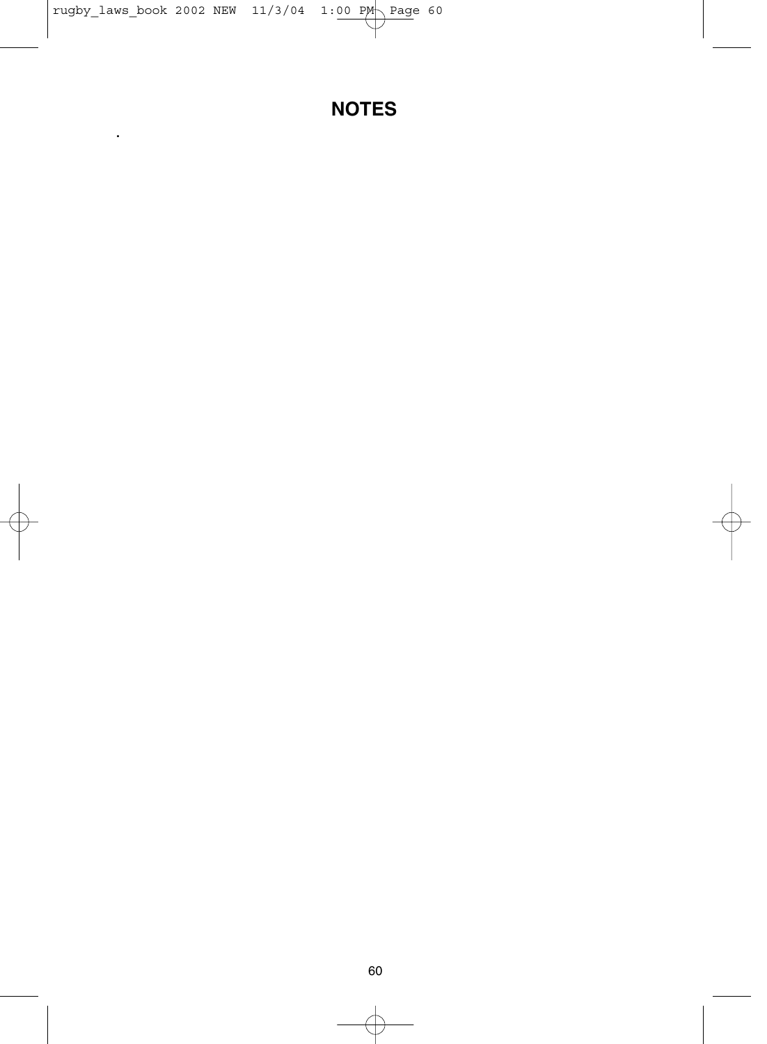# NOTES

.